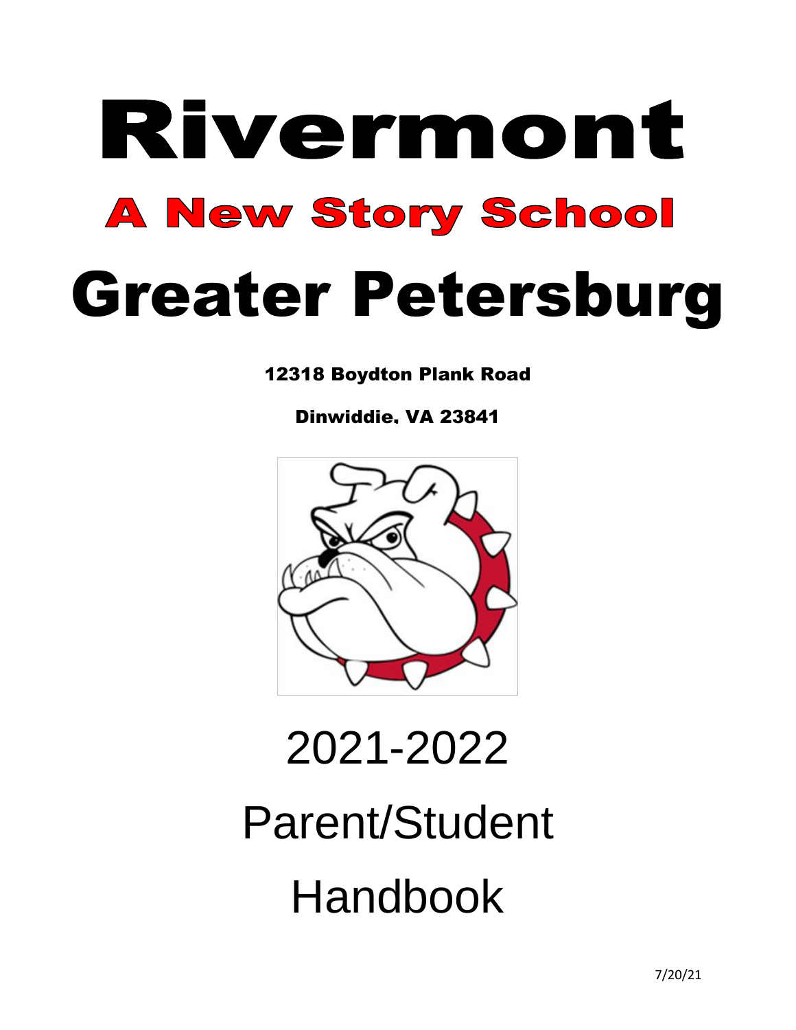# Rivermont

## A New Story School

# Greater Petersburg

12318 Boydton Plank Road

Dinwiddie, VA 23841

2021-2022

Parent/Student

Handbook

7/20/21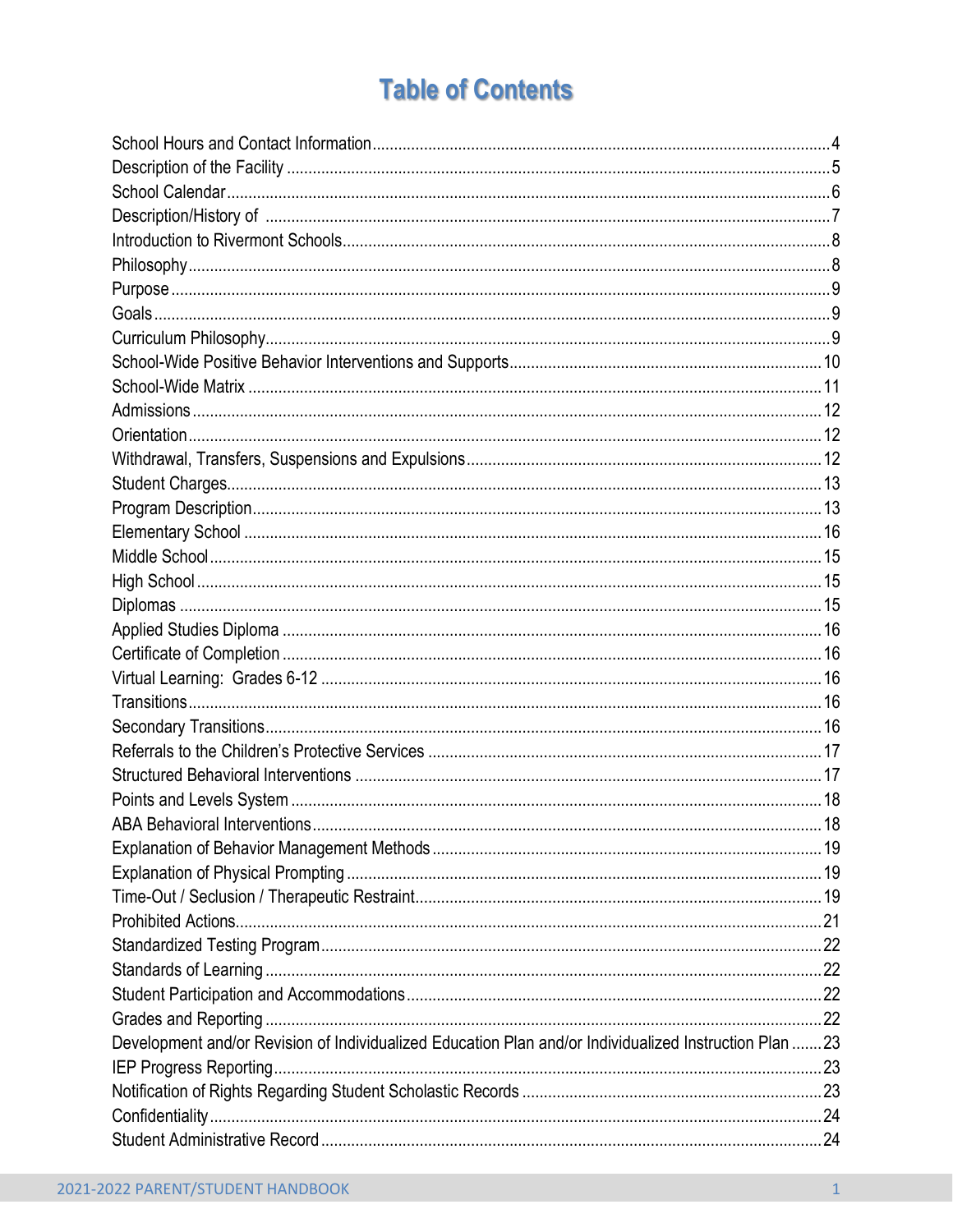# Table of Contents

| | |
|---|---|
| School Hours and Contact Information | 4 |
| Description of the Facility | 5 |
| School Calendar | 6 |
| Description/History of | 7 |
| Introduction to Rivermont Schools | 8 |
| Philosophy | 8 |
| Purpose | 9 |
| Goals | 9 |
| Curriculum Philosophy | 9 |
| School-Wide Positive Behavior Interventions and Supports | 10 |
| School-Wide Matrix | 11 |
| Admissions | 12 |
| Orientation | 12 |
| Withdrawal, Transfers, Suspensions and Expulsions | 12 |
| Student Charges | 13 |
| Program Description | 13 |
| Elementary School | 16 |
| Middle School | 15 |
| High School | 15 |
| Diplomas | 15 |
| Applied Studies Diploma | 16 |
| Certificate of Completion | 16 |
| Virtual Learning: Grades 6-12 | 16 |
| Transitions | 16 |
| Secondary Transitions | 16 |
| Referrals to the Children's Protective Services | 17 |
| Structured Behavioral Interventions | 17 |
| Points and Levels System | 18 |
| ABA Behavioral Interventions | 18 |
| Explanation of Behavior Management Methods | 19 |
| Explanation of Physical Prompting | 19 |
| Time-Out / Seclusion / Therapeutic Restraint | 19 |
| Prohibited Actions | 21 |
| Standardized Testing Program | 22 |
| Standards of Learning | 22 |
| Student Participation and Accommodations | 22 |
| Grades and Reporting | 22 |
| Development and/or Revision of Individualized Education Plan and/or Individualized Instruction Plan | 23 |
| IEP Progress Reporting | 23 |
| Notification of Rights Regarding Student Scholastic Records | 23 |
| Confidentiality | 24 |
| Student Administrative Record | 24 |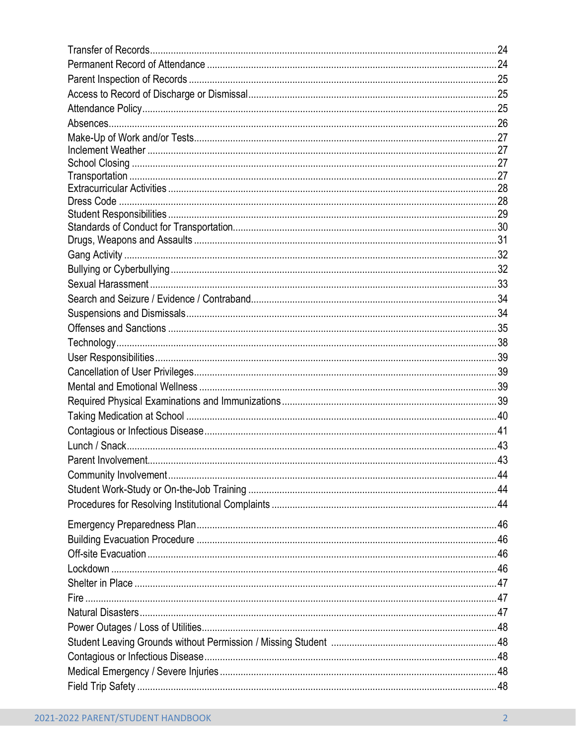Transfer of Records....................................................24
Permanent Record of Attendance ....................................................24
Parent Inspection of Records ....................................................25
Access to Record of Discharge or Dismissal....................................................25
Attendance Policy....................................................25
Absences....................................................26
Make-Up of Work and/or Tests....................................................27
Inclement Weather ....................................................27
School Closing ....................................................27
Transportation ....................................................27
Extracurricular Activities ....................................................28
Dress Code ....................................................28
Student Responsibilities ....................................................29
Standards of Conduct for Transportation....................................................30
Drugs, Weapons and Assaults ....................................................31
Gang Activity ....................................................32
Bullying or Cyberbullying....................................................32
Sexual Harassment ....................................................33
Search and Seizure / Evidence / Contraband....................................................34
Suspensions and Dismissals....................................................34
Offenses and Sanctions ....................................................35
Technology....................................................38
User Responsibilities....................................................39
Cancellation of User Privileges....................................................39
Mental and Emotional Wellness ....................................................39
Required Physical Examinations and Immunizations....................................................39
Taking Medication at School ....................................................40
Contagious or Infectious Disease....................................................41
Lunch / Snack....................................................43
Parent Involvement....................................................43
Community Involvement....................................................44
Student Work-Study or On-the-Job Training ....................................................44
Procedures for Resolving Institutional Complaints ....................................................44

Emergency Preparedness Plan....................................................46
Building Evacuation Procedure ....................................................46
Off-site Evacuation ....................................................46
Lockdown ....................................................46
Shelter in Place ....................................................47
Fire ....................................................47
Natural Disasters....................................................47
Power Outages / Loss of Utilities....................................................48
Student Leaving Grounds without Permission / Missing Student ....................................................48
Contagious or Infectious Disease....................................................48
Medical Emergency / Severe Injuries ....................................................48
Field Trip Safety ....................................................48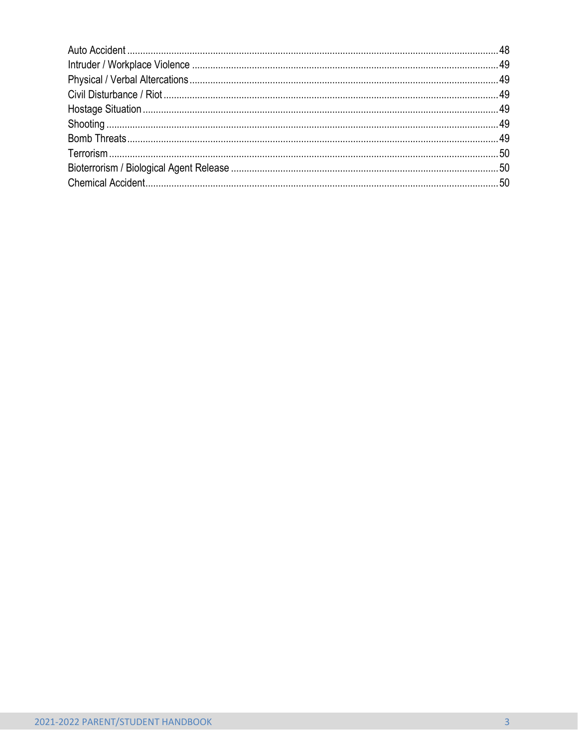Auto Accident .......... 48
Intruder / Workplace Violence .......... 49
Physical / Verbal Altercations .......... 49
Civil Disturbance / Riot .......... 49
Hostage Situation .......... 49
Shooting .......... 49
Bomb Threats .......... 49
Terrorism .......... 50
Bioterrorism / Biological Agent Release .......... 50
Chemical Accident .......... 50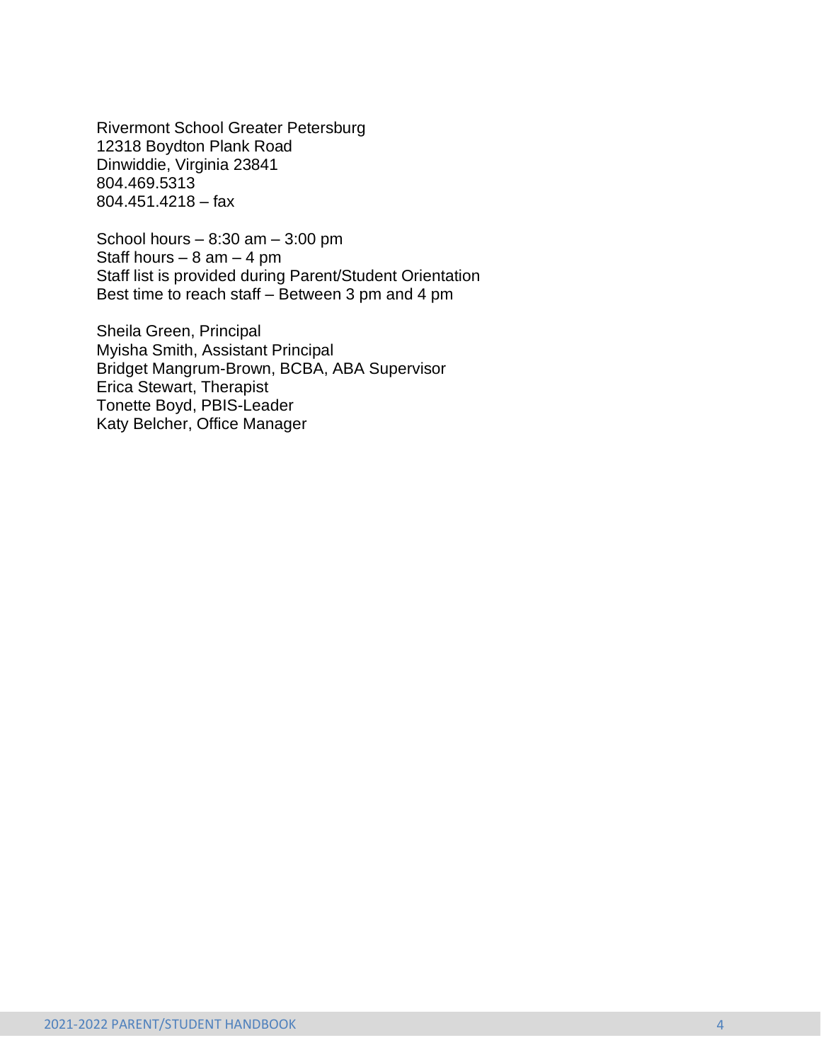Rivermont School Greater Petersburg
12318 Boydton Plank Road
Dinwiddie, Virginia 23841
804.469.5313
804.451.4218 – fax

School hours – 8:30 am – 3:00 pm
Staff hours – 8 am – 4 pm
Staff list is provided during Parent/Student Orientation
Best time to reach staff – Between 3 pm and 4 pm

Sheila Green, Principal
Myisha Smith, Assistant Principal
Bridget Mangrum-Brown, BCBA, ABA Supervisor
Erica Stewart, Therapist
Tonette Boyd, PBIS-Leader
Katy Belcher, Office Manager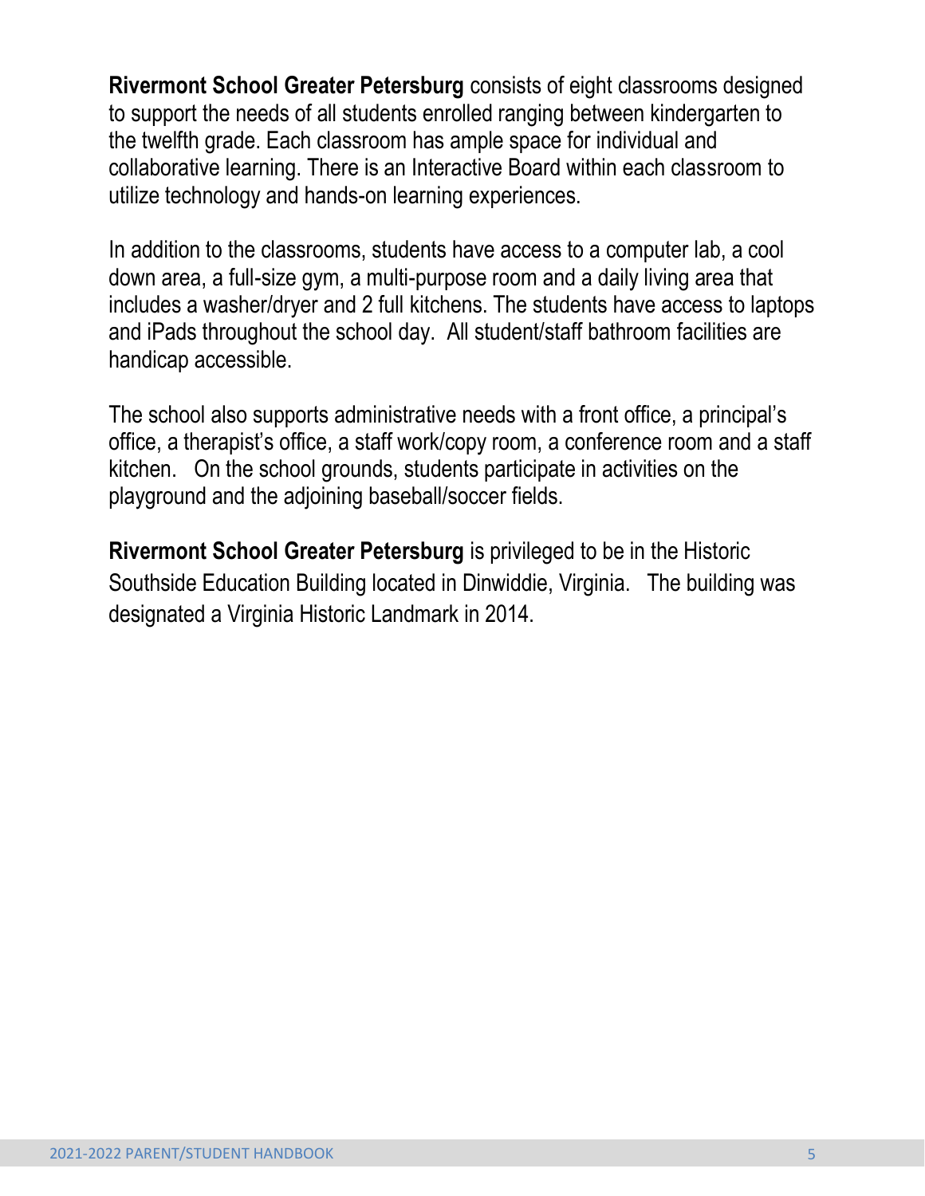**Rivermont School Greater Petersburg** consists of eight classrooms designed to support the needs of all students enrolled ranging between kindergarten to the twelfth grade. Each classroom has ample space for individual and collaborative learning. There is an Interactive Board within each classroom to utilize technology and hands-on learning experiences.

In addition to the classrooms, students have access to a computer lab, a cool down area, a full-size gym, a multi-purpose room and a daily living area that includes a washer/dryer and 2 full kitchens. The students have access to laptops and iPads throughout the school day. All student/staff bathroom facilities are handicap accessible.

The school also supports administrative needs with a front office, a principal's office, a therapist's office, a staff work/copy room, a conference room and a staff kitchen. On the school grounds, students participate in activities on the playground and the adjoining baseball/soccer fields.

**Rivermont School Greater Petersburg** is privileged to be in the Historic Southside Education Building located in Dinwiddie, Virginia. The building was designated a Virginia Historic Landmark in 2014.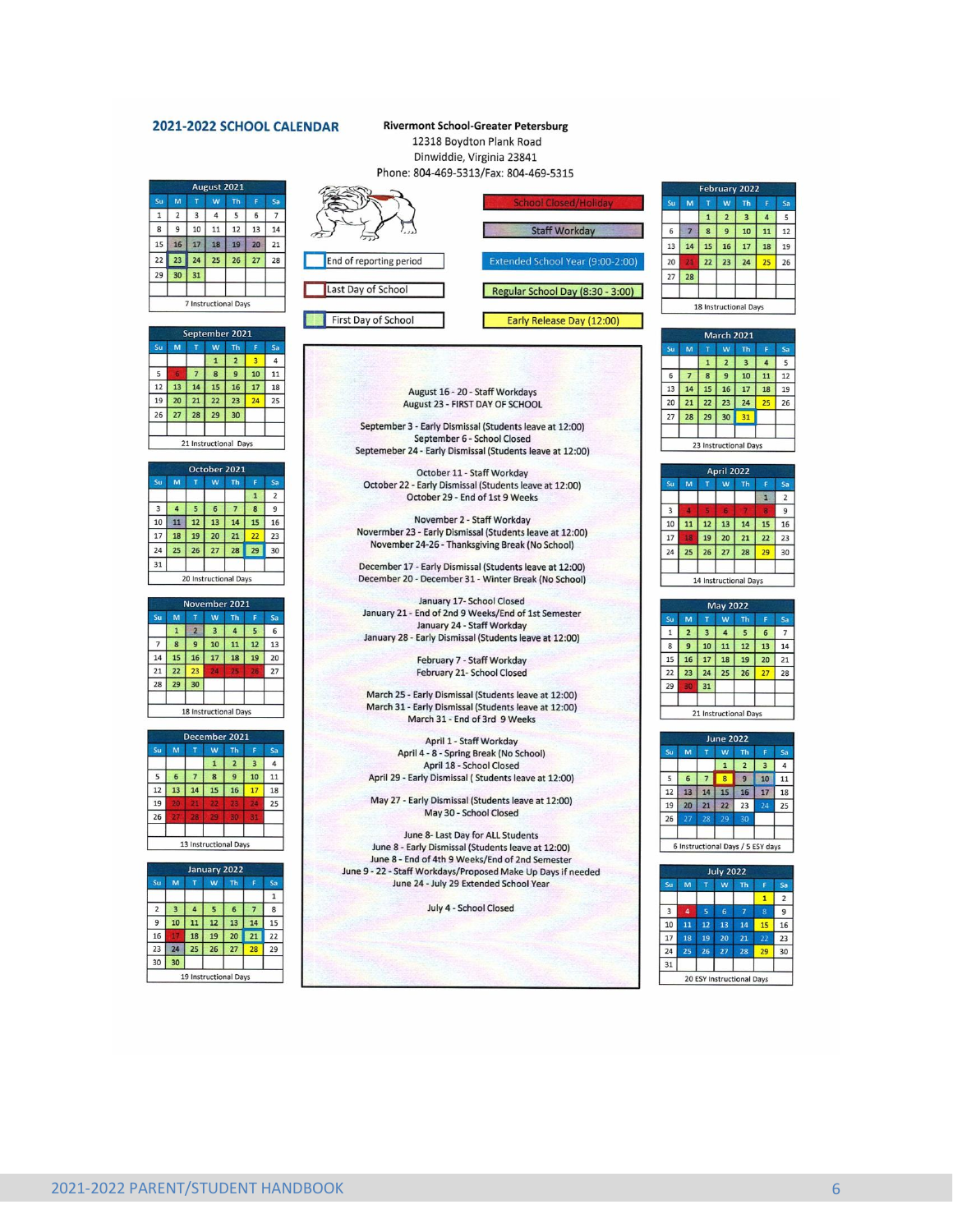## 2021-2022 SCHOOL CALENDAR

**Rivermont School-Greater Petersburg**
12318 Boydton Plank Road
Dinwiddie, Virginia 23841
Phone: 804-469-5313/Fax: 804-469-5315

**Legend:**
- School Closed/Holiday
- Staff Workday
- Extended School Year (9:00-2:00)
- Regular School Day (8:30 - 3:00)
- Early Release Day (12:00)
- End of reporting period
- Last Day of School
- First Day of School

**August 2021**

| Su | M | T | W | Th | F | Sa |
|---|---|---|---|---|---|---|
| 1 | 2 | 3 | 4 | 5 | 6 | 7 |
| 8 | 9 | 10 | 11 | 12 | 13 | 14 |
| 15 | 16 | 17 | 18 | 19 | 20 | 21 |
| 22 | 23 | 24 | 25 | 26 | 27 | 28 |
| 29 | 30 | 31 | | | | |

7 Instructional Days

**September 2021**

| Su | M | T | W | Th | F | Sa |
|---|---|---|---|---|---|---|
| | | | 1 | 2 | 3 | 4 |
| 5 | 6 | 7 | 8 | 9 | 10 | 11 |
| 12 | 13 | 14 | 15 | 16 | 17 | 18 |
| 19 | 20 | 21 | 22 | 23 | 24 | 25 |
| 26 | 27 | 28 | 29 | 30 | | |

21 Instructional Days

**October 2021**

| Su | M | T | W | Th | F | Sa |
|---|---|---|---|---|---|---|
| | | | | | 1 | 2 |
| 3 | 4 | 5 | 6 | 7 | 8 | 9 |
| 10 | 11 | 12 | 13 | 14 | 15 | 16 |
| 17 | 18 | 19 | 20 | 21 | 22 | 23 |
| 24 | 25 | 26 | 27 | 28 | 29 | 30 |
| 31 | | | | | | |

20 Instructional Days

**November 2021**

| Su | M | T | W | Th | F | Sa |
|---|---|---|---|---|---|---|
| | 1 | 2 | 3 | 4 | 5 | 6 |
| 7 | 8 | 9 | 10 | 11 | 12 | 13 |
| 14 | 15 | 16 | 17 | 18 | 19 | 20 |
| 21 | 22 | 23 | 24 | 25 | 26 | 27 |
| 28 | 29 | 30 | | | | |

18 Instructional Days

**December 2021**

| Su | M | T | W | Th | F | Sa |
|---|---|---|---|---|---|---|
| | | | 1 | 2 | 3 | 4 |
| 5 | 6 | 7 | 8 | 9 | 10 | 11 |
| 12 | 13 | 14 | 15 | 16 | 17 | 18 |
| 19 | 20 | 21 | 22 | 23 | 24 | 25 |
| 26 | 27 | 28 | 29 | 30 | 31 | |

13 Instructional Days

**January 2022**

| Su | M | T | W | Th | F | Sa |
|---|---|---|---|---|---|---|
| | | | | | | 1 |
| 2 | 3 | 4 | 5 | 6 | 7 | 8 |
| 9 | 10 | 11 | 12 | 13 | 14 | 15 |
| 16 | 17 | 18 | 19 | 20 | 21 | 22 |
| 23 | 24 | 25 | 26 | 27 | 28 | 29 |
| 30 | 30 | | | | | |

19 Instructional Days

August 16 - 20 - Staff Workdays
August 23 - FIRST DAY OF SCHOOL

September 3 - Early Dismissal (Students leave at 12:00)
September 6 - School Closed
Septemeber 24 - Early Dismissal (Students leave at 12:00)

October 11 - Staff Workday
October 22 - Early Dismissal (Students leave at 12:00)
October 29 - End of 1st 9 Weeks

November 2 - Staff Workday
Novermber 23 - Early Dismissal (Students leave at 12:00)
November 24-26 - Thanksgiving Break (No School)

December 17 - Early Dismissal (Students leave at 12:00)
December 20 - December 31 - Winter Break (No School)

January 17- School Closed
January 21 - End of 2nd 9 Weeks/End of 1st Semester
January 24 - Staff Workday
January 28 - Early Dismissal (Students leave at 12:00)

February 7 - Staff Workday
February 21- School Closed

March 25 - Early Dismissal (Students leave at 12:00)
March 31 - Early Dismissal (Students leave at 12:00)
March 31 - End of 3rd 9 Weeks

April 1 - Staff Workday
April 4 - 8 - Spring Break (No School)
April 18 - School Closed
April 29 - Early Dismissal ( Students leave at 12:00)

May 27 - Early Dismissal (Students leave at 12:00)
May 30 - School Closed

June 8- Last Day for ALL Students
June 8 - Early Dismissal (Students leave at 12:00)
June 8 - End of 4th 9 Weeks/End of 2nd Semester
June 9 - 22 - Staff Workdays/Proposed Make Up Days if needed
June 24 - July 29 Extended School Year

July 4 - School Closed

**February 2022**

| Su | M | T | W | Th | F | Sa |
|---|---|---|---|---|---|---|
| | | 1 | 2 | 3 | 4 | 5 |
| 6 | 7 | 8 | 9 | 10 | 11 | 12 |
| 13 | 14 | 15 | 16 | 17 | 18 | 19 |
| 20 | 21 | 22 | 23 | 24 | 25 | 26 |
| 27 | 28 | | | | | |

18 Instructional Days

**March 2021**

| Su | M | T | W | Th | F | Sa |
|---|---|---|---|---|---|---|
| | | 1 | 2 | 3 | 4 | 5 |
| 6 | 7 | 8 | 9 | 10 | 11 | 12 |
| 13 | 14 | 15 | 16 | 17 | 18 | 19 |
| 20 | 21 | 22 | 23 | 24 | 25 | 26 |
| 27 | 28 | 29 | 30 | 31 | | |

23 Instructional Days

**April 2022**

| Su | M | T | W | Th | F | Sa |
|---|---|---|---|---|---|---|
| | | | | | 1 | 2 |
| 3 | 4 | 5 | 6 | 7 | 8 | 9 |
| 10 | 11 | 12 | 13 | 14 | 15 | 16 |
| 17 | 18 | 19 | 20 | 21 | 22 | 23 |
| 24 | 25 | 26 | 27 | 28 | 29 | 30 |

14 Instructional Days

**May 2022**

| Su | M | T | W | Th | F | Sa |
|---|---|---|---|---|---|---|
| 1 | 2 | 3 | 4 | 5 | 6 | 7 |
| 8 | 9 | 10 | 11 | 12 | 13 | 14 |
| 15 | 16 | 17 | 18 | 19 | 20 | 21 |
| 22 | 23 | 24 | 25 | 26 | 27 | 28 |
| 29 | 30 | 31 | | | | |

21 Instructional Days

**June 2022**

| Su | M | T | W | Th | F | Sa |
|---|---|---|---|---|---|---|
| | | | 1 | 2 | 3 | 4 |
| 5 | 6 | 7 | 8 | 9 | 10 | 11 |
| 12 | 13 | 14 | 15 | 16 | 17 | 18 |
| 19 | 20 | 21 | 22 | 23 | 24 | 25 |
| 26 | 27 | 28 | 29 | 30 | | |

6 Instructional Days / 5 ESY days

**July 2022**

| Su | M | T | W | Th | F | Sa |
|---|---|---|---|---|---|---|
| | | | | | 1 | 2 |
| 3 | 4 | 5 | 6 | 7 | 8 | 9 |
| 10 | 11 | 12 | 13 | 14 | 15 | 16 |
| 17 | 18 | 19 | 20 | 21 | 22 | 23 |
| 24 | 25 | 26 | 27 | 28 | 29 | 30 |
| 31 | | | | | | |

20 ESY Instructional Days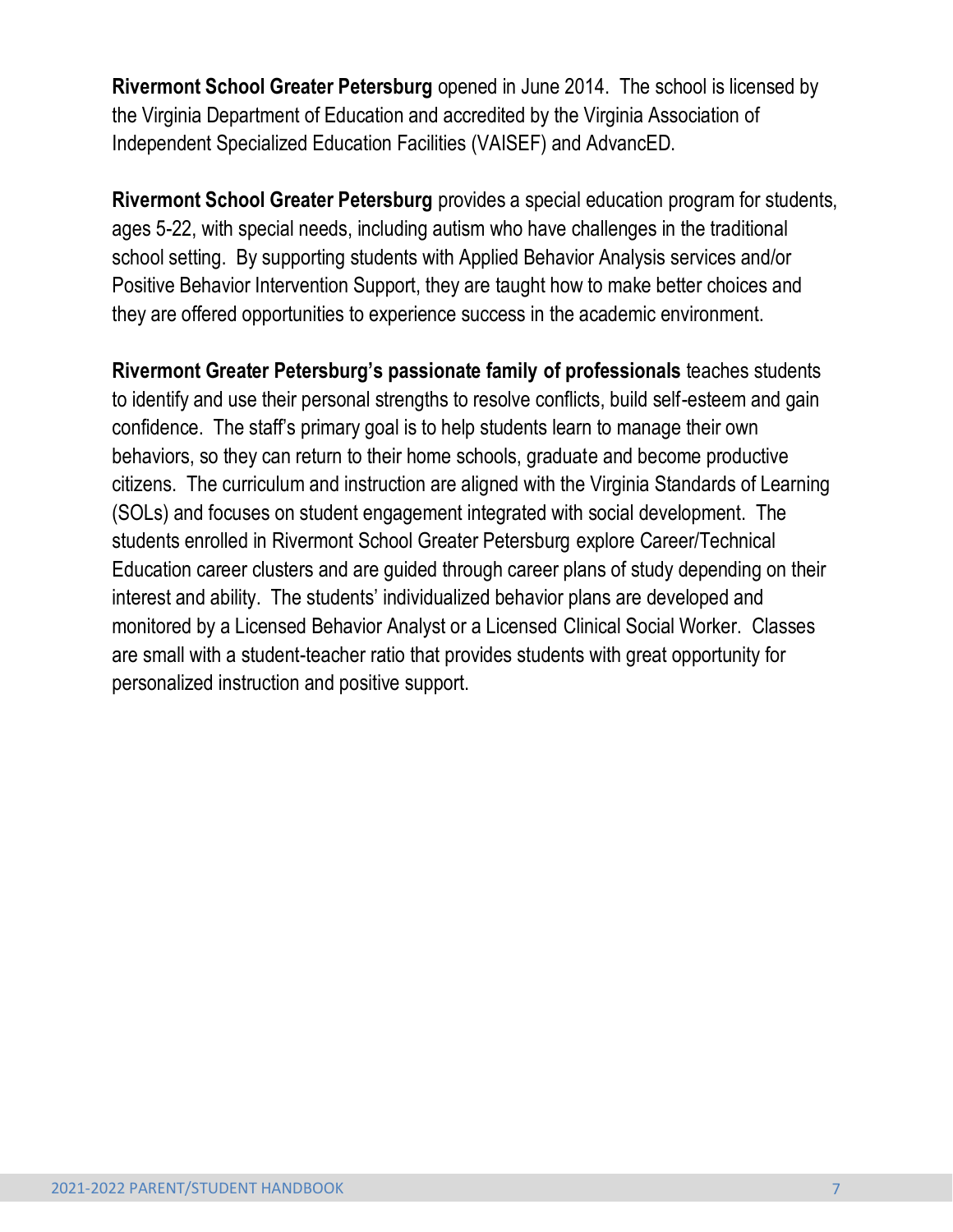**Rivermont School Greater Petersburg** opened in June 2014. The school is licensed by the Virginia Department of Education and accredited by the Virginia Association of Independent Specialized Education Facilities (VAISEF) and AdvancED.

**Rivermont School Greater Petersburg** provides a special education program for students, ages 5-22, with special needs, including autism who have challenges in the traditional school setting. By supporting students with Applied Behavior Analysis services and/or Positive Behavior Intervention Support, they are taught how to make better choices and they are offered opportunities to experience success in the academic environment.

**Rivermont Greater Petersburg's passionate family of professionals** teaches students to identify and use their personal strengths to resolve conflicts, build self-esteem and gain confidence. The staff's primary goal is to help students learn to manage their own behaviors, so they can return to their home schools, graduate and become productive citizens. The curriculum and instruction are aligned with the Virginia Standards of Learning (SOLs) and focuses on student engagement integrated with social development. The students enrolled in Rivermont School Greater Petersburg explore Career/Technical Education career clusters and are guided through career plans of study depending on their interest and ability. The students' individualized behavior plans are developed and monitored by a Licensed Behavior Analyst or a Licensed Clinical Social Worker. Classes are small with a student-teacher ratio that provides students with great opportunity for personalized instruction and positive support.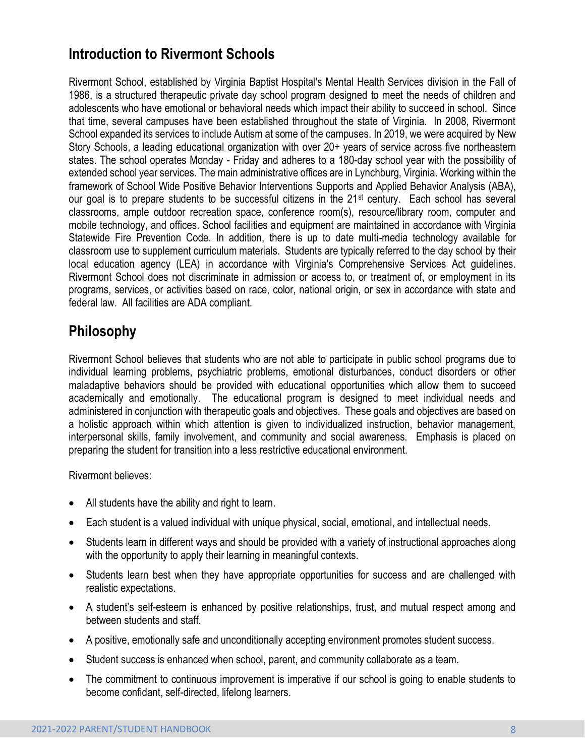## Introduction to Rivermont Schools

Rivermont School, established by Virginia Baptist Hospital's Mental Health Services division in the Fall of 1986, is a structured therapeutic private day school program designed to meet the needs of children and adolescents who have emotional or behavioral needs which impact their ability to succeed in school. Since that time, several campuses have been established throughout the state of Virginia. In 2008, Rivermont School expanded its services to include Autism at some of the campuses. In 2019, we were acquired by New Story Schools, a leading educational organization with over 20+ years of service across five northeastern states. The school operates Monday - Friday and adheres to a 180-day school year with the possibility of extended school year services. The main administrative offices are in Lynchburg, Virginia. Working within the framework of School Wide Positive Behavior Interventions Supports and Applied Behavior Analysis (ABA), our goal is to prepare students to be successful citizens in the 21st century. Each school has several classrooms, ample outdoor recreation space, conference room(s), resource/library room, computer and mobile technology, and offices. School facilities and equipment are maintained in accordance with Virginia Statewide Fire Prevention Code. In addition, there is up to date multi-media technology available for classroom use to supplement curriculum materials. Students are typically referred to the day school by their local education agency (LEA) in accordance with Virginia's Comprehensive Services Act guidelines. Rivermont School does not discriminate in admission or access to, or treatment of, or employment in its programs, services, or activities based on race, color, national origin, or sex in accordance with state and federal law. All facilities are ADA compliant.

## Philosophy

Rivermont School believes that students who are not able to participate in public school programs due to individual learning problems, psychiatric problems, emotional disturbances, conduct disorders or other maladaptive behaviors should be provided with educational opportunities which allow them to succeed academically and emotionally. The educational program is designed to meet individual needs and administered in conjunction with therapeutic goals and objectives. These goals and objectives are based on a holistic approach within which attention is given to individualized instruction, behavior management, interpersonal skills, family involvement, and community and social awareness. Emphasis is placed on preparing the student for transition into a less restrictive educational environment.

Rivermont believes:

- All students have the ability and right to learn.
- Each student is a valued individual with unique physical, social, emotional, and intellectual needs.
- Students learn in different ways and should be provided with a variety of instructional approaches along with the opportunity to apply their learning in meaningful contexts.
- Students learn best when they have appropriate opportunities for success and are challenged with realistic expectations.
- A student's self-esteem is enhanced by positive relationships, trust, and mutual respect among and between students and staff.
- A positive, emotionally safe and unconditionally accepting environment promotes student success.
- Student success is enhanced when school, parent, and community collaborate as a team.
- The commitment to continuous improvement is imperative if our school is going to enable students to become confidant, self-directed, lifelong learners.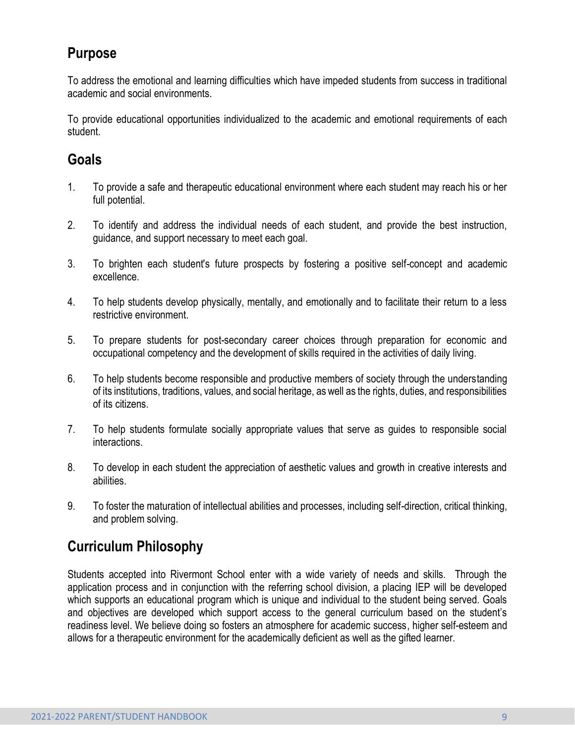## Purpose

To address the emotional and learning difficulties which have impeded students from success in traditional academic and social environments.

To provide educational opportunities individualized to the academic and emotional requirements of each student.

## Goals

1. To provide a safe and therapeutic educational environment where each student may reach his or her full potential.

2. To identify and address the individual needs of each student, and provide the best instruction, guidance, and support necessary to meet each goal.

3. To brighten each student's future prospects by fostering a positive self-concept and academic excellence.

4. To help students develop physically, mentally, and emotionally and to facilitate their return to a less restrictive environment.

5. To prepare students for post-secondary career choices through preparation for economic and occupational competency and the development of skills required in the activities of daily living.

6. To help students become responsible and productive members of society through the understanding of its institutions, traditions, values, and social heritage, as well as the rights, duties, and responsibilities of its citizens.

7. To help students formulate socially appropriate values that serve as guides to responsible social interactions.

8. To develop in each student the appreciation of aesthetic values and growth in creative interests and abilities.

9. To foster the maturation of intellectual abilities and processes, including self-direction, critical thinking, and problem solving.

## Curriculum Philosophy

Students accepted into Rivermont School enter with a wide variety of needs and skills. Through the application process and in conjunction with the referring school division, a placing IEP will be developed which supports an educational program which is unique and individual to the student being served. Goals and objectives are developed which support access to the general curriculum based on the student's readiness level. We believe doing so fosters an atmosphere for academic success, higher self-esteem and allows for a therapeutic environment for the academically deficient as well as the gifted learner.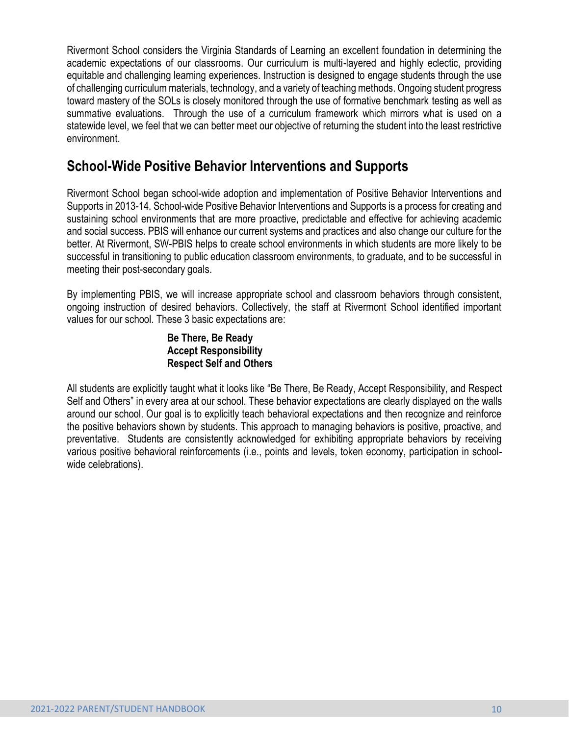Rivermont School considers the Virginia Standards of Learning an excellent foundation in determining the academic expectations of our classrooms. Our curriculum is multi-layered and highly eclectic, providing equitable and challenging learning experiences. Instruction is designed to engage students through the use of challenging curriculum materials, technology, and a variety of teaching methods. Ongoing student progress toward mastery of the SOLs is closely monitored through the use of formative benchmark testing as well as summative evaluations. Through the use of a curriculum framework which mirrors what is used on a statewide level, we feel that we can better meet our objective of returning the student into the least restrictive environment.

## School-Wide Positive Behavior Interventions and Supports

Rivermont School began school-wide adoption and implementation of Positive Behavior Interventions and Supports in 2013-14. School-wide Positive Behavior Interventions and Supports is a process for creating and sustaining school environments that are more proactive, predictable and effective for achieving academic and social success. PBIS will enhance our current systems and practices and also change our culture for the better. At Rivermont, SW-PBIS helps to create school environments in which students are more likely to be successful in transitioning to public education classroom environments, to graduate, and to be successful in meeting their post-secondary goals.

By implementing PBIS, we will increase appropriate school and classroom behaviors through consistent, ongoing instruction of desired behaviors. Collectively, the staff at Rivermont School identified important values for our school. These 3 basic expectations are:

**Be There, Be Ready**
**Accept Responsibility**
**Respect Self and Others**

All students are explicitly taught what it looks like "Be There, Be Ready, Accept Responsibility, and Respect Self and Others" in every area at our school. These behavior expectations are clearly displayed on the walls around our school. Our goal is to explicitly teach behavioral expectations and then recognize and reinforce the positive behaviors shown by students. This approach to managing behaviors is positive, proactive, and preventative. Students are consistently acknowledged for exhibiting appropriate behaviors by receiving various positive behavioral reinforcements (i.e., points and levels, token economy, participation in school-wide celebrations).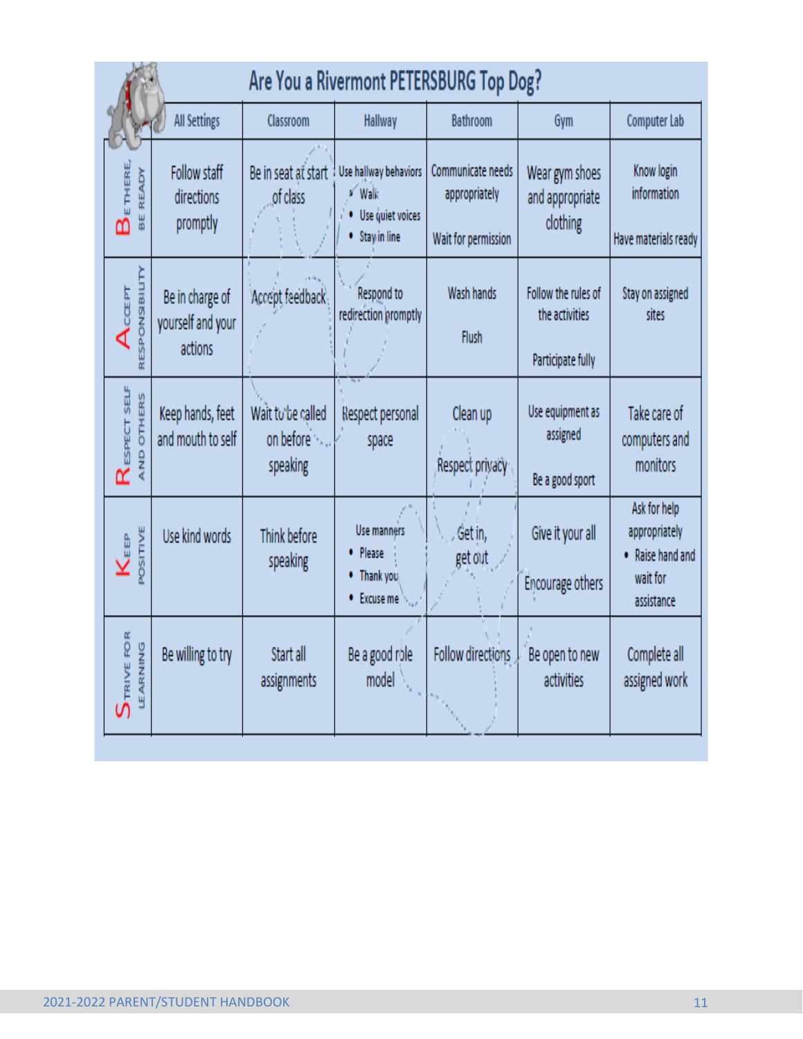# Are You a Rivermont PETERSBURG Top Dog?

| | All Settings | Classroom | Hallway | Bathroom | Gym | Computer Lab |
|---|---|---|---|---|---|---|
| **B**E THERE, BE READY | Follow staff directions promptly | Be in seat at start of class | Use hallway behaviors<br>• Walk<br>• Use quiet voices<br>• Stay in line | Communicate needs appropriately<br><br>Wait for permission | Wear gym shoes and appropriate clothing | Know login information<br><br>Have materials ready |
| **A**CCEPT RESPONSIBILITY | Be in charge of yourself and your actions | Accept feedback | Respond to redirection promptly | Wash hands<br><br>Flush | Follow the rules of the activities<br><br>Participate fully | Stay on assigned sites |
| **R**ESPECT SELF AND OTHERS | Keep hands, feet and mouth to self | Wait to be called on before speaking | Respect personal space | Clean up<br><br>Respect privacy | Use equipment as assigned<br><br>Be a good sport | Take care of computers and monitors |
| **K**EEP POSITIVE | Use kind words | Think before speaking | Use manners<br>• Please<br>• Thank you<br>• Excuse me | Get in, get out | Give it your all<br><br>Encourage others | Ask for help appropriately<br>• Raise hand and wait for assistance |
| **S**TRIVE FOR LEARNING | Be willing to try | Start all assignments | Be a good role model | Follow directions | Be open to new activities | Complete all assigned work |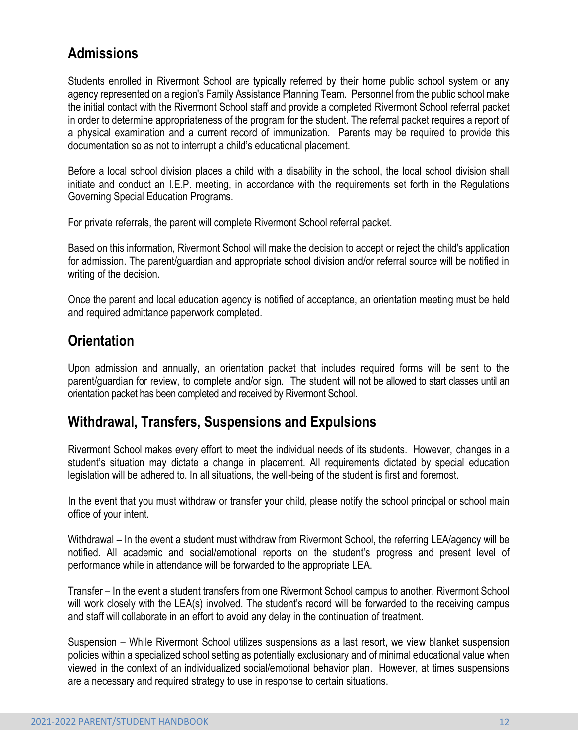## Admissions

Students enrolled in Rivermont School are typically referred by their home public school system or any agency represented on a region's Family Assistance Planning Team. Personnel from the public school make the initial contact with the Rivermont School staff and provide a completed Rivermont School referral packet in order to determine appropriateness of the program for the student. The referral packet requires a report of a physical examination and a current record of immunization. Parents may be required to provide this documentation so as not to interrupt a child's educational placement.

Before a local school division places a child with a disability in the school, the local school division shall initiate and conduct an I.E.P. meeting, in accordance with the requirements set forth in the Regulations Governing Special Education Programs.

For private referrals, the parent will complete Rivermont School referral packet.

Based on this information, Rivermont School will make the decision to accept or reject the child's application for admission. The parent/guardian and appropriate school division and/or referral source will be notified in writing of the decision.

Once the parent and local education agency is notified of acceptance, an orientation meeting must be held and required admittance paperwork completed.

## Orientation

Upon admission and annually, an orientation packet that includes required forms will be sent to the parent/guardian for review, to complete and/or sign. The student will not be allowed to start classes until an orientation packet has been completed and received by Rivermont School.

## Withdrawal, Transfers, Suspensions and Expulsions

Rivermont School makes every effort to meet the individual needs of its students. However, changes in a student's situation may dictate a change in placement. All requirements dictated by special education legislation will be adhered to. In all situations, the well-being of the student is first and foremost.

In the event that you must withdraw or transfer your child, please notify the school principal or school main office of your intent.

Withdrawal – In the event a student must withdraw from Rivermont School, the referring LEA/agency will be notified. All academic and social/emotional reports on the student's progress and present level of performance while in attendance will be forwarded to the appropriate LEA.

Transfer – In the event a student transfers from one Rivermont School campus to another, Rivermont School will work closely with the LEA(s) involved. The student's record will be forwarded to the receiving campus and staff will collaborate in an effort to avoid any delay in the continuation of treatment.

Suspension – While Rivermont School utilizes suspensions as a last resort, we view blanket suspension policies within a specialized school setting as potentially exclusionary and of minimal educational value when viewed in the context of an individualized social/emotional behavior plan. However, at times suspensions are a necessary and required strategy to use in response to certain situations.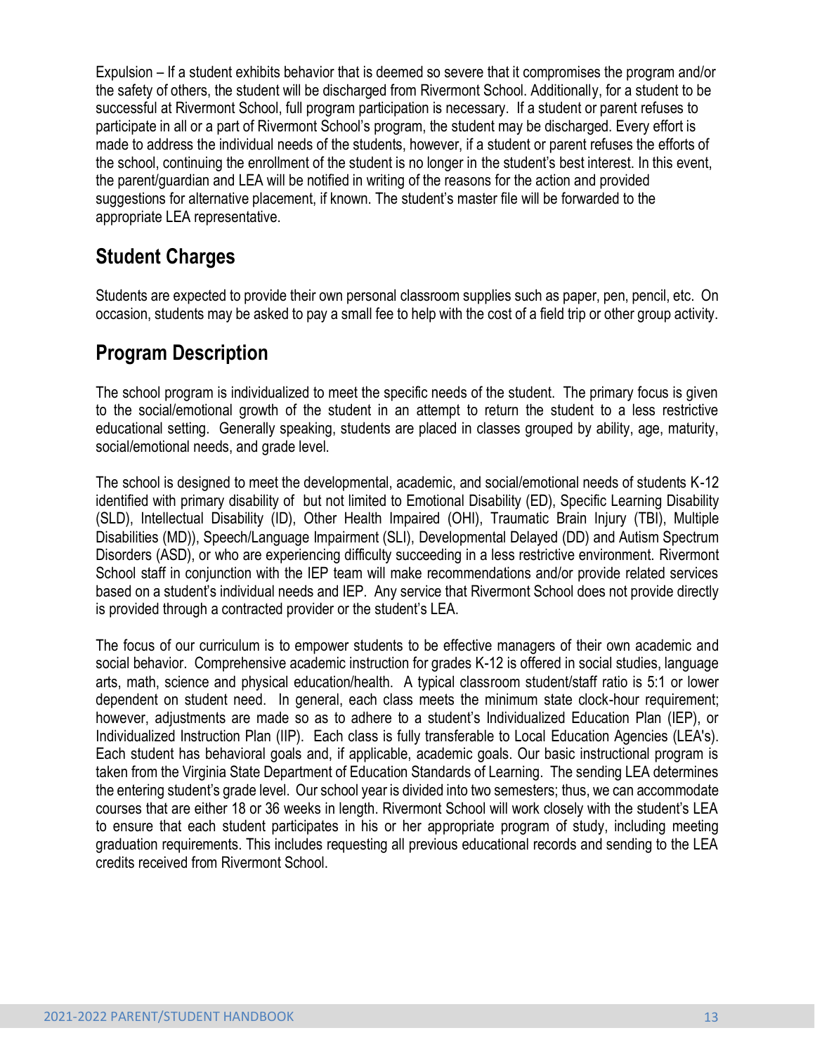Expulsion – If a student exhibits behavior that is deemed so severe that it compromises the program and/or the safety of others, the student will be discharged from Rivermont School. Additionally, for a student to be successful at Rivermont School, full program participation is necessary. If a student or parent refuses to participate in all or a part of Rivermont School's program, the student may be discharged. Every effort is made to address the individual needs of the students, however, if a student or parent refuses the efforts of the school, continuing the enrollment of the student is no longer in the student's best interest. In this event, the parent/guardian and LEA will be notified in writing of the reasons for the action and provided suggestions for alternative placement, if known. The student's master file will be forwarded to the appropriate LEA representative.

## Student Charges

Students are expected to provide their own personal classroom supplies such as paper, pen, pencil, etc. On occasion, students may be asked to pay a small fee to help with the cost of a field trip or other group activity.

## Program Description

The school program is individualized to meet the specific needs of the student. The primary focus is given to the social/emotional growth of the student in an attempt to return the student to a less restrictive educational setting. Generally speaking, students are placed in classes grouped by ability, age, maturity, social/emotional needs, and grade level.

The school is designed to meet the developmental, academic, and social/emotional needs of students K-12 identified with primary disability of but not limited to Emotional Disability (ED), Specific Learning Disability (SLD), Intellectual Disability (ID), Other Health Impaired (OHI), Traumatic Brain Injury (TBI), Multiple Disabilities (MD)), Speech/Language Impairment (SLI), Developmental Delayed (DD) and Autism Spectrum Disorders (ASD), or who are experiencing difficulty succeeding in a less restrictive environment. Rivermont School staff in conjunction with the IEP team will make recommendations and/or provide related services based on a student's individual needs and IEP. Any service that Rivermont School does not provide directly is provided through a contracted provider or the student's LEA.

The focus of our curriculum is to empower students to be effective managers of their own academic and social behavior. Comprehensive academic instruction for grades K-12 is offered in social studies, language arts, math, science and physical education/health. A typical classroom student/staff ratio is 5:1 or lower dependent on student need. In general, each class meets the minimum state clock-hour requirement; however, adjustments are made so as to adhere to a student's Individualized Education Plan (IEP), or Individualized Instruction Plan (IIP). Each class is fully transferable to Local Education Agencies (LEA's). Each student has behavioral goals and, if applicable, academic goals. Our basic instructional program is taken from the Virginia State Department of Education Standards of Learning. The sending LEA determines the entering student's grade level. Our school year is divided into two semesters; thus, we can accommodate courses that are either 18 or 36 weeks in length. Rivermont School will work closely with the student's LEA to ensure that each student participates in his or her appropriate program of study, including meeting graduation requirements. This includes requesting all previous educational records and sending to the LEA credits received from Rivermont School.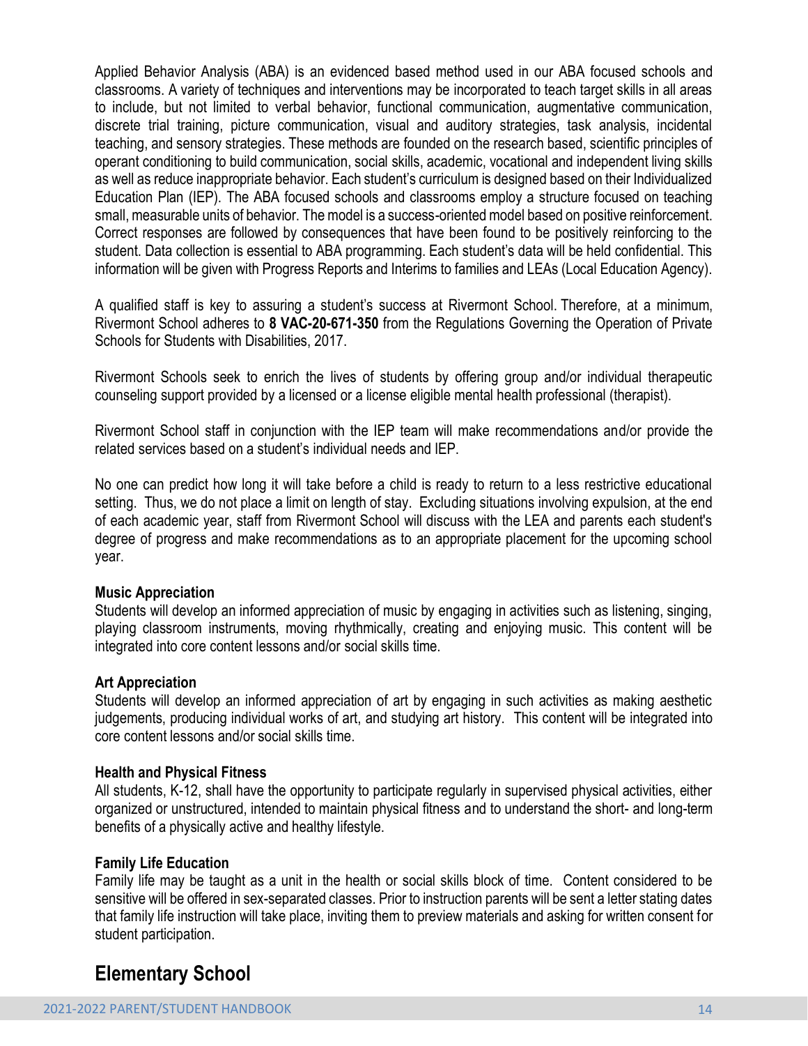Applied Behavior Analysis (ABA) is an evidenced based method used in our ABA focused schools and classrooms. A variety of techniques and interventions may be incorporated to teach target skills in all areas to include, but not limited to verbal behavior, functional communication, augmentative communication, discrete trial training, picture communication, visual and auditory strategies, task analysis, incidental teaching, and sensory strategies. These methods are founded on the research based, scientific principles of operant conditioning to build communication, social skills, academic, vocational and independent living skills as well as reduce inappropriate behavior. Each student's curriculum is designed based on their Individualized Education Plan (IEP). The ABA focused schools and classrooms employ a structure focused on teaching small, measurable units of behavior. The model is a success-oriented model based on positive reinforcement. Correct responses are followed by consequences that have been found to be positively reinforcing to the student. Data collection is essential to ABA programming. Each student's data will be held confidential. This information will be given with Progress Reports and Interims to families and LEAs (Local Education Agency).

A qualified staff is key to assuring a student's success at Rivermont School. Therefore, at a minimum, Rivermont School adheres to **8 VAC-20-671-350** from the Regulations Governing the Operation of Private Schools for Students with Disabilities, 2017.

Rivermont Schools seek to enrich the lives of students by offering group and/or individual therapeutic counseling support provided by a licensed or a license eligible mental health professional (therapist).

Rivermont School staff in conjunction with the IEP team will make recommendations and/or provide the related services based on a student's individual needs and IEP.

No one can predict how long it will take before a child is ready to return to a less restrictive educational setting. Thus, we do not place a limit on length of stay. Excluding situations involving expulsion, at the end of each academic year, staff from Rivermont School will discuss with the LEA and parents each student's degree of progress and make recommendations as to an appropriate placement for the upcoming school year.

**Music Appreciation**
Students will develop an informed appreciation of music by engaging in activities such as listening, singing, playing classroom instruments, moving rhythmically, creating and enjoying music. This content will be integrated into core content lessons and/or social skills time.

**Art Appreciation**
Students will develop an informed appreciation of art by engaging in such activities as making aesthetic judgements, producing individual works of art, and studying art history. This content will be integrated into core content lessons and/or social skills time.

**Health and Physical Fitness**
All students, K-12, shall have the opportunity to participate regularly in supervised physical activities, either organized or unstructured, intended to maintain physical fitness and to understand the short- and long-term benefits of a physically active and healthy lifestyle.

**Family Life Education**
Family life may be taught as a unit in the health or social skills block of time. Content considered to be sensitive will be offered in sex-separated classes. Prior to instruction parents will be sent a letter stating dates that family life instruction will take place, inviting them to preview materials and asking for written consent for student participation.

## Elementary School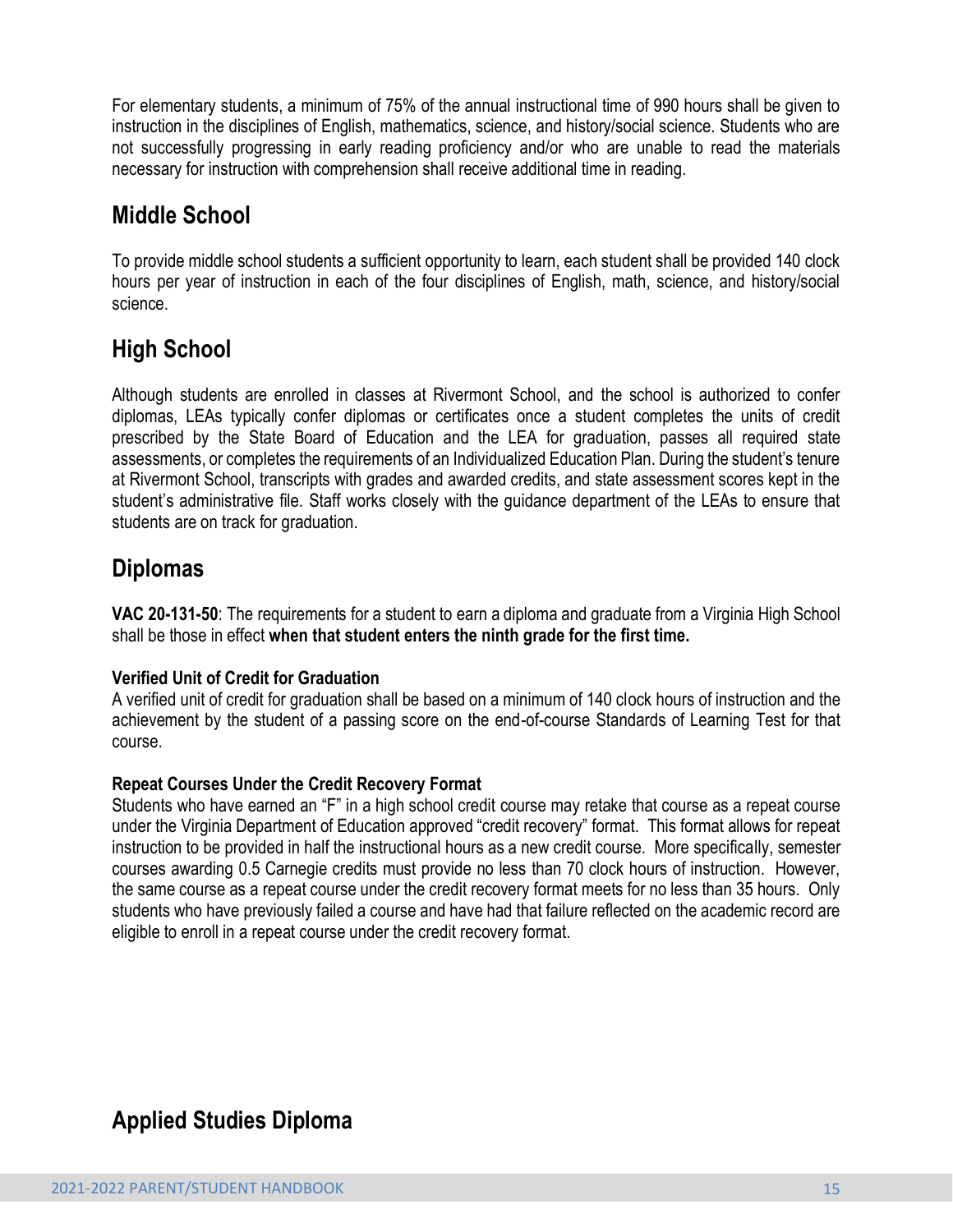For elementary students, a minimum of 75% of the annual instructional time of 990 hours shall be given to instruction in the disciplines of English, mathematics, science, and history/social science. Students who are not successfully progressing in early reading proficiency and/or who are unable to read the materials necessary for instruction with comprehension shall receive additional time in reading.

## Middle School

To provide middle school students a sufficient opportunity to learn, each student shall be provided 140 clock hours per year of instruction in each of the four disciplines of English, math, science, and history/social science.

## High School

Although students are enrolled in classes at Rivermont School, and the school is authorized to confer diplomas, LEAs typically confer diplomas or certificates once a student completes the units of credit prescribed by the State Board of Education and the LEA for graduation, passes all required state assessments, or completes the requirements of an Individualized Education Plan. During the student's tenure at Rivermont School, transcripts with grades and awarded credits, and state assessment scores kept in the student's administrative file. Staff works closely with the guidance department of the LEAs to ensure that students are on track for graduation.

## Diplomas

**VAC 20-131-50**: The requirements for a student to earn a diploma and graduate from a Virginia High School shall be those in effect **when that student enters the ninth grade for the first time.**

**Verified Unit of Credit for Graduation**
A verified unit of credit for graduation shall be based on a minimum of 140 clock hours of instruction and the achievement by the student of a passing score on the end-of-course Standards of Learning Test for that course.

**Repeat Courses Under the Credit Recovery Format**
Students who have earned an "F" in a high school credit course may retake that course as a repeat course under the Virginia Department of Education approved "credit recovery" format. This format allows for repeat instruction to be provided in half the instructional hours as a new credit course. More specifically, semester courses awarding 0.5 Carnegie credits must provide no less than 70 clock hours of instruction. However, the same course as a repeat course under the credit recovery format meets for no less than 35 hours. Only students who have previously failed a course and have had that failure reflected on the academic record are eligible to enroll in a repeat course under the credit recovery format.

## Applied Studies Diploma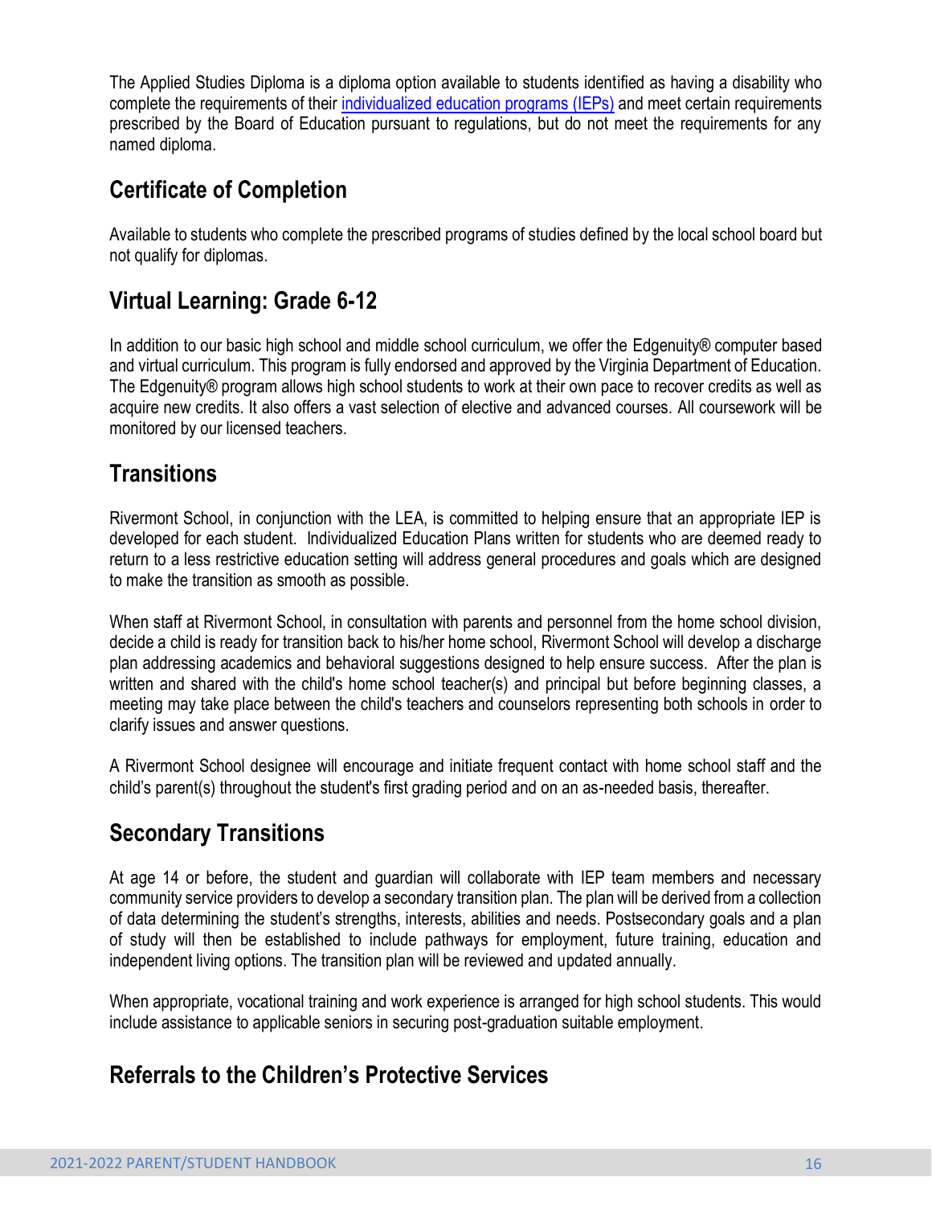The Applied Studies Diploma is a diploma option available to students identified as having a disability who complete the requirements of their [individualized education programs (IEPs)] and meet certain requirements prescribed by the Board of Education pursuant to regulations, but do not meet the requirements for any named diploma.

## Certificate of Completion

Available to students who complete the prescribed programs of studies defined by the local school board but not qualify for diplomas.

## Virtual Learning: Grade 6-12

In addition to our basic high school and middle school curriculum, we offer the Edgenuity® computer based and virtual curriculum. This program is fully endorsed and approved by the Virginia Department of Education. The Edgenuity® program allows high school students to work at their own pace to recover credits as well as acquire new credits. It also offers a vast selection of elective and advanced courses. All coursework will be monitored by our licensed teachers.

## Transitions

Rivermont School, in conjunction with the LEA, is committed to helping ensure that an appropriate IEP is developed for each student. Individualized Education Plans written for students who are deemed ready to return to a less restrictive education setting will address general procedures and goals which are designed to make the transition as smooth as possible.

When staff at Rivermont School, in consultation with parents and personnel from the home school division, decide a child is ready for transition back to his/her home school, Rivermont School will develop a discharge plan addressing academics and behavioral suggestions designed to help ensure success. After the plan is written and shared with the child's home school teacher(s) and principal but before beginning classes, a meeting may take place between the child's teachers and counselors representing both schools in order to clarify issues and answer questions.

A Rivermont School designee will encourage and initiate frequent contact with home school staff and the child's parent(s) throughout the student's first grading period and on an as-needed basis, thereafter.

## Secondary Transitions

At age 14 or before, the student and guardian will collaborate with IEP team members and necessary community service providers to develop a secondary transition plan. The plan will be derived from a collection of data determining the student's strengths, interests, abilities and needs. Postsecondary goals and a plan of study will then be established to include pathways for employment, future training, education and independent living options. The transition plan will be reviewed and updated annually.

When appropriate, vocational training and work experience is arranged for high school students. This would include assistance to applicable seniors in securing post-graduation suitable employment.

## Referrals to the Children's Protective Services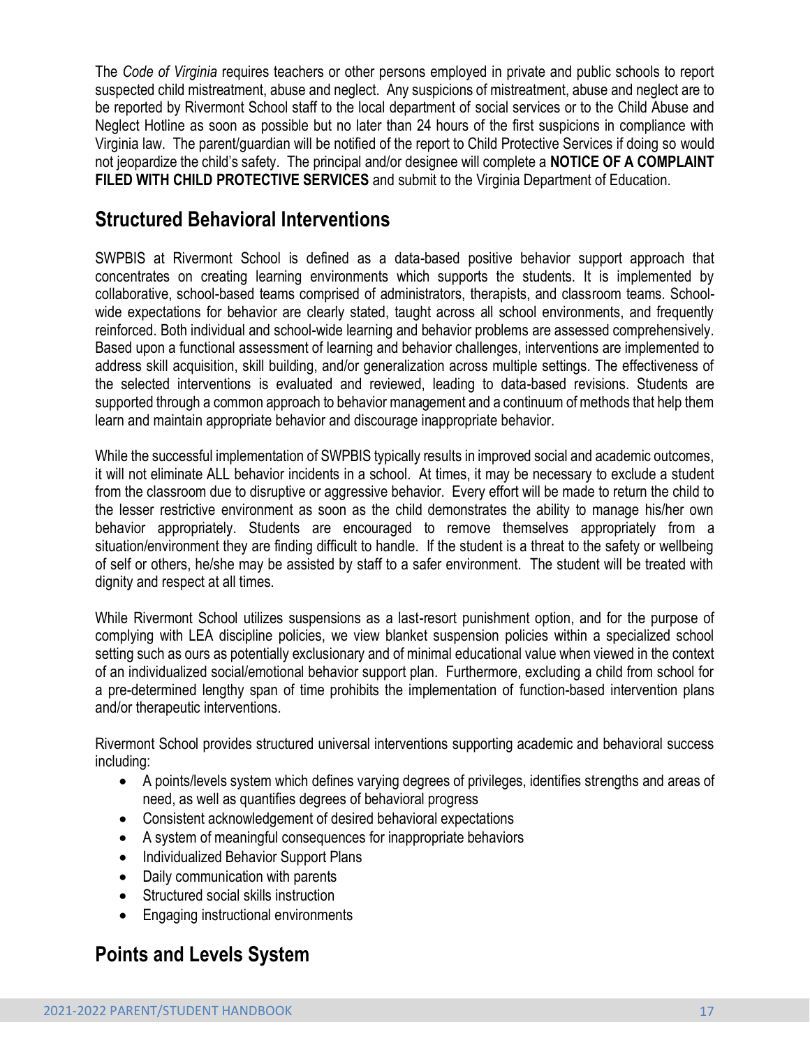The *Code of Virginia* requires teachers or other persons employed in private and public schools to report suspected child mistreatment, abuse and neglect. Any suspicions of mistreatment, abuse and neglect are to be reported by Rivermont School staff to the local department of social services or to the Child Abuse and Neglect Hotline as soon as possible but no later than 24 hours of the first suspicions in compliance with Virginia law. The parent/guardian will be notified of the report to Child Protective Services if doing so would not jeopardize the child's safety. The principal and/or designee will complete a **NOTICE OF A COMPLAINT FILED WITH CHILD PROTECTIVE SERVICES** and submit to the Virginia Department of Education.

## Structured Behavioral Interventions

SWPBIS at Rivermont School is defined as a data-based positive behavior support approach that concentrates on creating learning environments which supports the students. It is implemented by collaborative, school-based teams comprised of administrators, therapists, and classroom teams. School-wide expectations for behavior are clearly stated, taught across all school environments, and frequently reinforced. Both individual and school-wide learning and behavior problems are assessed comprehensively. Based upon a functional assessment of learning and behavior challenges, interventions are implemented to address skill acquisition, skill building, and/or generalization across multiple settings. The effectiveness of the selected interventions is evaluated and reviewed, leading to data-based revisions. Students are supported through a common approach to behavior management and a continuum of methods that help them learn and maintain appropriate behavior and discourage inappropriate behavior.

While the successful implementation of SWPBIS typically results in improved social and academic outcomes, it will not eliminate ALL behavior incidents in a school. At times, it may be necessary to exclude a student from the classroom due to disruptive or aggressive behavior. Every effort will be made to return the child to the lesser restrictive environment as soon as the child demonstrates the ability to manage his/her own behavior appropriately. Students are encouraged to remove themselves appropriately from a situation/environment they are finding difficult to handle. If the student is a threat to the safety or wellbeing of self or others, he/she may be assisted by staff to a safer environment. The student will be treated with dignity and respect at all times.

While Rivermont School utilizes suspensions as a last-resort punishment option, and for the purpose of complying with LEA discipline policies, we view blanket suspension policies within a specialized school setting such as ours as potentially exclusionary and of minimal educational value when viewed in the context of an individualized social/emotional behavior support plan. Furthermore, excluding a child from school for a pre-determined lengthy span of time prohibits the implementation of function-based intervention plans and/or therapeutic interventions.

Rivermont School provides structured universal interventions supporting academic and behavioral success including:

- A points/levels system which defines varying degrees of privileges, identifies strengths and areas of need, as well as quantifies degrees of behavioral progress
- Consistent acknowledgement of desired behavioral expectations
- A system of meaningful consequences for inappropriate behaviors
- Individualized Behavior Support Plans
- Daily communication with parents
- Structured social skills instruction
- Engaging instructional environments

## Points and Levels System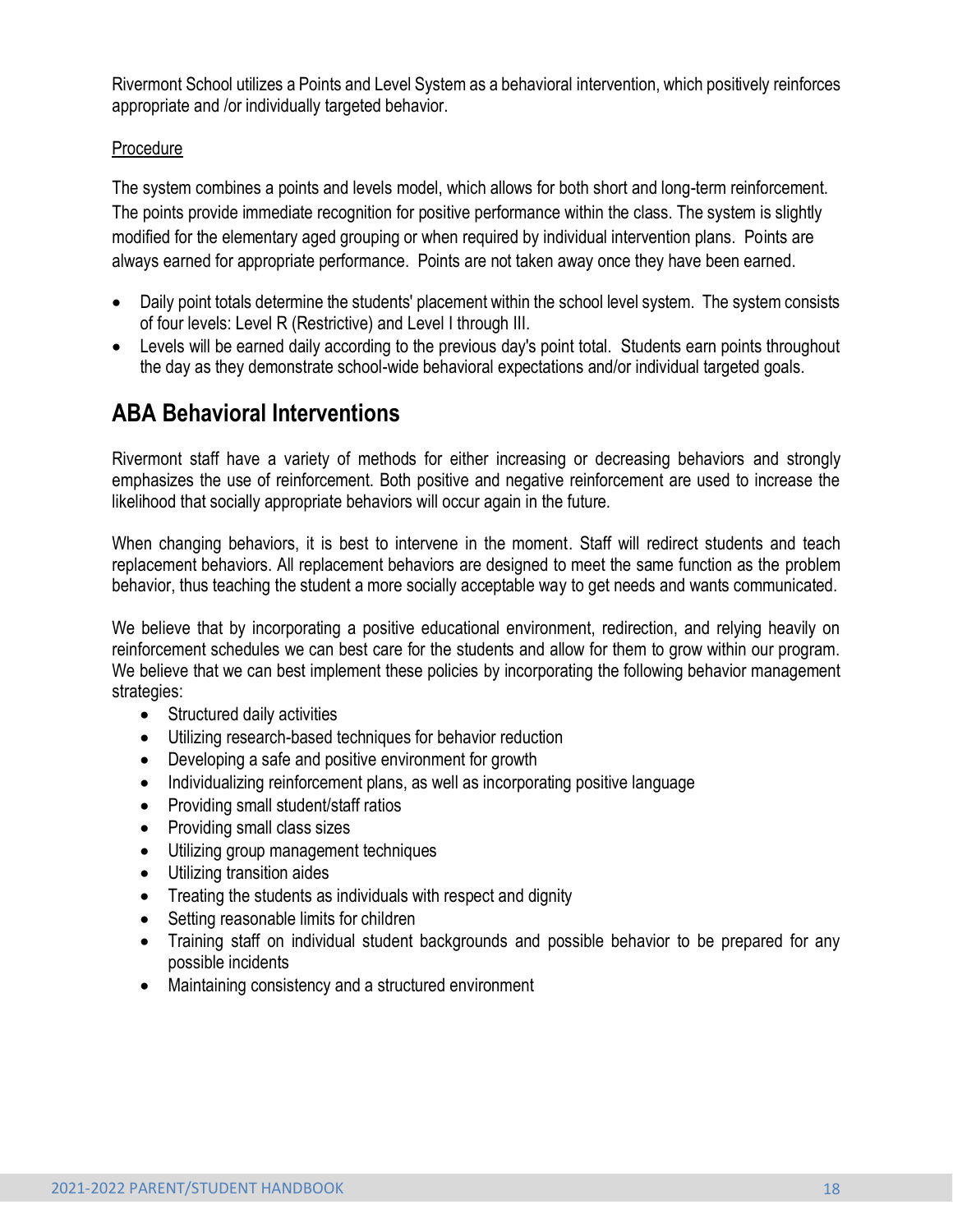Rivermont School utilizes a Points and Level System as a behavioral intervention, which positively reinforces appropriate and /or individually targeted behavior.

Procedure

The system combines a points and levels model, which allows for both short and long-term reinforcement. The points provide immediate recognition for positive performance within the class. The system is slightly modified for the elementary aged grouping or when required by individual intervention plans. Points are always earned for appropriate performance. Points are not taken away once they have been earned.

- Daily point totals determine the students' placement within the school level system. The system consists of four levels: Level R (Restrictive) and Level I through III.
- Levels will be earned daily according to the previous day's point total. Students earn points throughout the day as they demonstrate school-wide behavioral expectations and/or individual targeted goals.

## ABA Behavioral Interventions

Rivermont staff have a variety of methods for either increasing or decreasing behaviors and strongly emphasizes the use of reinforcement. Both positive and negative reinforcement are used to increase the likelihood that socially appropriate behaviors will occur again in the future.

When changing behaviors, it is best to intervene in the moment. Staff will redirect students and teach replacement behaviors. All replacement behaviors are designed to meet the same function as the problem behavior, thus teaching the student a more socially acceptable way to get needs and wants communicated.

We believe that by incorporating a positive educational environment, redirection, and relying heavily on reinforcement schedules we can best care for the students and allow for them to grow within our program. We believe that we can best implement these policies by incorporating the following behavior management strategies:

- Structured daily activities
- Utilizing research-based techniques for behavior reduction
- Developing a safe and positive environment for growth
- Individualizing reinforcement plans, as well as incorporating positive language
- Providing small student/staff ratios
- Providing small class sizes
- Utilizing group management techniques
- Utilizing transition aides
- Treating the students as individuals with respect and dignity
- Setting reasonable limits for children
- Training staff on individual student backgrounds and possible behavior to be prepared for any possible incidents
- Maintaining consistency and a structured environment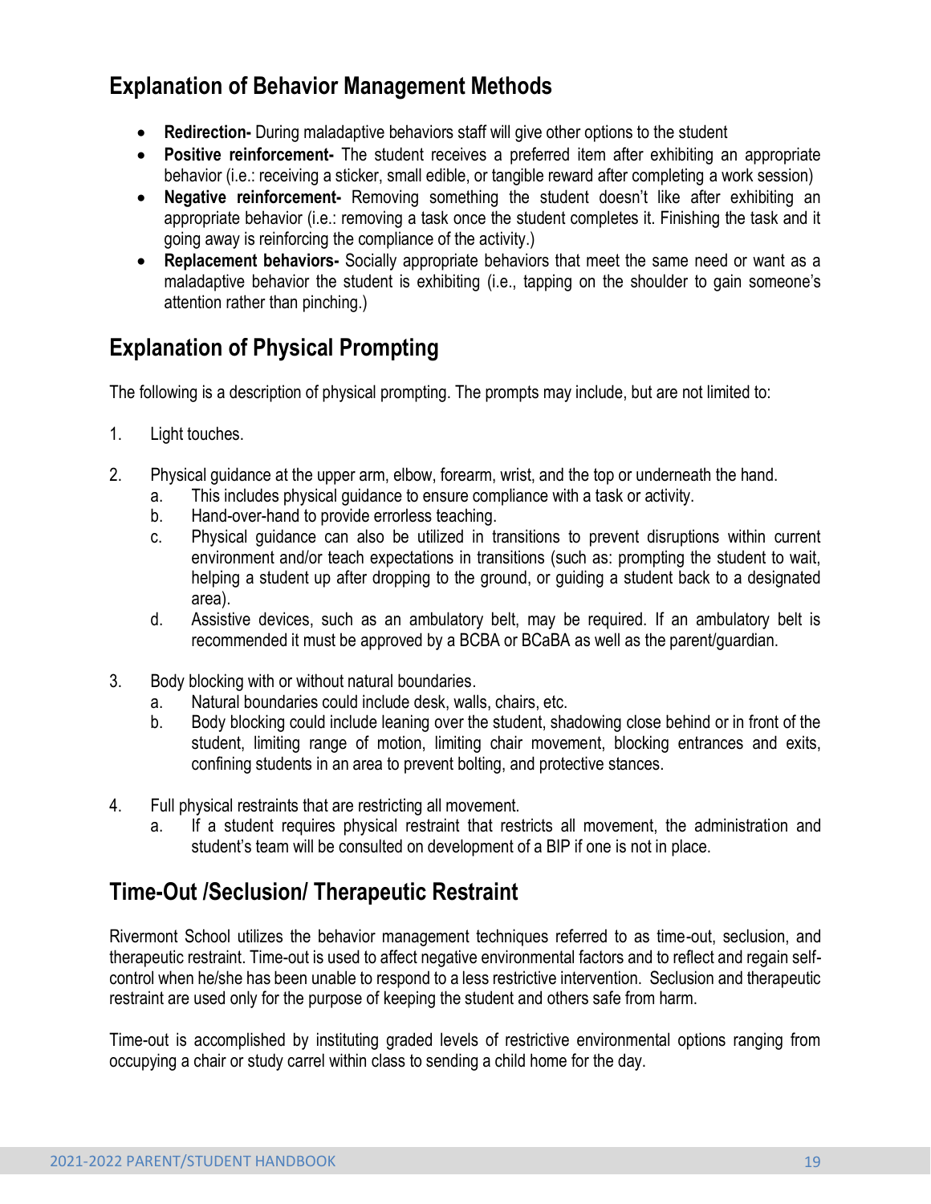## Explanation of Behavior Management Methods

- **Redirection-** During maladaptive behaviors staff will give other options to the student
- **Positive reinforcement-** The student receives a preferred item after exhibiting an appropriate behavior (i.e.: receiving a sticker, small edible, or tangible reward after completing a work session)
- **Negative reinforcement-** Removing something the student doesn't like after exhibiting an appropriate behavior (i.e.: removing a task once the student completes it. Finishing the task and it going away is reinforcing the compliance of the activity.)
- **Replacement behaviors-** Socially appropriate behaviors that meet the same need or want as a maladaptive behavior the student is exhibiting (i.e., tapping on the shoulder to gain someone's attention rather than pinching.)

## Explanation of Physical Prompting

The following is a description of physical prompting. The prompts may include, but are not limited to:

1. Light touches.

2. Physical guidance at the upper arm, elbow, forearm, wrist, and the top or underneath the hand.
   a. This includes physical guidance to ensure compliance with a task or activity.
   b. Hand-over-hand to provide errorless teaching.
   c. Physical guidance can also be utilized in transitions to prevent disruptions within current environment and/or teach expectations in transitions (such as: prompting the student to wait, helping a student up after dropping to the ground, or guiding a student back to a designated area).
   d. Assistive devices, such as an ambulatory belt, may be required. If an ambulatory belt is recommended it must be approved by a BCBA or BCaBA as well as the parent/guardian.

3. Body blocking with or without natural boundaries.
   a. Natural boundaries could include desk, walls, chairs, etc.
   b. Body blocking could include leaning over the student, shadowing close behind or in front of the student, limiting range of motion, limiting chair movement, blocking entrances and exits, confining students in an area to prevent bolting, and protective stances.

4. Full physical restraints that are restricting all movement.
   a. If a student requires physical restraint that restricts all movement, the administration and student's team will be consulted on development of a BIP if one is not in place.

## Time-Out /Seclusion/ Therapeutic Restraint

Rivermont School utilizes the behavior management techniques referred to as time-out, seclusion, and therapeutic restraint. Time-out is used to affect negative environmental factors and to reflect and regain self-control when he/she has been unable to respond to a less restrictive intervention. Seclusion and therapeutic restraint are used only for the purpose of keeping the student and others safe from harm.

Time-out is accomplished by instituting graded levels of restrictive environmental options ranging from occupying a chair or study carrel within class to sending a child home for the day.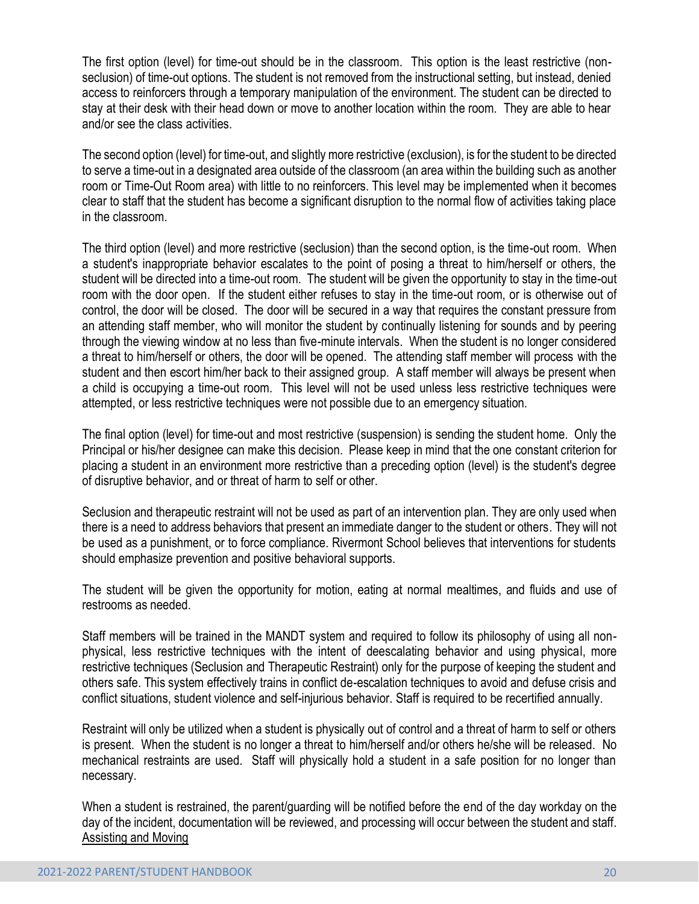The first option (level) for time-out should be in the classroom. This option is the least restrictive (non-seclusion) of time-out options. The student is not removed from the instructional setting, but instead, denied access to reinforcers through a temporary manipulation of the environment. The student can be directed to stay at their desk with their head down or move to another location within the room. They are able to hear and/or see the class activities.

The second option (level) for time-out, and slightly more restrictive (exclusion), is for the student to be directed to serve a time-out in a designated area outside of the classroom (an area within the building such as another room or Time-Out Room area) with little to no reinforcers. This level may be implemented when it becomes clear to staff that the student has become a significant disruption to the normal flow of activities taking place in the classroom.

The third option (level) and more restrictive (seclusion) than the second option, is the time-out room. When a student's inappropriate behavior escalates to the point of posing a threat to him/herself or others, the student will be directed into a time-out room. The student will be given the opportunity to stay in the time-out room with the door open. If the student either refuses to stay in the time-out room, or is otherwise out of control, the door will be closed. The door will be secured in a way that requires the constant pressure from an attending staff member, who will monitor the student by continually listening for sounds and by peering through the viewing window at no less than five-minute intervals. When the student is no longer considered a threat to him/herself or others, the door will be opened. The attending staff member will process with the student and then escort him/her back to their assigned group. A staff member will always be present when a child is occupying a time-out room. This level will not be used unless less restrictive techniques were attempted, or less restrictive techniques were not possible due to an emergency situation.

The final option (level) for time-out and most restrictive (suspension) is sending the student home. Only the Principal or his/her designee can make this decision. Please keep in mind that the one constant criterion for placing a student in an environment more restrictive than a preceding option (level) is the student's degree of disruptive behavior, and or threat of harm to self or other.

Seclusion and therapeutic restraint will not be used as part of an intervention plan. They are only used when there is a need to address behaviors that present an immediate danger to the student or others. They will not be used as a punishment, or to force compliance. Rivermont School believes that interventions for students should emphasize prevention and positive behavioral supports.

The student will be given the opportunity for motion, eating at normal mealtimes, and fluids and use of restrooms as needed.

Staff members will be trained in the MANDT system and required to follow its philosophy of using all non-physical, less restrictive techniques with the intent of deescalating behavior and using physical, more restrictive techniques (Seclusion and Therapeutic Restraint) only for the purpose of keeping the student and others safe. This system effectively trains in conflict de-escalation techniques to avoid and defuse crisis and conflict situations, student violence and self-injurious behavior. Staff is required to be recertified annually.

Restraint will only be utilized when a student is physically out of control and a threat of harm to self or others is present. When the student is no longer a threat to him/herself and/or others he/she will be released. No mechanical restraints are used. Staff will physically hold a student in a safe position for no longer than necessary.

When a student is restrained, the parent/guarding will be notified before the end of the day workday on the day of the incident, documentation will be reviewed, and processing will occur between the student and staff.

<u>Assisting and Moving</u>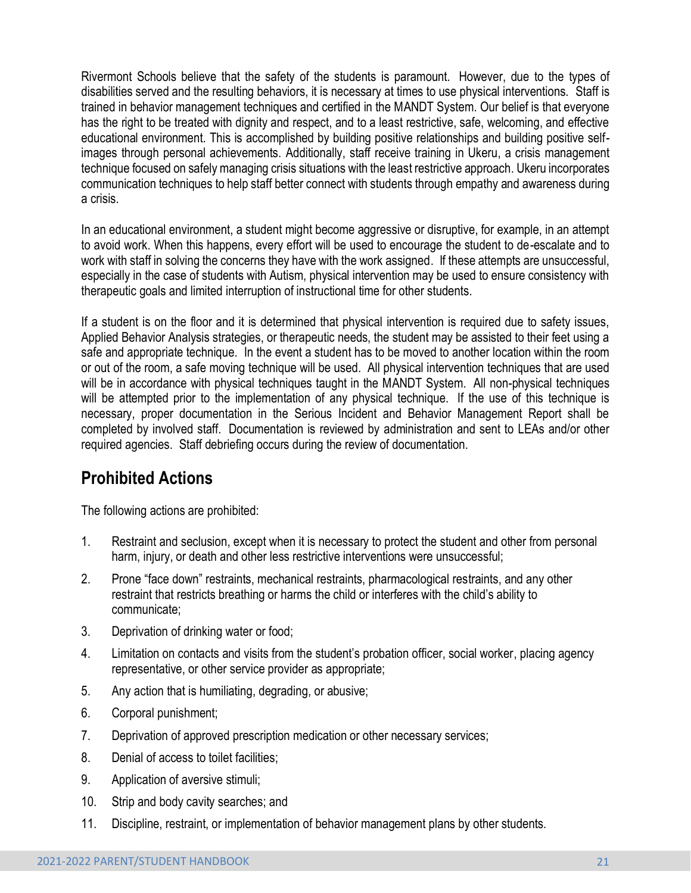Rivermont Schools believe that the safety of the students is paramount. However, due to the types of disabilities served and the resulting behaviors, it is necessary at times to use physical interventions. Staff is trained in behavior management techniques and certified in the MANDT System. Our belief is that everyone has the right to be treated with dignity and respect, and to a least restrictive, safe, welcoming, and effective educational environment. This is accomplished by building positive relationships and building positive self-images through personal achievements. Additionally, staff receive training in Ukeru, a crisis management technique focused on safely managing crisis situations with the least restrictive approach. Ukeru incorporates communication techniques to help staff better connect with students through empathy and awareness during a crisis.

In an educational environment, a student might become aggressive or disruptive, for example, in an attempt to avoid work. When this happens, every effort will be used to encourage the student to de-escalate and to work with staff in solving the concerns they have with the work assigned. If these attempts are unsuccessful, especially in the case of students with Autism, physical intervention may be used to ensure consistency with therapeutic goals and limited interruption of instructional time for other students.

If a student is on the floor and it is determined that physical intervention is required due to safety issues, Applied Behavior Analysis strategies, or therapeutic needs, the student may be assisted to their feet using a safe and appropriate technique. In the event a student has to be moved to another location within the room or out of the room, a safe moving technique will be used. All physical intervention techniques that are used will be in accordance with physical techniques taught in the MANDT System. All non-physical techniques will be attempted prior to the implementation of any physical technique. If the use of this technique is necessary, proper documentation in the Serious Incident and Behavior Management Report shall be completed by involved staff. Documentation is reviewed by administration and sent to LEAs and/or other required agencies. Staff debriefing occurs during the review of documentation.

## Prohibited Actions

The following actions are prohibited:

1. Restraint and seclusion, except when it is necessary to protect the student and other from personal harm, injury, or death and other less restrictive interventions were unsuccessful;
2. Prone "face down" restraints, mechanical restraints, pharmacological restraints, and any other restraint that restricts breathing or harms the child or interferes with the child's ability to communicate;
3. Deprivation of drinking water or food;
4. Limitation on contacts and visits from the student's probation officer, social worker, placing agency representative, or other service provider as appropriate;
5. Any action that is humiliating, degrading, or abusive;
6. Corporal punishment;
7. Deprivation of approved prescription medication or other necessary services;
8. Denial of access to toilet facilities;
9. Application of aversive stimuli;
10. Strip and body cavity searches; and
11. Discipline, restraint, or implementation of behavior management plans by other students.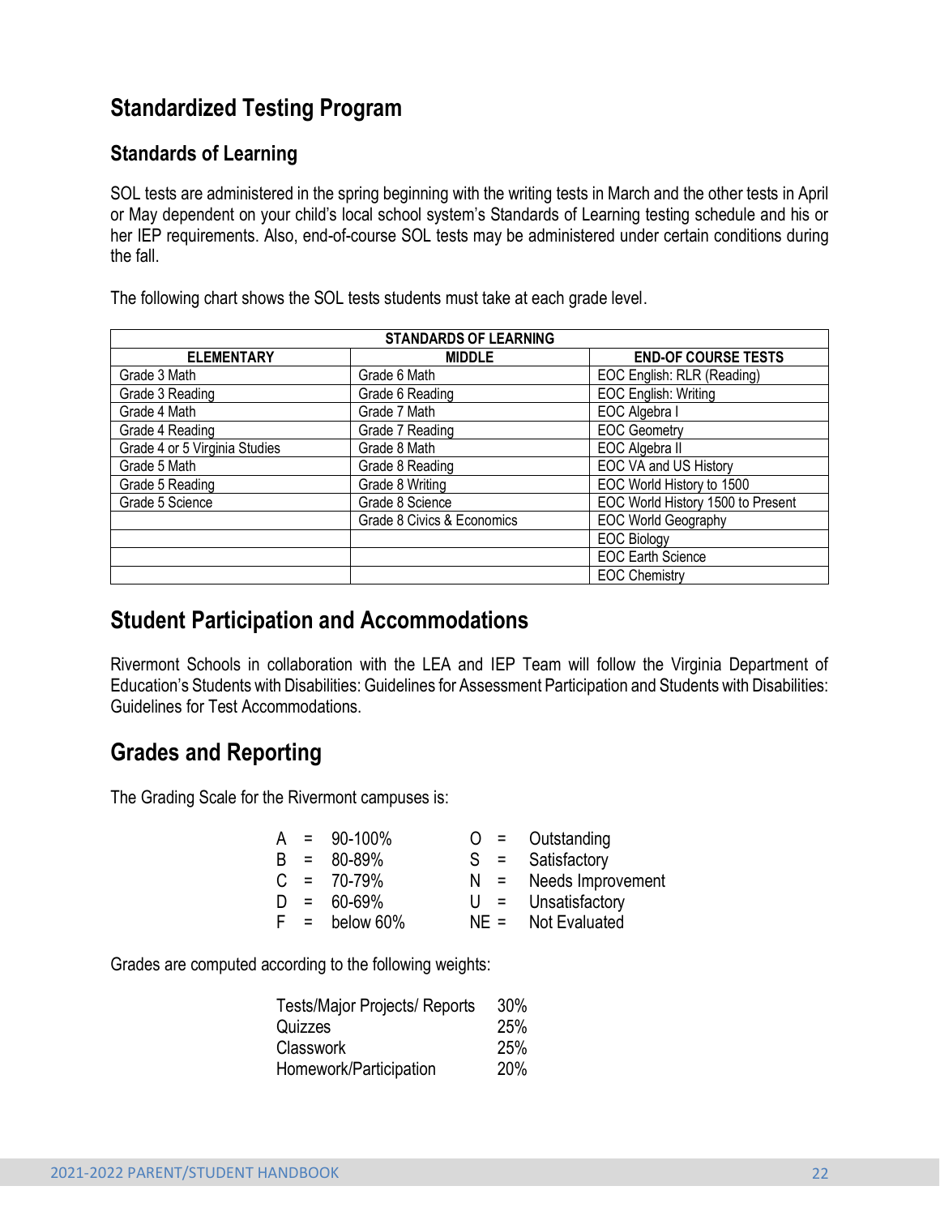## Standardized Testing Program

### Standards of Learning

SOL tests are administered in the spring beginning with the writing tests in March and the other tests in April or May dependent on your child's local school system's Standards of Learning testing schedule and his or her IEP requirements. Also, end-of-course SOL tests may be administered under certain conditions during the fall.

The following chart shows the SOL tests students must take at each grade level.

| STANDARDS OF LEARNING | | |
|---|---|---|
| **ELEMENTARY** | **MIDDLE** | **END-OF COURSE TESTS** |
| Grade 3 Math | Grade 6 Math | EOC English: RLR (Reading) |
| Grade 3 Reading | Grade 6 Reading | EOC English: Writing |
| Grade 4 Math | Grade 7 Math | EOC Algebra I |
| Grade 4 Reading | Grade 7 Reading | EOC Geometry |
| Grade 4 or 5 Virginia Studies | Grade 8 Math | EOC Algebra II |
| Grade 5 Math | Grade 8 Reading | EOC VA and US History |
| Grade 5 Reading | Grade 8 Writing | EOC World History to 1500 |
| Grade 5 Science | Grade 8 Science | EOC World History 1500 to Present |
| | Grade 8 Civics & Economics | EOC World Geography |
| | | EOC Biology |
| | | EOC Earth Science |
| | | EOC Chemistry |

## Student Participation and Accommodations

Rivermont Schools in collaboration with the LEA and IEP Team will follow the Virginia Department of Education's Students with Disabilities: Guidelines for Assessment Participation and Students with Disabilities: Guidelines for Test Accommodations.

## Grades and Reporting

The Grading Scale for the Rivermont campuses is:

| | | | | | |
|---|---|---|---|---|---|
| A | = | 90-100% | O | = | Outstanding |
| B | = | 80-89% | S | = | Satisfactory |
| C | = | 70-79% | N | = | Needs Improvement |
| D | = | 60-69% | U | = | Unsatisfactory |
| F | = | below 60% | NE | = | Not Evaluated |

Grades are computed according to the following weights:

| | |
|---|---|
| Tests/Major Projects/ Reports | 30% |
| Quizzes | 25% |
| Classwork | 25% |
| Homework/Participation | 20% |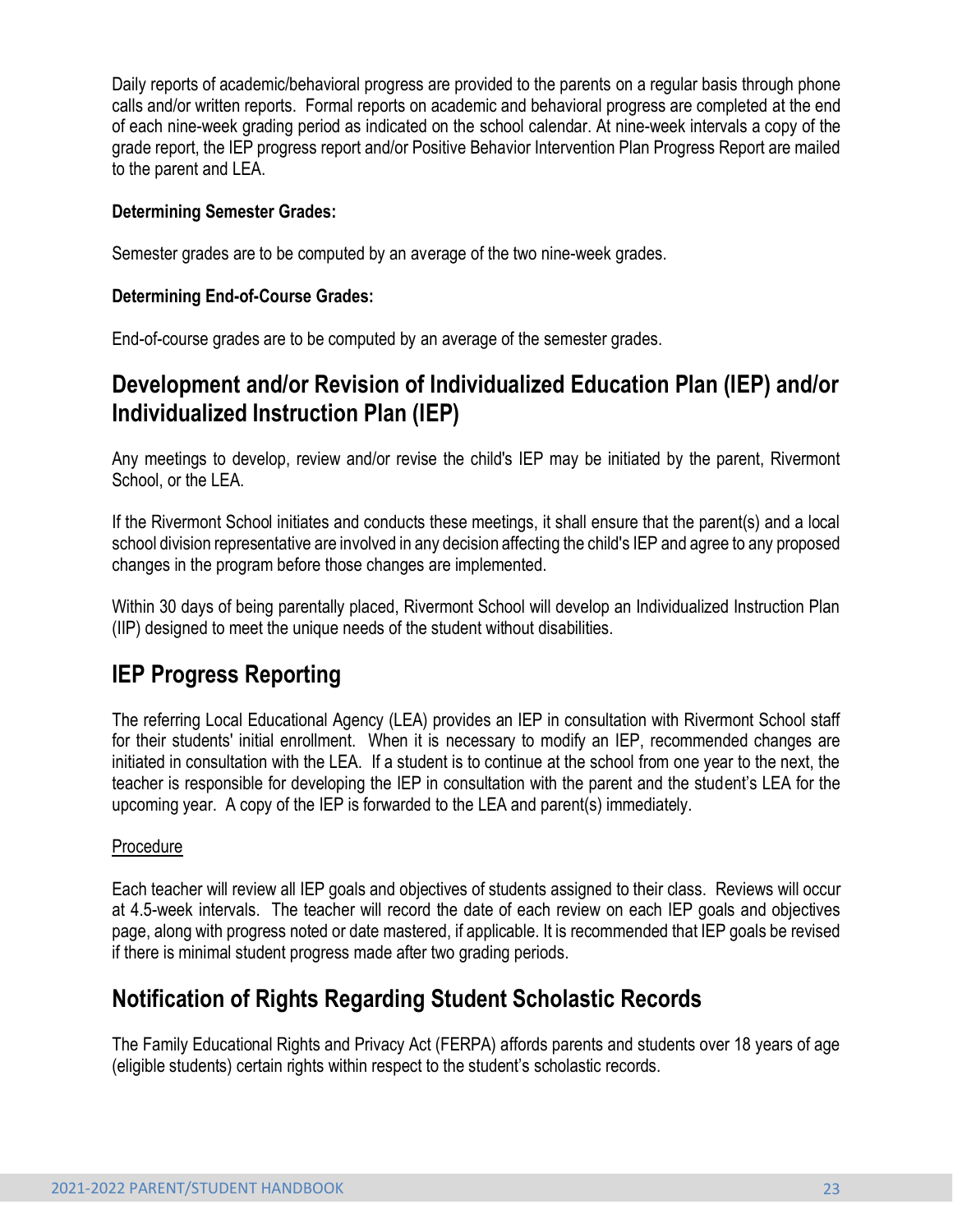Daily reports of academic/behavioral progress are provided to the parents on a regular basis through phone calls and/or written reports. Formal reports on academic and behavioral progress are completed at the end of each nine-week grading period as indicated on the school calendar. At nine-week intervals a copy of the grade report, the IEP progress report and/or Positive Behavior Intervention Plan Progress Report are mailed to the parent and LEA.

**Determining Semester Grades:**

Semester grades are to be computed by an average of the two nine-week grades.

**Determining End-of-Course Grades:**

End-of-course grades are to be computed by an average of the semester grades.

## Development and/or Revision of Individualized Education Plan (IEP) and/or Individualized Instruction Plan (IEP)

Any meetings to develop, review and/or revise the child's IEP may be initiated by the parent, Rivermont School, or the LEA.

If the Rivermont School initiates and conducts these meetings, it shall ensure that the parent(s) and a local school division representative are involved in any decision affecting the child's IEP and agree to any proposed changes in the program before those changes are implemented.

Within 30 days of being parentally placed, Rivermont School will develop an Individualized Instruction Plan (IIP) designed to meet the unique needs of the student without disabilities.

## IEP Progress Reporting

The referring Local Educational Agency (LEA) provides an IEP in consultation with Rivermont School staff for their students' initial enrollment. When it is necessary to modify an IEP, recommended changes are initiated in consultation with the LEA. If a student is to continue at the school from one year to the next, the teacher is responsible for developing the IEP in consultation with the parent and the student's LEA for the upcoming year. A copy of the IEP is forwarded to the LEA and parent(s) immediately.

Procedure

Each teacher will review all IEP goals and objectives of students assigned to their class. Reviews will occur at 4.5-week intervals. The teacher will record the date of each review on each IEP goals and objectives page, along with progress noted or date mastered, if applicable. It is recommended that IEP goals be revised if there is minimal student progress made after two grading periods.

## Notification of Rights Regarding Student Scholastic Records

The Family Educational Rights and Privacy Act (FERPA) affords parents and students over 18 years of age (eligible students) certain rights within respect to the student's scholastic records.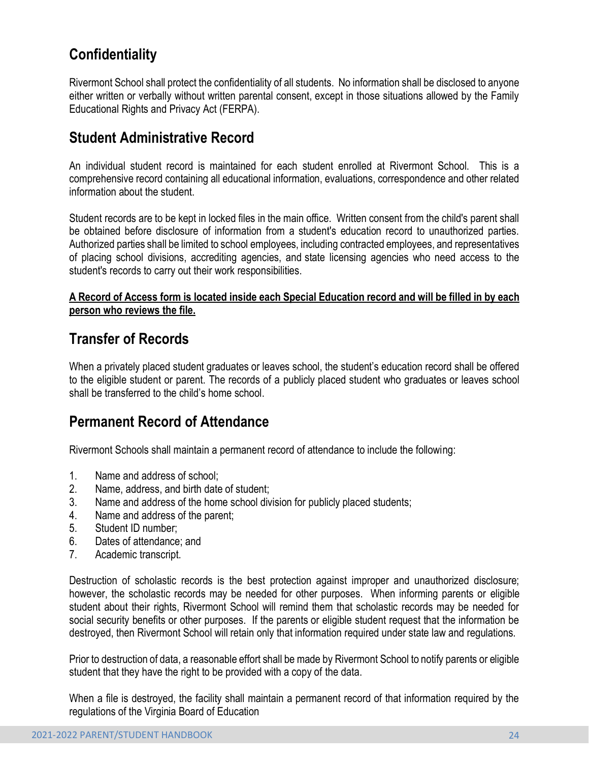## Confidentiality

Rivermont School shall protect the confidentiality of all students. No information shall be disclosed to anyone either written or verbally without written parental consent, except in those situations allowed by the Family Educational Rights and Privacy Act (FERPA).

## Student Administrative Record

An individual student record is maintained for each student enrolled at Rivermont School. This is a comprehensive record containing all educational information, evaluations, correspondence and other related information about the student.

Student records are to be kept in locked files in the main office. Written consent from the child's parent shall be obtained before disclosure of information from a student's education record to unauthorized parties. Authorized parties shall be limited to school employees, including contracted employees, and representatives of placing school divisions, accrediting agencies, and state licensing agencies who need access to the student's records to carry out their work responsibilities.

**<u>A Record of Access form is located inside each Special Education record and will be filled in by each person who reviews the file.</u>**

## Transfer of Records

When a privately placed student graduates or leaves school, the student's education record shall be offered to the eligible student or parent. The records of a publicly placed student who graduates or leaves school shall be transferred to the child's home school.

## Permanent Record of Attendance

Rivermont Schools shall maintain a permanent record of attendance to include the following:

1. Name and address of school;
2. Name, address, and birth date of student;
3. Name and address of the home school division for publicly placed students;
4. Name and address of the parent;
5. Student ID number;
6. Dates of attendance; and
7. Academic transcript.

Destruction of scholastic records is the best protection against improper and unauthorized disclosure; however, the scholastic records may be needed for other purposes. When informing parents or eligible student about their rights, Rivermont School will remind them that scholastic records may be needed for social security benefits or other purposes. If the parents or eligible student request that the information be destroyed, then Rivermont School will retain only that information required under state law and regulations.

Prior to destruction of data, a reasonable effort shall be made by Rivermont School to notify parents or eligible student that they have the right to be provided with a copy of the data.

When a file is destroyed, the facility shall maintain a permanent record of that information required by the regulations of the Virginia Board of Education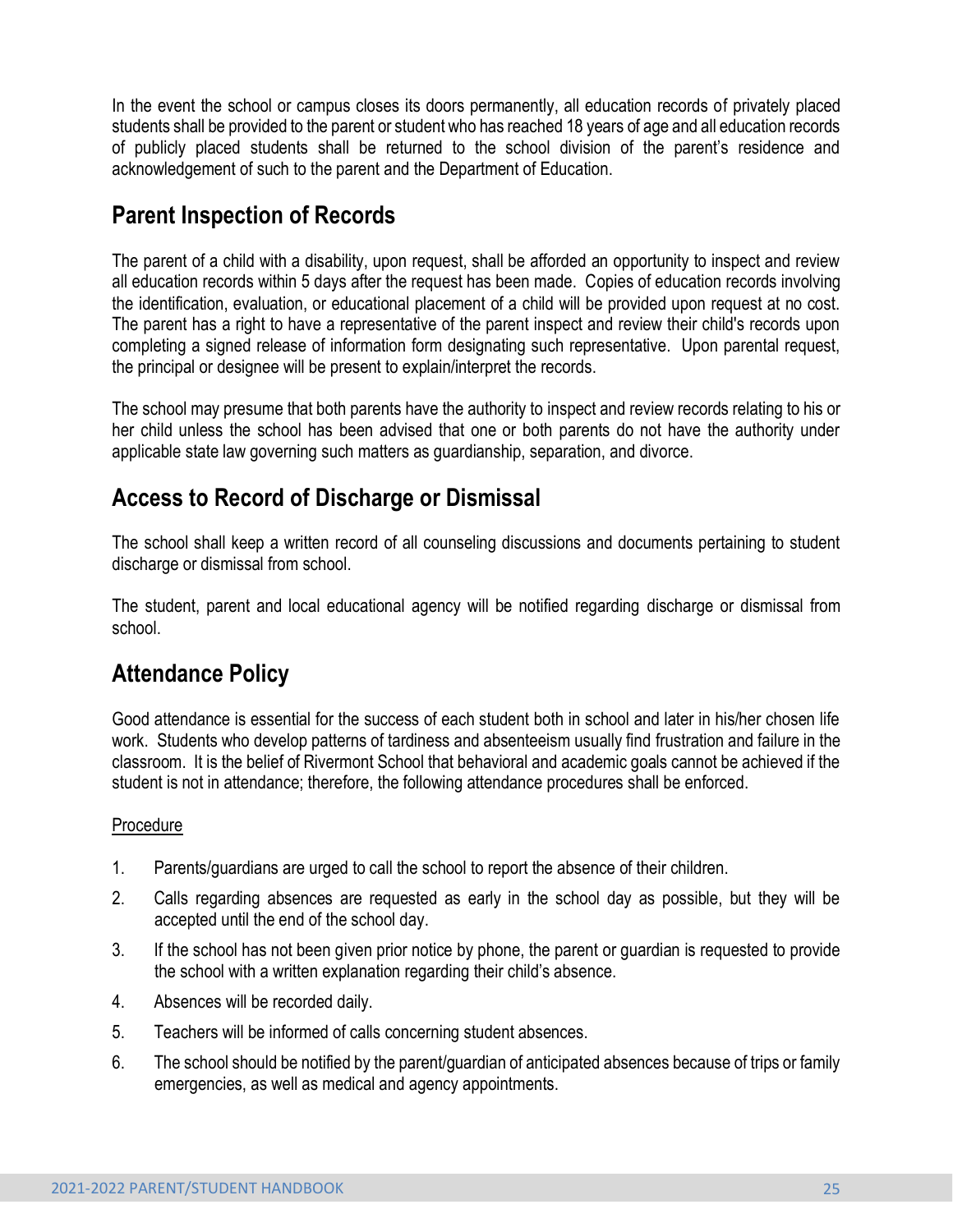In the event the school or campus closes its doors permanently, all education records of privately placed students shall be provided to the parent or student who has reached 18 years of age and all education records of publicly placed students shall be returned to the school division of the parent's residence and acknowledgement of such to the parent and the Department of Education.

## Parent Inspection of Records

The parent of a child with a disability, upon request, shall be afforded an opportunity to inspect and review all education records within 5 days after the request has been made. Copies of education records involving the identification, evaluation, or educational placement of a child will be provided upon request at no cost. The parent has a right to have a representative of the parent inspect and review their child's records upon completing a signed release of information form designating such representative. Upon parental request, the principal or designee will be present to explain/interpret the records.

The school may presume that both parents have the authority to inspect and review records relating to his or her child unless the school has been advised that one or both parents do not have the authority under applicable state law governing such matters as guardianship, separation, and divorce.

## Access to Record of Discharge or Dismissal

The school shall keep a written record of all counseling discussions and documents pertaining to student discharge or dismissal from school.

The student, parent and local educational agency will be notified regarding discharge or dismissal from school.

## Attendance Policy

Good attendance is essential for the success of each student both in school and later in his/her chosen life work. Students who develop patterns of tardiness and absenteeism usually find frustration and failure in the classroom. It is the belief of Rivermont School that behavioral and academic goals cannot be achieved if the student is not in attendance; therefore, the following attendance procedures shall be enforced.

Procedure

1. Parents/guardians are urged to call the school to report the absence of their children.
2. Calls regarding absences are requested as early in the school day as possible, but they will be accepted until the end of the school day.
3. If the school has not been given prior notice by phone, the parent or guardian is requested to provide the school with a written explanation regarding their child's absence.
4. Absences will be recorded daily.
5. Teachers will be informed of calls concerning student absences.
6. The school should be notified by the parent/guardian of anticipated absences because of trips or family emergencies, as well as medical and agency appointments.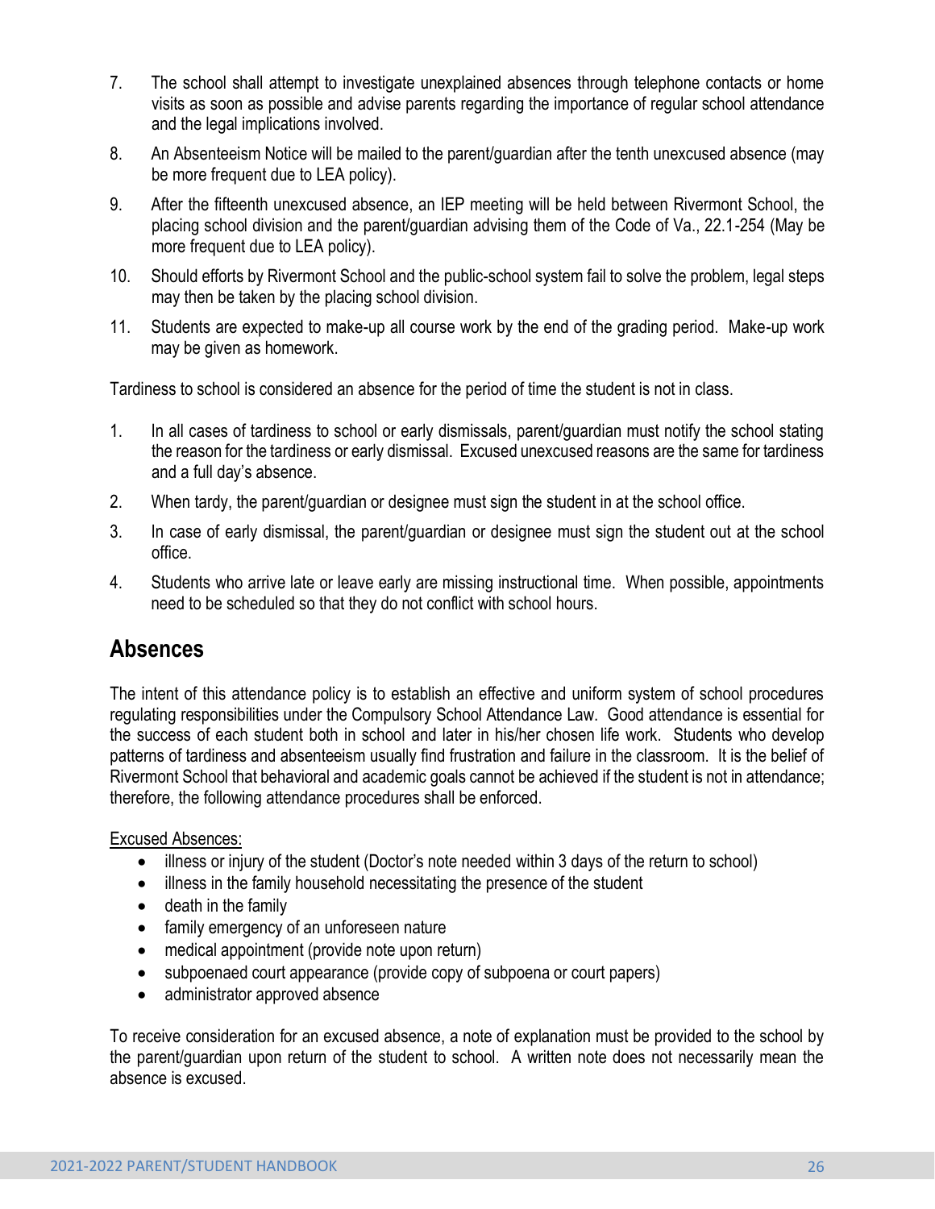7. The school shall attempt to investigate unexplained absences through telephone contacts or home visits as soon as possible and advise parents regarding the importance of regular school attendance and the legal implications involved.

8. An Absenteeism Notice will be mailed to the parent/guardian after the tenth unexcused absence (may be more frequent due to LEA policy).

9. After the fifteenth unexcused absence, an IEP meeting will be held between Rivermont School, the placing school division and the parent/guardian advising them of the Code of Va., 22.1-254 (May be more frequent due to LEA policy).

10. Should efforts by Rivermont School and the public-school system fail to solve the problem, legal steps may then be taken by the placing school division.

11. Students are expected to make-up all course work by the end of the grading period. Make-up work may be given as homework.

Tardiness to school is considered an absence for the period of time the student is not in class.

1. In all cases of tardiness to school or early dismissals, parent/guardian must notify the school stating the reason for the tardiness or early dismissal. Excused unexcused reasons are the same for tardiness and a full day's absence.

2. When tardy, the parent/guardian or designee must sign the student in at the school office.

3. In case of early dismissal, the parent/guardian or designee must sign the student out at the school office.

4. Students who arrive late or leave early are missing instructional time. When possible, appointments need to be scheduled so that they do not conflict with school hours.

## Absences

The intent of this attendance policy is to establish an effective and uniform system of school procedures regulating responsibilities under the Compulsory School Attendance Law. Good attendance is essential for the success of each student both in school and later in his/her chosen life work. Students who develop patterns of tardiness and absenteeism usually find frustration and failure in the classroom. It is the belief of Rivermont School that behavioral and academic goals cannot be achieved if the student is not in attendance; therefore, the following attendance procedures shall be enforced.

Excused Absences:

- illness or injury of the student (Doctor's note needed within 3 days of the return to school)
- illness in the family household necessitating the presence of the student
- death in the family
- family emergency of an unforeseen nature
- medical appointment (provide note upon return)
- subpoenaed court appearance (provide copy of subpoena or court papers)
- administrator approved absence

To receive consideration for an excused absence, a note of explanation must be provided to the school by the parent/guardian upon return of the student to school. A written note does not necessarily mean the absence is excused.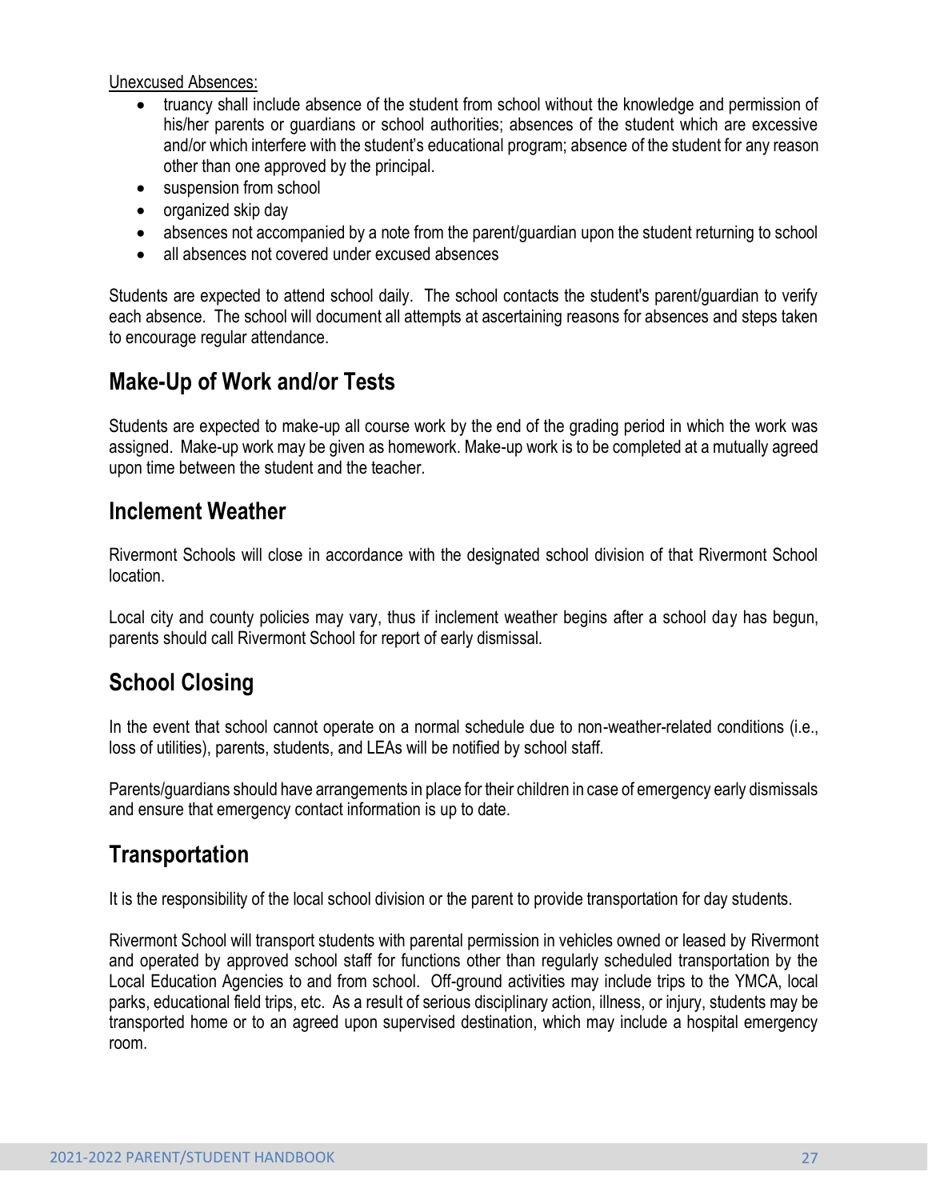Unexcused Absences:

- truancy shall include absence of the student from school without the knowledge and permission of his/her parents or guardians or school authorities; absences of the student which are excessive and/or which interfere with the student's educational program; absence of the student for any reason other than one approved by the principal.
- suspension from school
- organized skip day
- absences not accompanied by a note from the parent/guardian upon the student returning to school
- all absences not covered under excused absences

Students are expected to attend school daily. The school contacts the student's parent/guardian to verify each absence. The school will document all attempts at ascertaining reasons for absences and steps taken to encourage regular attendance.

## Make-Up of Work and/or Tests

Students are expected to make-up all course work by the end of the grading period in which the work was assigned. Make-up work may be given as homework. Make-up work is to be completed at a mutually agreed upon time between the student and the teacher.

## Inclement Weather

Rivermont Schools will close in accordance with the designated school division of that Rivermont School location.

Local city and county policies may vary, thus if inclement weather begins after a school day has begun, parents should call Rivermont School for report of early dismissal.

## School Closing

In the event that school cannot operate on a normal schedule due to non-weather-related conditions (i.e., loss of utilities), parents, students, and LEAs will be notified by school staff.

Parents/guardians should have arrangements in place for their children in case of emergency early dismissals and ensure that emergency contact information is up to date.

## Transportation

It is the responsibility of the local school division or the parent to provide transportation for day students.

Rivermont School will transport students with parental permission in vehicles owned or leased by Rivermont and operated by approved school staff for functions other than regularly scheduled transportation by the Local Education Agencies to and from school. Off-ground activities may include trips to the YMCA, local parks, educational field trips, etc. As a result of serious disciplinary action, illness, or injury, students may be transported home or to an agreed upon supervised destination, which may include a hospital emergency room.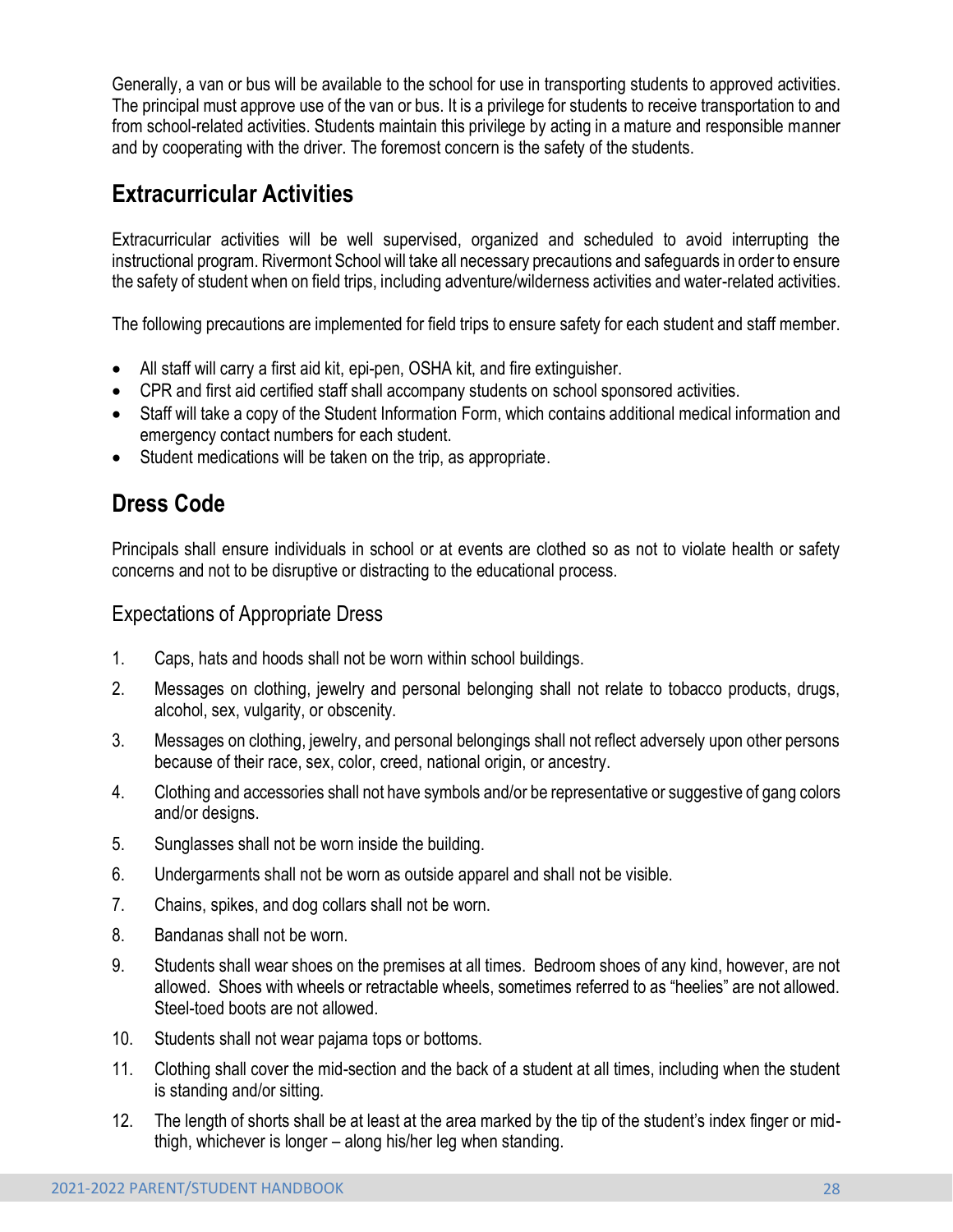Generally, a van or bus will be available to the school for use in transporting students to approved activities. The principal must approve use of the van or bus. It is a privilege for students to receive transportation to and from school-related activities. Students maintain this privilege by acting in a mature and responsible manner and by cooperating with the driver. The foremost concern is the safety of the students.

## Extracurricular Activities

Extracurricular activities will be well supervised, organized and scheduled to avoid interrupting the instructional program. Rivermont School will take all necessary precautions and safeguards in order to ensure the safety of student when on field trips, including adventure/wilderness activities and water-related activities.

The following precautions are implemented for field trips to ensure safety for each student and staff member.

- All staff will carry a first aid kit, epi-pen, OSHA kit, and fire extinguisher.
- CPR and first aid certified staff shall accompany students on school sponsored activities.
- Staff will take a copy of the Student Information Form, which contains additional medical information and emergency contact numbers for each student.
- Student medications will be taken on the trip, as appropriate.

## Dress Code

Principals shall ensure individuals in school or at events are clothed so as not to violate health or safety concerns and not to be disruptive or distracting to the educational process.

### Expectations of Appropriate Dress

1. Caps, hats and hoods shall not be worn within school buildings.
2. Messages on clothing, jewelry and personal belonging shall not relate to tobacco products, drugs, alcohol, sex, vulgarity, or obscenity.
3. Messages on clothing, jewelry, and personal belongings shall not reflect adversely upon other persons because of their race, sex, color, creed, national origin, or ancestry.
4. Clothing and accessories shall not have symbols and/or be representative or suggestive of gang colors and/or designs.
5. Sunglasses shall not be worn inside the building.
6. Undergarments shall not be worn as outside apparel and shall not be visible.
7. Chains, spikes, and dog collars shall not be worn.
8. Bandanas shall not be worn.
9. Students shall wear shoes on the premises at all times. Bedroom shoes of any kind, however, are not allowed. Shoes with wheels or retractable wheels, sometimes referred to as "heelies" are not allowed. Steel-toed boots are not allowed.
10. Students shall not wear pajama tops or bottoms.
11. Clothing shall cover the mid-section and the back of a student at all times, including when the student is standing and/or sitting.
12. The length of shorts shall be at least at the area marked by the tip of the student's index finger or mid-thigh, whichever is longer – along his/her leg when standing.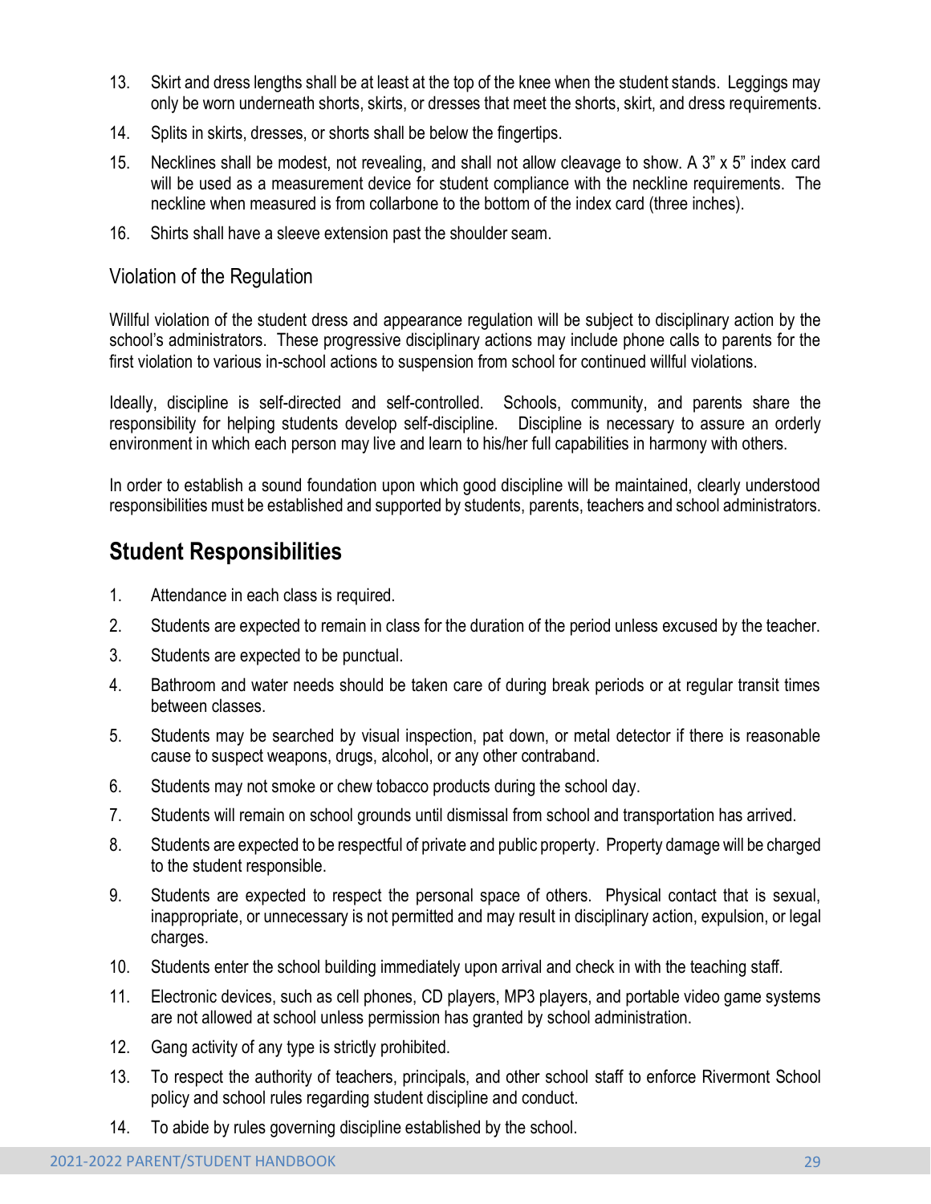13. Skirt and dress lengths shall be at least at the top of the knee when the student stands. Leggings may only be worn underneath shorts, skirts, or dresses that meet the shorts, skirt, and dress requirements.
14. Splits in skirts, dresses, or shorts shall be below the fingertips.
15. Necklines shall be modest, not revealing, and shall not allow cleavage to show. A 3" x 5" index card will be used as a measurement device for student compliance with the neckline requirements. The neckline when measured is from collarbone to the bottom of the index card (three inches).
16. Shirts shall have a sleeve extension past the shoulder seam.

### Violation of the Regulation

Willful violation of the student dress and appearance regulation will be subject to disciplinary action by the school's administrators. These progressive disciplinary actions may include phone calls to parents for the first violation to various in-school actions to suspension from school for continued willful violations.

Ideally, discipline is self-directed and self-controlled. Schools, community, and parents share the responsibility for helping students develop self-discipline. Discipline is necessary to assure an orderly environment in which each person may live and learn to his/her full capabilities in harmony with others.

In order to establish a sound foundation upon which good discipline will be maintained, clearly understood responsibilities must be established and supported by students, parents, teachers and school administrators.

## Student Responsibilities

1. Attendance in each class is required.
2. Students are expected to remain in class for the duration of the period unless excused by the teacher.
3. Students are expected to be punctual.
4. Bathroom and water needs should be taken care of during break periods or at regular transit times between classes.
5. Students may be searched by visual inspection, pat down, or metal detector if there is reasonable cause to suspect weapons, drugs, alcohol, or any other contraband.
6. Students may not smoke or chew tobacco products during the school day.
7. Students will remain on school grounds until dismissal from school and transportation has arrived.
8. Students are expected to be respectful of private and public property. Property damage will be charged to the student responsible.
9. Students are expected to respect the personal space of others. Physical contact that is sexual, inappropriate, or unnecessary is not permitted and may result in disciplinary action, expulsion, or legal charges.
10. Students enter the school building immediately upon arrival and check in with the teaching staff.
11. Electronic devices, such as cell phones, CD players, MP3 players, and portable video game systems are not allowed at school unless permission has granted by school administration.
12. Gang activity of any type is strictly prohibited.
13. To respect the authority of teachers, principals, and other school staff to enforce Rivermont School policy and school rules regarding student discipline and conduct.
14. To abide by rules governing discipline established by the school.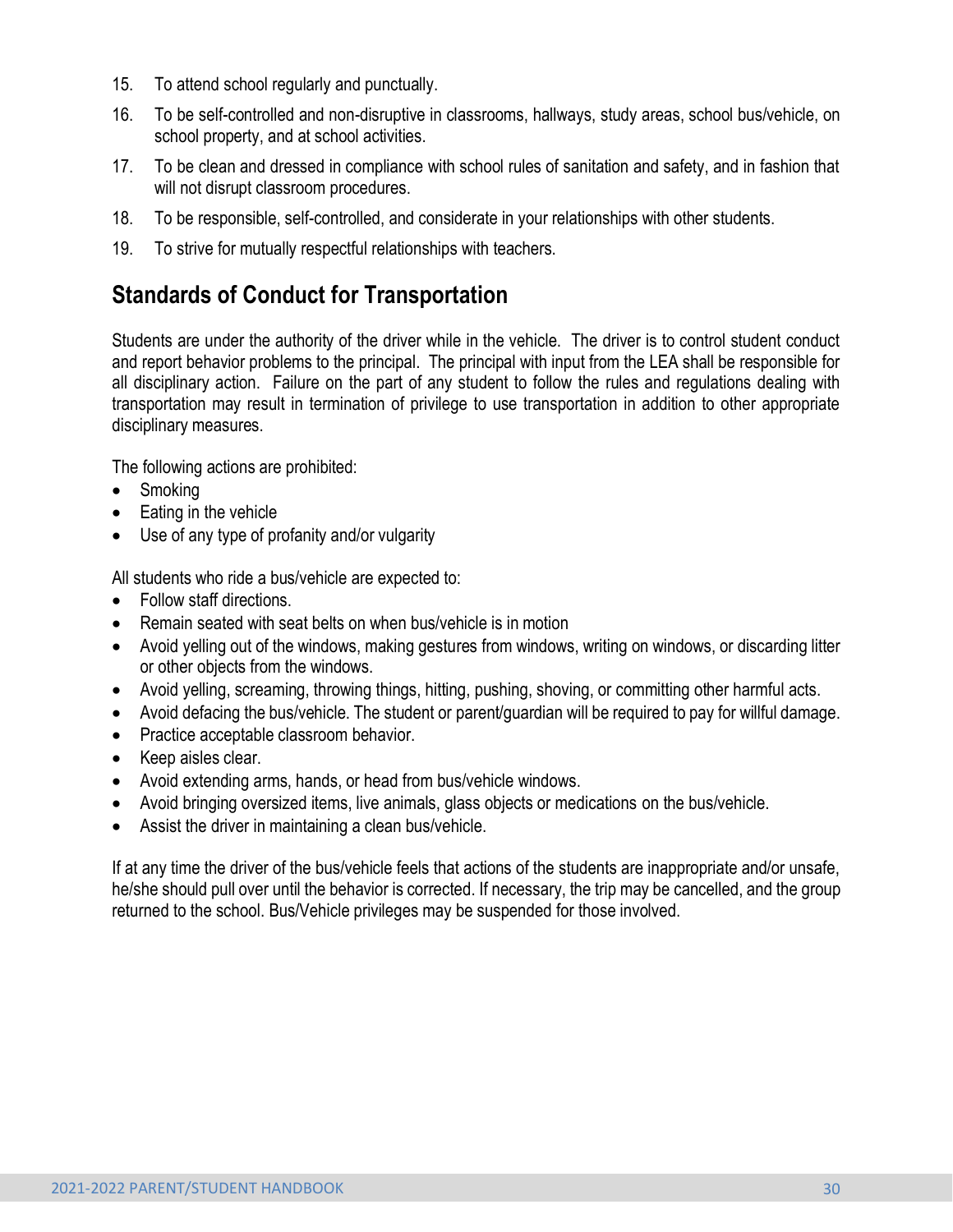15. To attend school regularly and punctually.
16. To be self-controlled and non-disruptive in classrooms, hallways, study areas, school bus/vehicle, on school property, and at school activities.
17. To be clean and dressed in compliance with school rules of sanitation and safety, and in fashion that will not disrupt classroom procedures.
18. To be responsible, self-controlled, and considerate in your relationships with other students.
19. To strive for mutually respectful relationships with teachers.

## Standards of Conduct for Transportation

Students are under the authority of the driver while in the vehicle. The driver is to control student conduct and report behavior problems to the principal. The principal with input from the LEA shall be responsible for all disciplinary action. Failure on the part of any student to follow the rules and regulations dealing with transportation may result in termination of privilege to use transportation in addition to other appropriate disciplinary measures.

The following actions are prohibited:

- Smoking
- Eating in the vehicle
- Use of any type of profanity and/or vulgarity

All students who ride a bus/vehicle are expected to:

- Follow staff directions.
- Remain seated with seat belts on when bus/vehicle is in motion
- Avoid yelling out of the windows, making gestures from windows, writing on windows, or discarding litter or other objects from the windows.
- Avoid yelling, screaming, throwing things, hitting, pushing, shoving, or committing other harmful acts.
- Avoid defacing the bus/vehicle. The student or parent/guardian will be required to pay for willful damage.
- Practice acceptable classroom behavior.
- Keep aisles clear.
- Avoid extending arms, hands, or head from bus/vehicle windows.
- Avoid bringing oversized items, live animals, glass objects or medications on the bus/vehicle.
- Assist the driver in maintaining a clean bus/vehicle.

If at any time the driver of the bus/vehicle feels that actions of the students are inappropriate and/or unsafe, he/she should pull over until the behavior is corrected. If necessary, the trip may be cancelled, and the group returned to the school. Bus/Vehicle privileges may be suspended for those involved.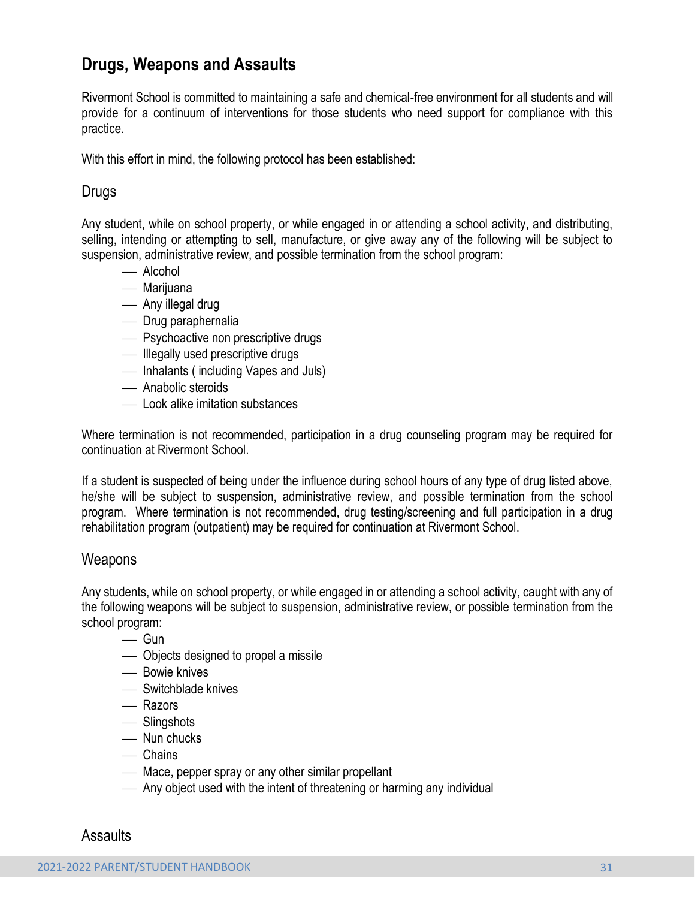## Drugs, Weapons and Assaults

Rivermont School is committed to maintaining a safe and chemical-free environment for all students and will provide for a continuum of interventions for those students who need support for compliance with this practice.

With this effort in mind, the following protocol has been established:

### Drugs

Any student, while on school property, or while engaged in or attending a school activity, and distributing, selling, intending or attempting to sell, manufacture, or give away any of the following will be subject to suspension, administrative review, and possible termination from the school program:

- Alcohol
- Marijuana
- Any illegal drug
- Drug paraphernalia
- Psychoactive non prescriptive drugs
- Illegally used prescriptive drugs
- Inhalants ( including Vapes and Juls)
- Anabolic steroids
- Look alike imitation substances

Where termination is not recommended, participation in a drug counseling program may be required for continuation at Rivermont School.

If a student is suspected of being under the influence during school hours of any type of drug listed above, he/she will be subject to suspension, administrative review, and possible termination from the school program. Where termination is not recommended, drug testing/screening and full participation in a drug rehabilitation program (outpatient) may be required for continuation at Rivermont School.

### Weapons

Any students, while on school property, or while engaged in or attending a school activity, caught with any of the following weapons will be subject to suspension, administrative review, or possible termination from the school program:

- Gun
- Objects designed to propel a missile
- Bowie knives
- Switchblade knives
- Razors
- Slingshots
- Nun chucks
- Chains
- Mace, pepper spray or any other similar propellant
- Any object used with the intent of threatening or harming any individual

### Assaults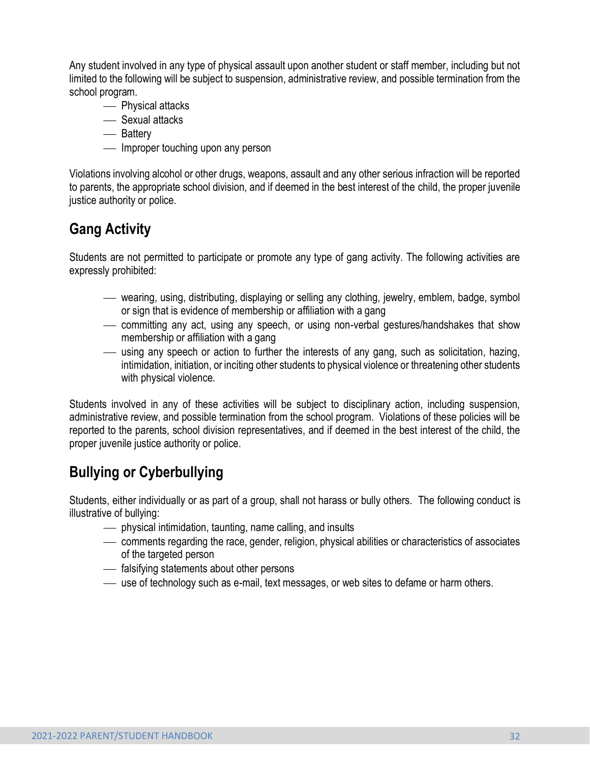Any student involved in any type of physical assault upon another student or staff member, including but not limited to the following will be subject to suspension, administrative review, and possible termination from the school program.

- Physical attacks
- Sexual attacks
- Battery
- Improper touching upon any person

Violations involving alcohol or other drugs, weapons, assault and any other serious infraction will be reported to parents, the appropriate school division, and if deemed in the best interest of the child, the proper juvenile justice authority or police.

## Gang Activity

Students are not permitted to participate or promote any type of gang activity. The following activities are expressly prohibited:

- wearing, using, distributing, displaying or selling any clothing, jewelry, emblem, badge, symbol or sign that is evidence of membership or affiliation with a gang
- committing any act, using any speech, or using non-verbal gestures/handshakes that show membership or affiliation with a gang
- using any speech or action to further the interests of any gang, such as solicitation, hazing, intimidation, initiation, or inciting other students to physical violence or threatening other students with physical violence.

Students involved in any of these activities will be subject to disciplinary action, including suspension, administrative review, and possible termination from the school program. Violations of these policies will be reported to the parents, school division representatives, and if deemed in the best interest of the child, the proper juvenile justice authority or police.

## Bullying or Cyberbullying

Students, either individually or as part of a group, shall not harass or bully others. The following conduct is illustrative of bullying:

- physical intimidation, taunting, name calling, and insults
- comments regarding the race, gender, religion, physical abilities or characteristics of associates of the targeted person
- falsifying statements about other persons
- use of technology such as e-mail, text messages, or web sites to defame or harm others.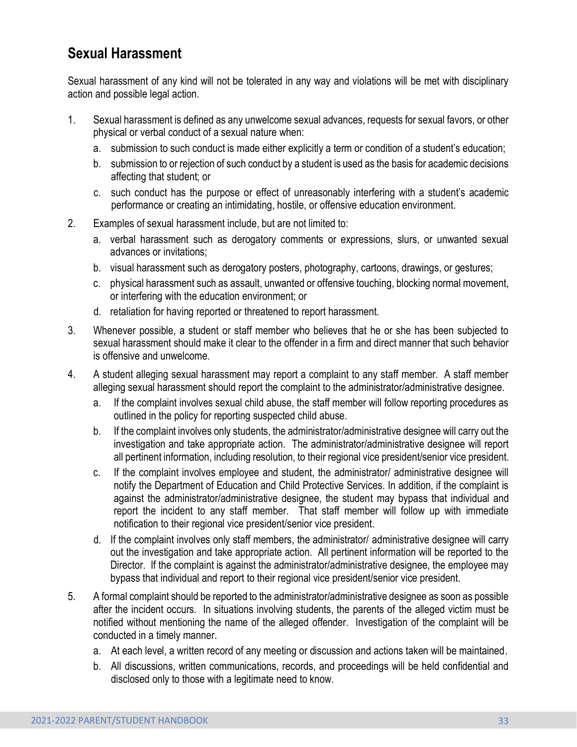## Sexual Harassment

Sexual harassment of any kind will not be tolerated in any way and violations will be met with disciplinary action and possible legal action.

1. Sexual harassment is defined as any unwelcome sexual advances, requests for sexual favors, or other physical or verbal conduct of a sexual nature when:
   a. submission to such conduct is made either explicitly a term or condition of a student's education;
   b. submission to or rejection of such conduct by a student is used as the basis for academic decisions affecting that student; or
   c. such conduct has the purpose or effect of unreasonably interfering with a student's academic performance or creating an intimidating, hostile, or offensive education environment.
2. Examples of sexual harassment include, but are not limited to:
   a. verbal harassment such as derogatory comments or expressions, slurs, or unwanted sexual advances or invitations;
   b. visual harassment such as derogatory posters, photography, cartoons, drawings, or gestures;
   c. physical harassment such as assault, unwanted or offensive touching, blocking normal movement, or interfering with the education environment; or
   d. retaliation for having reported or threatened to report harassment.
3. Whenever possible, a student or staff member who believes that he or she has been subjected to sexual harassment should make it clear to the offender in a firm and direct manner that such behavior is offensive and unwelcome.
4. A student alleging sexual harassment may report a complaint to any staff member. A staff member alleging sexual harassment should report the complaint to the administrator/administrative designee.
   a. If the complaint involves sexual child abuse, the staff member will follow reporting procedures as outlined in the policy for reporting suspected child abuse.
   b. If the complaint involves only students, the administrator/administrative designee will carry out the investigation and take appropriate action. The administrator/administrative designee will report all pertinent information, including resolution, to their regional vice president/senior vice president.
   c. If the complaint involves employee and student, the administrator/ administrative designee will notify the Department of Education and Child Protective Services. In addition, if the complaint is against the administrator/administrative designee, the student may bypass that individual and report the incident to any staff member. That staff member will follow up with immediate notification to their regional vice president/senior vice president.
   d. If the complaint involves only staff members, the administrator/ administrative designee will carry out the investigation and take appropriate action. All pertinent information will be reported to the Director. If the complaint is against the administrator/administrative designee, the employee may bypass that individual and report to their regional vice president/senior vice president.
5. A formal complaint should be reported to the administrator/administrative designee as soon as possible after the incident occurs. In situations involving students, the parents of the alleged victim must be notified without mentioning the name of the alleged offender. Investigation of the complaint will be conducted in a timely manner.
   a. At each level, a written record of any meeting or discussion and actions taken will be maintained.
   b. All discussions, written communications, records, and proceedings will be held confidential and disclosed only to those with a legitimate need to know.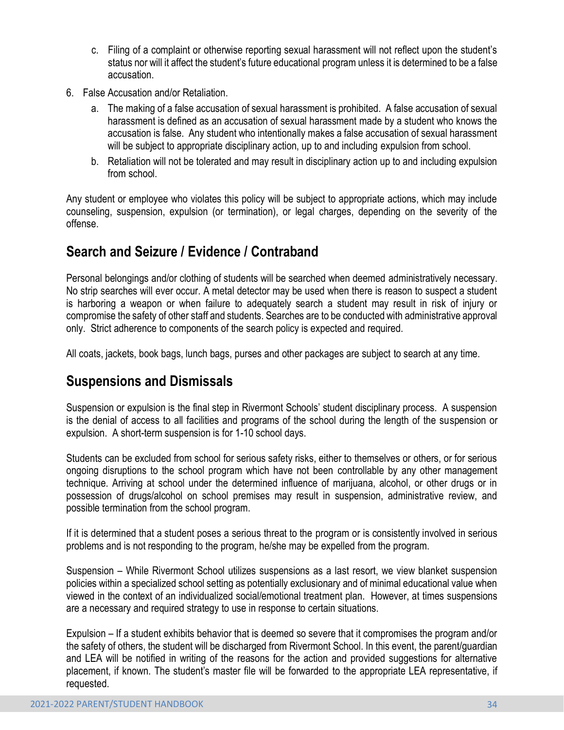c. Filing of a complaint or otherwise reporting sexual harassment will not reflect upon the student's status nor will it affect the student's future educational program unless it is determined to be a false accusation.

6. False Accusation and/or Retaliation.
   a. The making of a false accusation of sexual harassment is prohibited. A false accusation of sexual harassment is defined as an accusation of sexual harassment made by a student who knows the accusation is false. Any student who intentionally makes a false accusation of sexual harassment will be subject to appropriate disciplinary action, up to and including expulsion from school.
   b. Retaliation will not be tolerated and may result in disciplinary action up to and including expulsion from school.

Any student or employee who violates this policy will be subject to appropriate actions, which may include counseling, suspension, expulsion (or termination), or legal charges, depending on the severity of the offense.

## Search and Seizure / Evidence / Contraband

Personal belongings and/or clothing of students will be searched when deemed administratively necessary. No strip searches will ever occur. A metal detector may be used when there is reason to suspect a student is harboring a weapon or when failure to adequately search a student may result in risk of injury or compromise the safety of other staff and students. Searches are to be conducted with administrative approval only. Strict adherence to components of the search policy is expected and required.

All coats, jackets, book bags, lunch bags, purses and other packages are subject to search at any time.

## Suspensions and Dismissals

Suspension or expulsion is the final step in Rivermont Schools' student disciplinary process. A suspension is the denial of access to all facilities and programs of the school during the length of the suspension or expulsion. A short-term suspension is for 1-10 school days.

Students can be excluded from school for serious safety risks, either to themselves or others, or for serious ongoing disruptions to the school program which have not been controllable by any other management technique. Arriving at school under the determined influence of marijuana, alcohol, or other drugs or in possession of drugs/alcohol on school premises may result in suspension, administrative review, and possible termination from the school program.

If it is determined that a student poses a serious threat to the program or is consistently involved in serious problems and is not responding to the program, he/she may be expelled from the program.

Suspension – While Rivermont School utilizes suspensions as a last resort, we view blanket suspension policies within a specialized school setting as potentially exclusionary and of minimal educational value when viewed in the context of an individualized social/emotional treatment plan. However, at times suspensions are a necessary and required strategy to use in response to certain situations.

Expulsion – If a student exhibits behavior that is deemed so severe that it compromises the program and/or the safety of others, the student will be discharged from Rivermont School. In this event, the parent/guardian and LEA will be notified in writing of the reasons for the action and provided suggestions for alternative placement, if known. The student's master file will be forwarded to the appropriate LEA representative, if requested.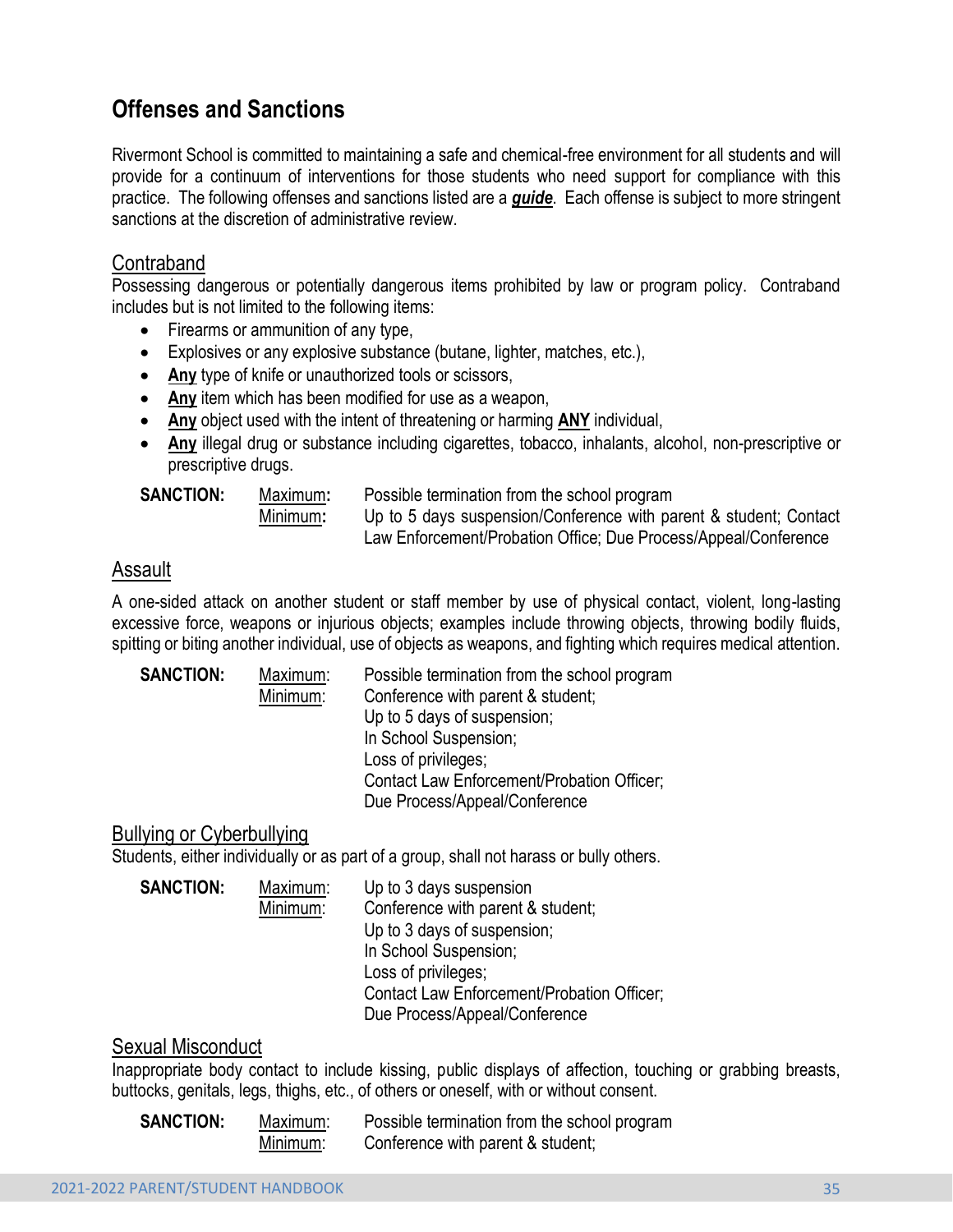## Offenses and Sanctions

Rivermont School is committed to maintaining a safe and chemical-free environment for all students and will provide for a continuum of interventions for those students who need support for compliance with this practice. The following offenses and sanctions listed are a ***guide***. Each offense is subject to more stringent sanctions at the discretion of administrative review.

### Contraband

Possessing dangerous or potentially dangerous items prohibited by law or program policy. Contraband includes but is not limited to the following items:

- Firearms or ammunition of any type,
- Explosives or any explosive substance (butane, lighter, matches, etc.),
- **Any** type of knife or unauthorized tools or scissors,
- **Any** item which has been modified for use as a weapon,
- **Any** object used with the intent of threatening or harming **ANY** individual,
- **Any** illegal drug or substance including cigarettes, tobacco, inhalants, alcohol, non-prescriptive or prescriptive drugs.

**SANCTION:**
Maximum: Possible termination from the school program
Minimum: Up to 5 days suspension/Conference with parent & student; Contact Law Enforcement/Probation Office; Due Process/Appeal/Conference

### Assault

A one-sided attack on another student or staff member by use of physical contact, violent, long-lasting excessive force, weapons or injurious objects; examples include throwing objects, throwing bodily fluids, spitting or biting another individual, use of objects as weapons, and fighting which requires medical attention.

**SANCTION:**
Maximum: Possible termination from the school program
Minimum: Conference with parent & student;
Up to 5 days of suspension;
In School Suspension;
Loss of privileges;
Contact Law Enforcement/Probation Officer;
Due Process/Appeal/Conference

### Bullying or Cyberbullying

Students, either individually or as part of a group, shall not harass or bully others.

**SANCTION:**
Maximum: Up to 3 days suspension
Minimum: Conference with parent & student;
Up to 3 days of suspension;
In School Suspension;
Loss of privileges;
Contact Law Enforcement/Probation Officer;
Due Process/Appeal/Conference

### Sexual Misconduct

Inappropriate body contact to include kissing, public displays of affection, touching or grabbing breasts, buttocks, genitals, legs, thighs, etc., of others or oneself, with or without consent.

**SANCTION:**
Maximum: Possible termination from the school program
Minimum: Conference with parent & student;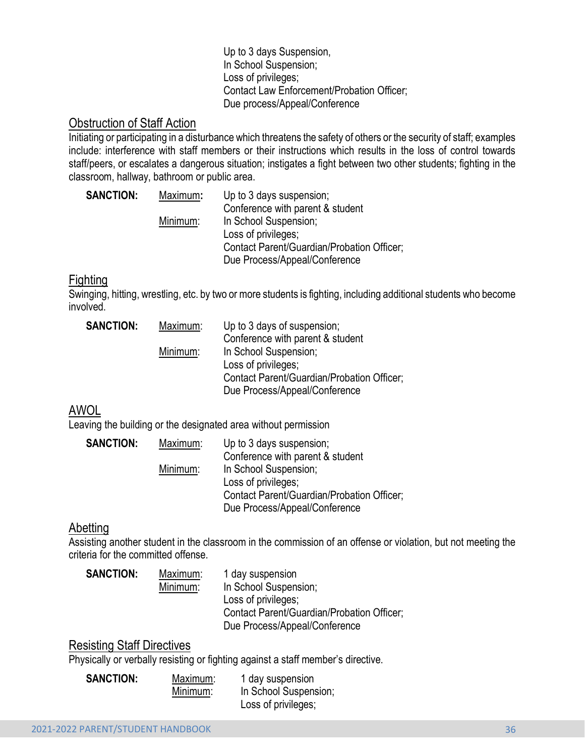Up to 3 days Suspension,
In School Suspension;
Loss of privileges;
Contact Law Enforcement/Probation Officer;
Due process/Appeal/Conference

## Obstruction of Staff Action

Initiating or participating in a disturbance which threatens the safety of others or the security of staff; examples include: interference with staff members or their instructions which results in the loss of control towards staff/peers, or escalates a dangerous situation; instigates a fight between two other students; fighting in the classroom, hallway, bathroom or public area.

**SANCTION:** Maximum**:** Up to 3 days suspension;
Conference with parent & student
Minimum: In School Suspension;
Loss of privileges;
Contact Parent/Guardian/Probation Officer;
Due Process/Appeal/Conference

## Fighting

Swinging, hitting, wrestling, etc. by two or more students is fighting, including additional students who become involved.

**SANCTION:** Maximum: Up to 3 days of suspension;
Conference with parent & student
Minimum: In School Suspension;
Loss of privileges;
Contact Parent/Guardian/Probation Officer;
Due Process/Appeal/Conference

## AWOL

Leaving the building or the designated area without permission

**SANCTION:** Maximum: Up to 3 days suspension;
Conference with parent & student
Minimum: In School Suspension;
Loss of privileges;
Contact Parent/Guardian/Probation Officer;
Due Process/Appeal/Conference

## Abetting

Assisting another student in the classroom in the commission of an offense or violation, but not meeting the criteria for the committed offense.

**SANCTION:** Maximum: 1 day suspension
Minimum: In School Suspension;
Loss of privileges;
Contact Parent/Guardian/Probation Officer;
Due Process/Appeal/Conference

## Resisting Staff Directives

Physically or verbally resisting or fighting against a staff member's directive.

**SANCTION:** Maximum: 1 day suspension
Minimum: In School Suspension;
Loss of privileges;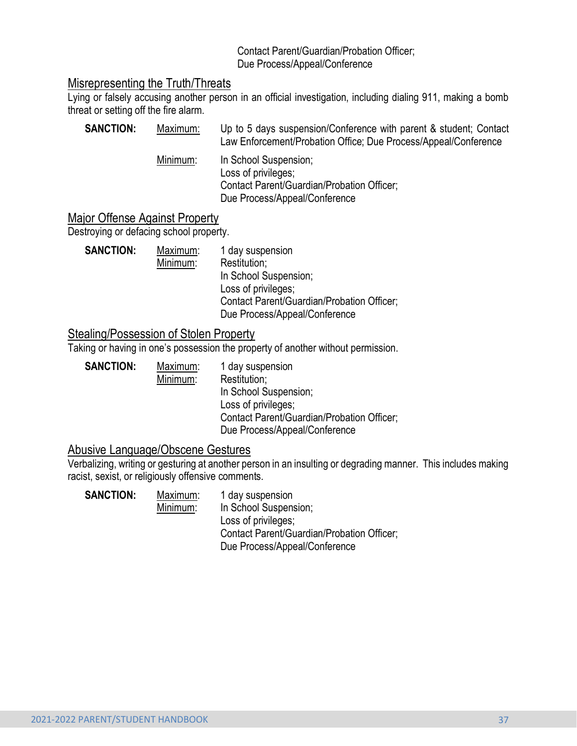Contact Parent/Guardian/Probation Officer;
Due Process/Appeal/Conference

### Misrepresenting the Truth/Threats

Lying or falsely accusing another person in an official investigation, including dialing 911, making a bomb threat or setting off the fire alarm.

**SANCTION:**

Maximum: Up to 5 days suspension/Conference with parent & student; Contact Law Enforcement/Probation Office; Due Process/Appeal/Conference

Minimum: In School Suspension;
Loss of privileges;
Contact Parent/Guardian/Probation Officer;
Due Process/Appeal/Conference

### Major Offense Against Property

Destroying or defacing school property.

**SANCTION:**

Maximum: 1 day suspension

Minimum: Restitution;
In School Suspension;
Loss of privileges;
Contact Parent/Guardian/Probation Officer;
Due Process/Appeal/Conference

### Stealing/Possession of Stolen Property

Taking or having in one's possession the property of another without permission.

**SANCTION:**

Maximum: 1 day suspension

Minimum: Restitution;
In School Suspension;
Loss of privileges;
Contact Parent/Guardian/Probation Officer;
Due Process/Appeal/Conference

### Abusive Language/Obscene Gestures

Verbalizing, writing or gesturing at another person in an insulting or degrading manner. This includes making racist, sexist, or religiously offensive comments.

**SANCTION:**

Maximum: 1 day suspension

Minimum: In School Suspension;
Loss of privileges;
Contact Parent/Guardian/Probation Officer;
Due Process/Appeal/Conference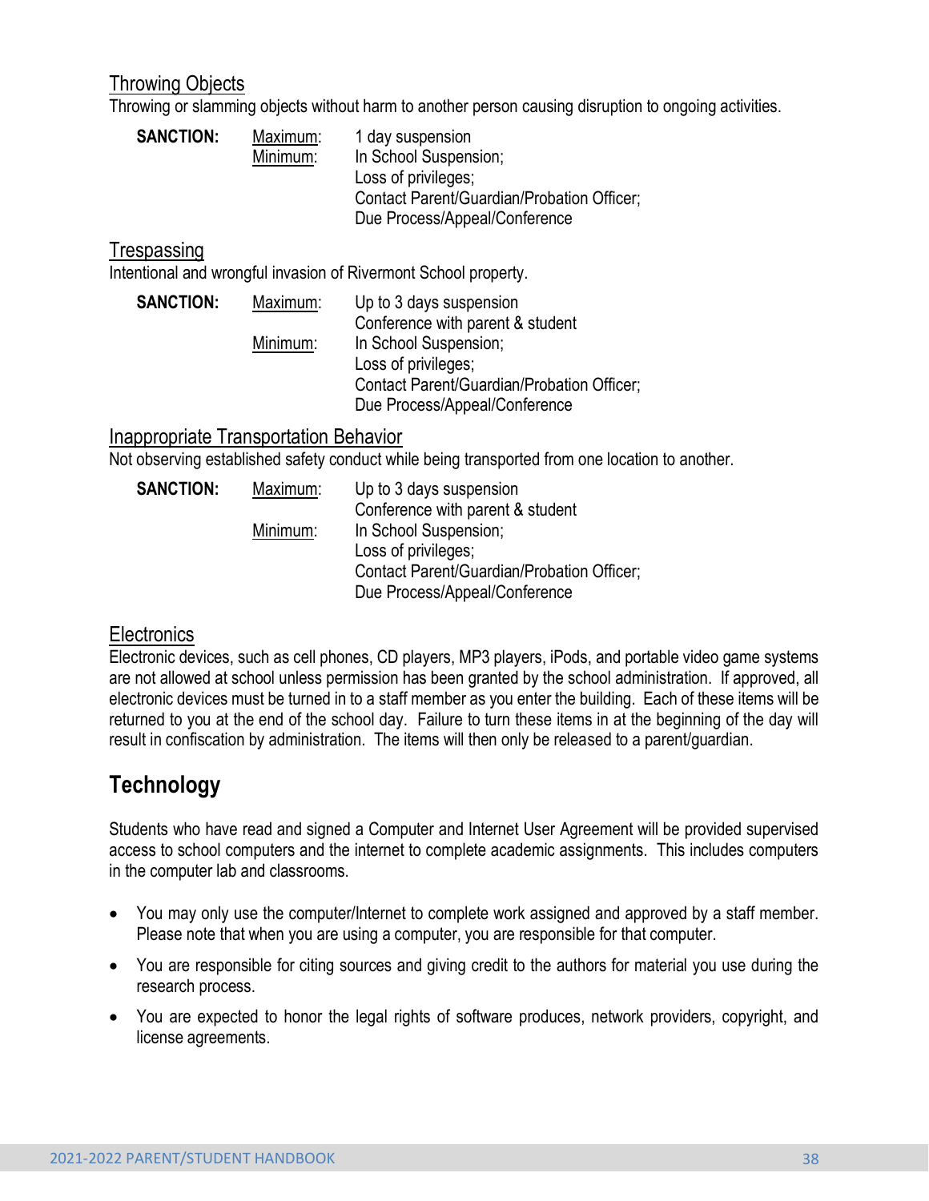### Throwing Objects

Throwing or slamming objects without harm to another person causing disruption to ongoing activities.

| | | |
|---|---|---|
| **SANCTION:** | Maximum: | 1 day suspension |
| | Minimum: | In School Suspension; Loss of privileges; Contact Parent/Guardian/Probation Officer; Due Process/Appeal/Conference |

### Trespassing

Intentional and wrongful invasion of Rivermont School property.

| | | |
|---|---|---|
| **SANCTION:** | Maximum: | Up to 3 days suspension Conference with parent & student |
| | Minimum: | In School Suspension; Loss of privileges; Contact Parent/Guardian/Probation Officer; Due Process/Appeal/Conference |

### Inappropriate Transportation Behavior

Not observing established safety conduct while being transported from one location to another.

| | | |
|---|---|---|
| **SANCTION:** | Maximum: | Up to 3 days suspension Conference with parent & student |
| | Minimum: | In School Suspension; Loss of privileges; Contact Parent/Guardian/Probation Officer; Due Process/Appeal/Conference |

### Electronics

Electronic devices, such as cell phones, CD players, MP3 players, iPods, and portable video game systems are not allowed at school unless permission has been granted by the school administration. If approved, all electronic devices must be turned in to a staff member as you enter the building. Each of these items will be returned to you at the end of the school day. Failure to turn these items in at the beginning of the day will result in confiscation by administration. The items will then only be released to a parent/guardian.

## Technology

Students who have read and signed a Computer and Internet User Agreement will be provided supervised access to school computers and the internet to complete academic assignments. This includes computers in the computer lab and classrooms.

- You may only use the computer/Internet to complete work assigned and approved by a staff member. Please note that when you are using a computer, you are responsible for that computer.
- You are responsible for citing sources and giving credit to the authors for material you use during the research process.
- You are expected to honor the legal rights of software produces, network providers, copyright, and license agreements.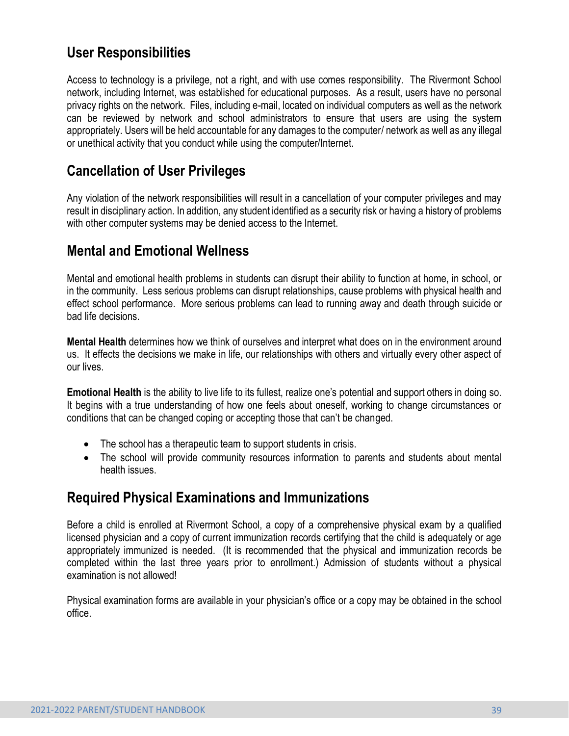## User Responsibilities

Access to technology is a privilege, not a right, and with use comes responsibility. The Rivermont School network, including Internet, was established for educational purposes. As a result, users have no personal privacy rights on the network. Files, including e-mail, located on individual computers as well as the network can be reviewed by network and school administrators to ensure that users are using the system appropriately. Users will be held accountable for any damages to the computer/ network as well as any illegal or unethical activity that you conduct while using the computer/Internet.

## Cancellation of User Privileges

Any violation of the network responsibilities will result in a cancellation of your computer privileges and may result in disciplinary action. In addition, any student identified as a security risk or having a history of problems with other computer systems may be denied access to the Internet.

## Mental and Emotional Wellness

Mental and emotional health problems in students can disrupt their ability to function at home, in school, or in the community. Less serious problems can disrupt relationships, cause problems with physical health and effect school performance. More serious problems can lead to running away and death through suicide or bad life decisions.

**Mental Health** determines how we think of ourselves and interpret what does on in the environment around us. It effects the decisions we make in life, our relationships with others and virtually every other aspect of our lives.

**Emotional Health** is the ability to live life to its fullest, realize one's potential and support others in doing so. It begins with a true understanding of how one feels about oneself, working to change circumstances or conditions that can be changed coping or accepting those that can't be changed.

- The school has a therapeutic team to support students in crisis.
- The school will provide community resources information to parents and students about mental health issues.

## Required Physical Examinations and Immunizations

Before a child is enrolled at Rivermont School, a copy of a comprehensive physical exam by a qualified licensed physician and a copy of current immunization records certifying that the child is adequately or age appropriately immunized is needed. (It is recommended that the physical and immunization records be completed within the last three years prior to enrollment.) Admission of students without a physical examination is not allowed!

Physical examination forms are available in your physician's office or a copy may be obtained in the school office.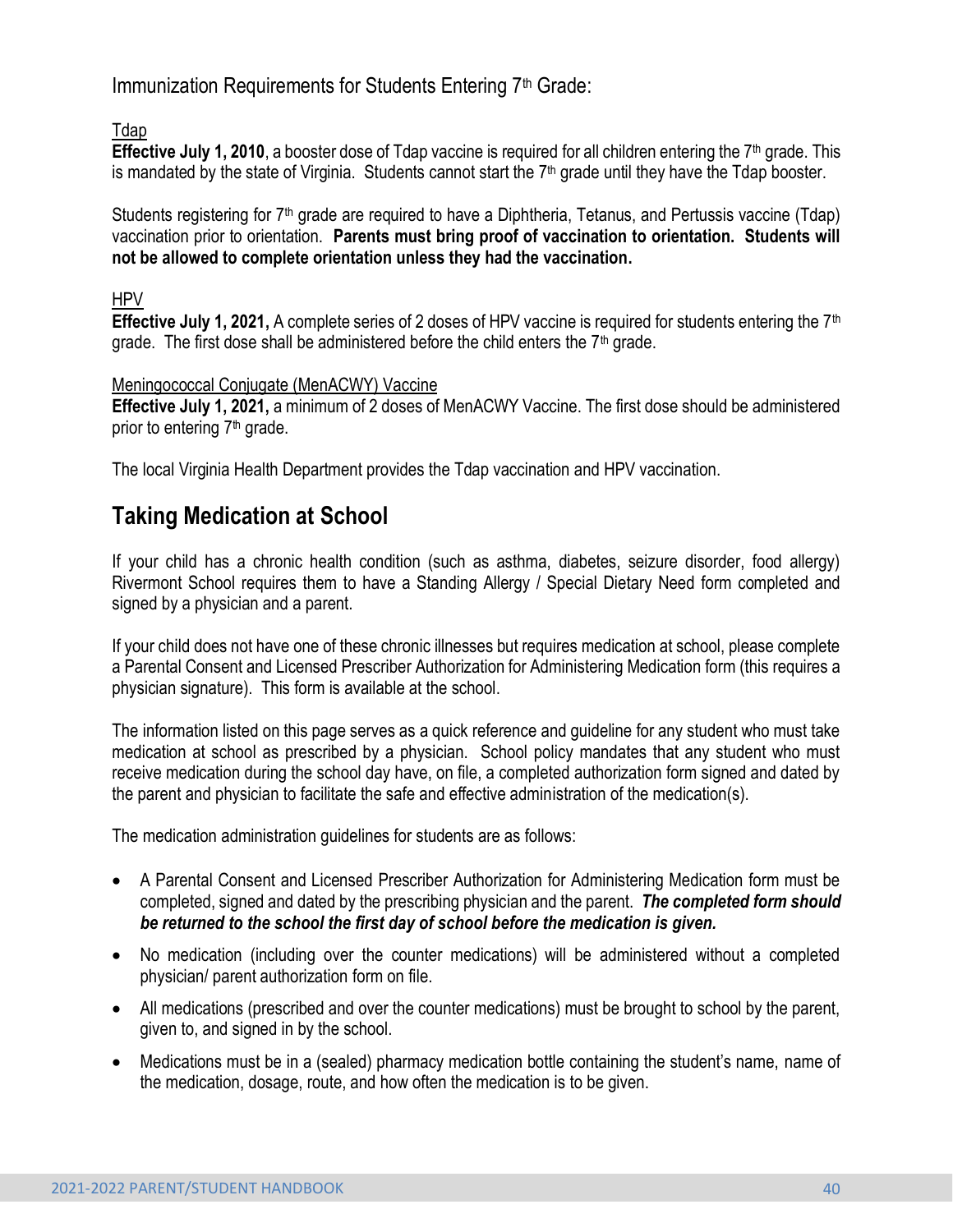Immunization Requirements for Students Entering 7th Grade:

Tdap

**Effective July 1, 2010**, a booster dose of Tdap vaccine is required for all children entering the 7th grade. This is mandated by the state of Virginia. Students cannot start the 7th grade until they have the Tdap booster.

Students registering for 7th grade are required to have a Diphtheria, Tetanus, and Pertussis vaccine (Tdap) vaccination prior to orientation. **Parents must bring proof of vaccination to orientation. Students will not be allowed to complete orientation unless they had the vaccination.**

HPV

**Effective July 1, 2021,** A complete series of 2 doses of HPV vaccine is required for students entering the 7th grade. The first dose shall be administered before the child enters the 7th grade.

Meningococcal Conjugate (MenACWY) Vaccine

**Effective July 1, 2021,** a minimum of 2 doses of MenACWY Vaccine. The first dose should be administered prior to entering 7th grade.

The local Virginia Health Department provides the Tdap vaccination and HPV vaccination.

## Taking Medication at School

If your child has a chronic health condition (such as asthma, diabetes, seizure disorder, food allergy) Rivermont School requires them to have a Standing Allergy / Special Dietary Need form completed and signed by a physician and a parent.

If your child does not have one of these chronic illnesses but requires medication at school, please complete a Parental Consent and Licensed Prescriber Authorization for Administering Medication form (this requires a physician signature). This form is available at the school.

The information listed on this page serves as a quick reference and guideline for any student who must take medication at school as prescribed by a physician. School policy mandates that any student who must receive medication during the school day have, on file, a completed authorization form signed and dated by the parent and physician to facilitate the safe and effective administration of the medication(s).

The medication administration guidelines for students are as follows:

- A Parental Consent and Licensed Prescriber Authorization for Administering Medication form must be completed, signed and dated by the prescribing physician and the parent. ***The completed form should be returned to the school the first day of school before the medication is given.***
- No medication (including over the counter medications) will be administered without a completed physician/ parent authorization form on file.
- All medications (prescribed and over the counter medications) must be brought to school by the parent, given to, and signed in by the school.
- Medications must be in a (sealed) pharmacy medication bottle containing the student's name, name of the medication, dosage, route, and how often the medication is to be given.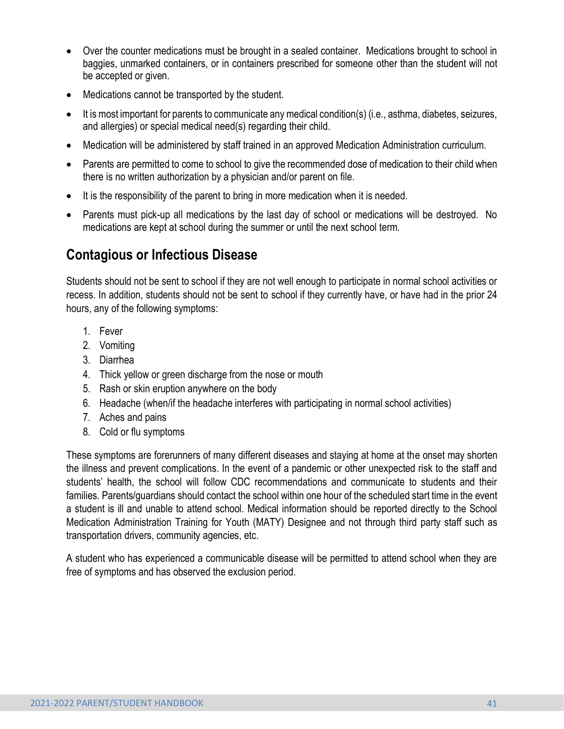- Over the counter medications must be brought in a sealed container. Medications brought to school in baggies, unmarked containers, or in containers prescribed for someone other than the student will not be accepted or given.
- Medications cannot be transported by the student.
- It is most important for parents to communicate any medical condition(s) (i.e., asthma, diabetes, seizures, and allergies) or special medical need(s) regarding their child.
- Medication will be administered by staff trained in an approved Medication Administration curriculum.
- Parents are permitted to come to school to give the recommended dose of medication to their child when there is no written authorization by a physician and/or parent on file.
- It is the responsibility of the parent to bring in more medication when it is needed.
- Parents must pick-up all medications by the last day of school or medications will be destroyed. No medications are kept at school during the summer or until the next school term.

## Contagious or Infectious Disease

Students should not be sent to school if they are not well enough to participate in normal school activities or recess. In addition, students should not be sent to school if they currently have, or have had in the prior 24 hours, any of the following symptoms:

1. Fever
2. Vomiting
3. Diarrhea
4. Thick yellow or green discharge from the nose or mouth
5. Rash or skin eruption anywhere on the body
6. Headache (when/if the headache interferes with participating in normal school activities)
7. Aches and pains
8. Cold or flu symptoms

These symptoms are forerunners of many different diseases and staying at home at the onset may shorten the illness and prevent complications. In the event of a pandemic or other unexpected risk to the staff and students' health, the school will follow CDC recommendations and communicate to students and their families. Parents/guardians should contact the school within one hour of the scheduled start time in the event a student is ill and unable to attend school. Medical information should be reported directly to the School Medication Administration Training for Youth (MATY) Designee and not through third party staff such as transportation drivers, community agencies, etc.

A student who has experienced a communicable disease will be permitted to attend school when they are free of symptoms and has observed the exclusion period.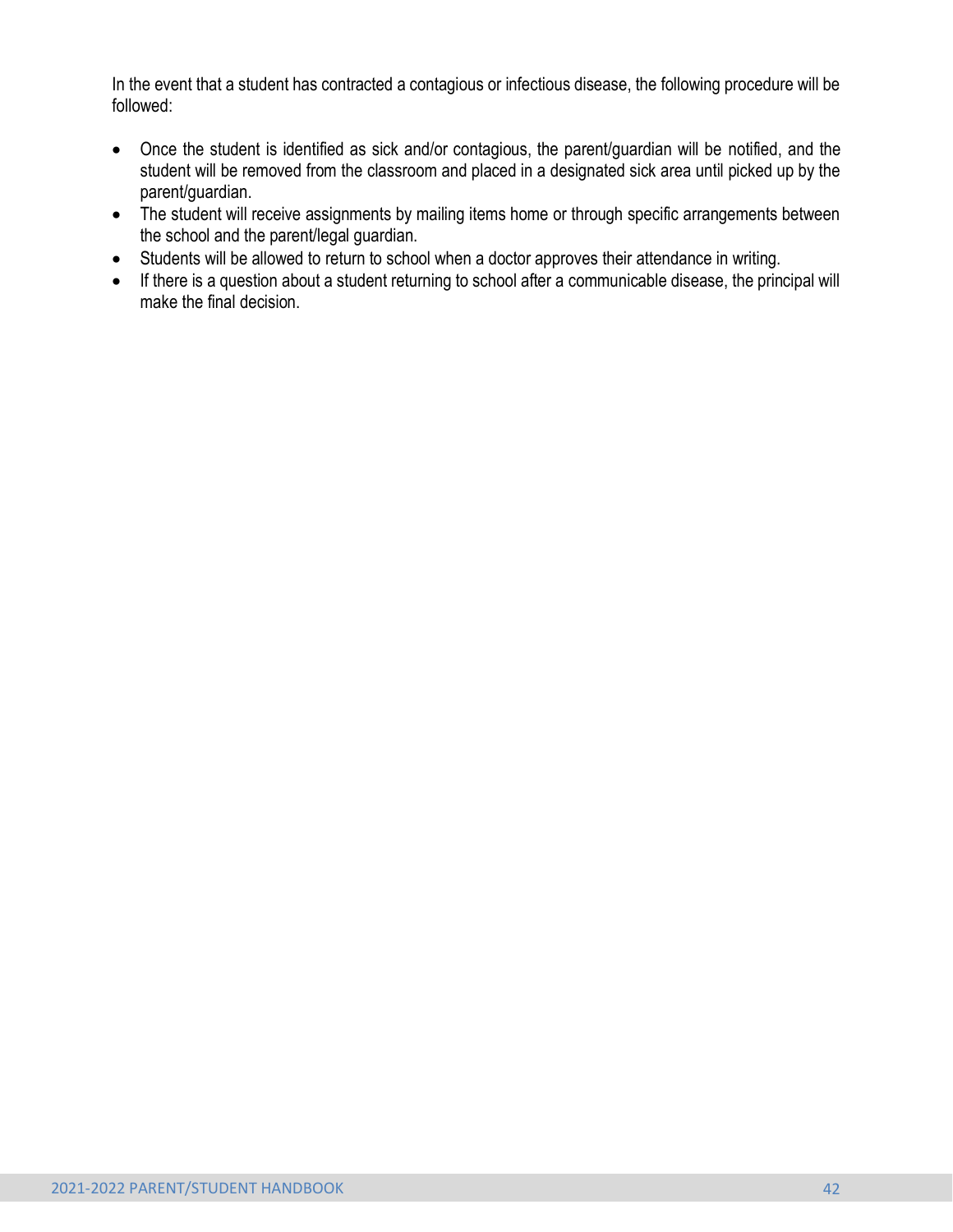In the event that a student has contracted a contagious or infectious disease, the following procedure will be followed:

- Once the student is identified as sick and/or contagious, the parent/guardian will be notified, and the student will be removed from the classroom and placed in a designated sick area until picked up by the parent/guardian.
- The student will receive assignments by mailing items home or through specific arrangements between the school and the parent/legal guardian.
- Students will be allowed to return to school when a doctor approves their attendance in writing.
- If there is a question about a student returning to school after a communicable disease, the principal will make the final decision.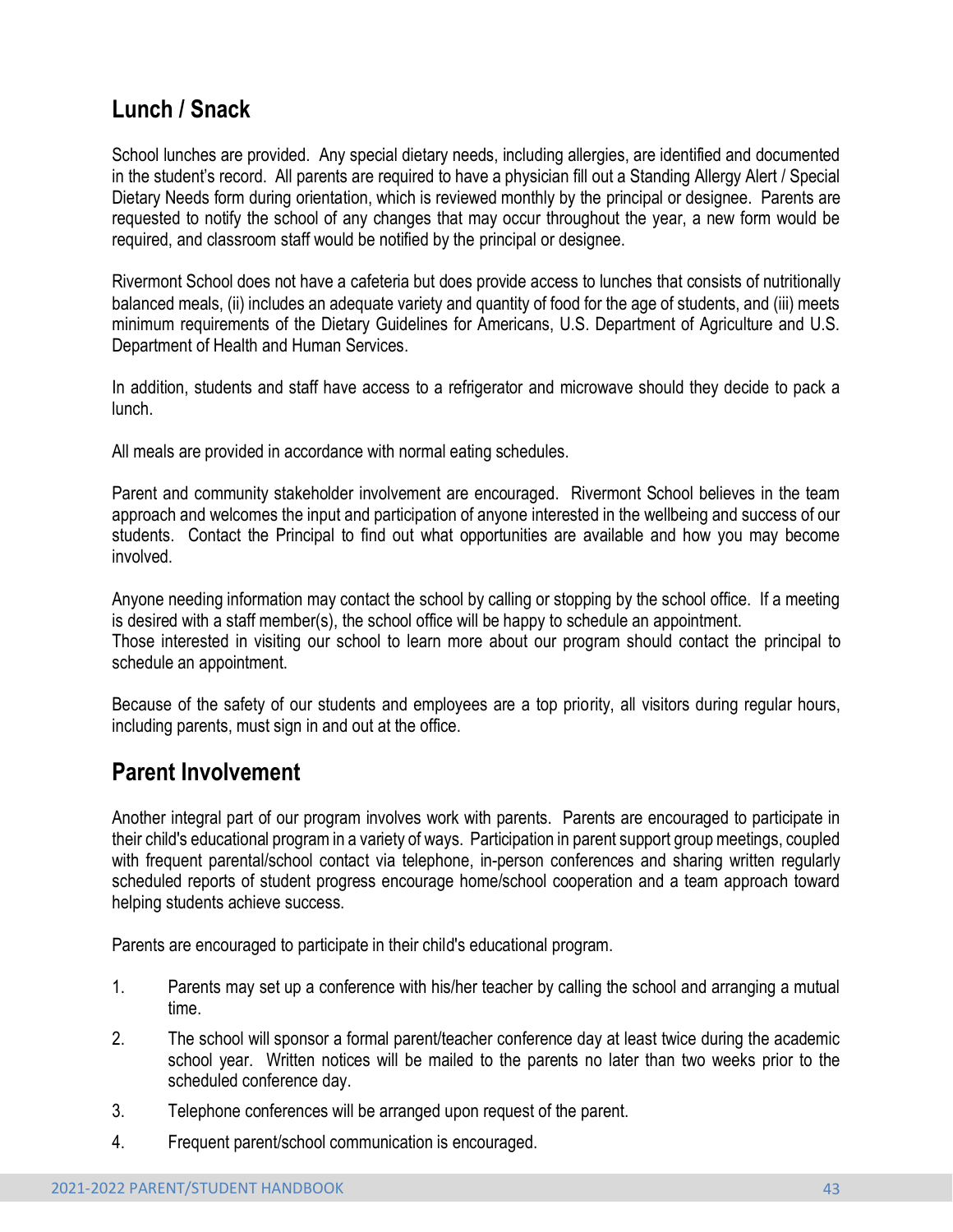## Lunch / Snack

School lunches are provided. Any special dietary needs, including allergies, are identified and documented in the student's record. All parents are required to have a physician fill out a Standing Allergy Alert / Special Dietary Needs form during orientation, which is reviewed monthly by the principal or designee. Parents are requested to notify the school of any changes that may occur throughout the year, a new form would be required, and classroom staff would be notified by the principal or designee.

Rivermont School does not have a cafeteria but does provide access to lunches that consists of nutritionally balanced meals, (ii) includes an adequate variety and quantity of food for the age of students, and (iii) meets minimum requirements of the Dietary Guidelines for Americans, U.S. Department of Agriculture and U.S. Department of Health and Human Services.

In addition, students and staff have access to a refrigerator and microwave should they decide to pack a lunch.

All meals are provided in accordance with normal eating schedules.

Parent and community stakeholder involvement are encouraged. Rivermont School believes in the team approach and welcomes the input and participation of anyone interested in the wellbeing and success of our students. Contact the Principal to find out what opportunities are available and how you may become involved.

Anyone needing information may contact the school by calling or stopping by the school office. If a meeting is desired with a staff member(s), the school office will be happy to schedule an appointment.
Those interested in visiting our school to learn more about our program should contact the principal to schedule an appointment.

Because of the safety of our students and employees are a top priority, all visitors during regular hours, including parents, must sign in and out at the office.

## Parent Involvement

Another integral part of our program involves work with parents. Parents are encouraged to participate in their child's educational program in a variety of ways. Participation in parent support group meetings, coupled with frequent parental/school contact via telephone, in-person conferences and sharing written regularly scheduled reports of student progress encourage home/school cooperation and a team approach toward helping students achieve success.

Parents are encouraged to participate in their child's educational program.

1. Parents may set up a conference with his/her teacher by calling the school and arranging a mutual time.
2. The school will sponsor a formal parent/teacher conference day at least twice during the academic school year. Written notices will be mailed to the parents no later than two weeks prior to the scheduled conference day.
3. Telephone conferences will be arranged upon request of the parent.
4. Frequent parent/school communication is encouraged.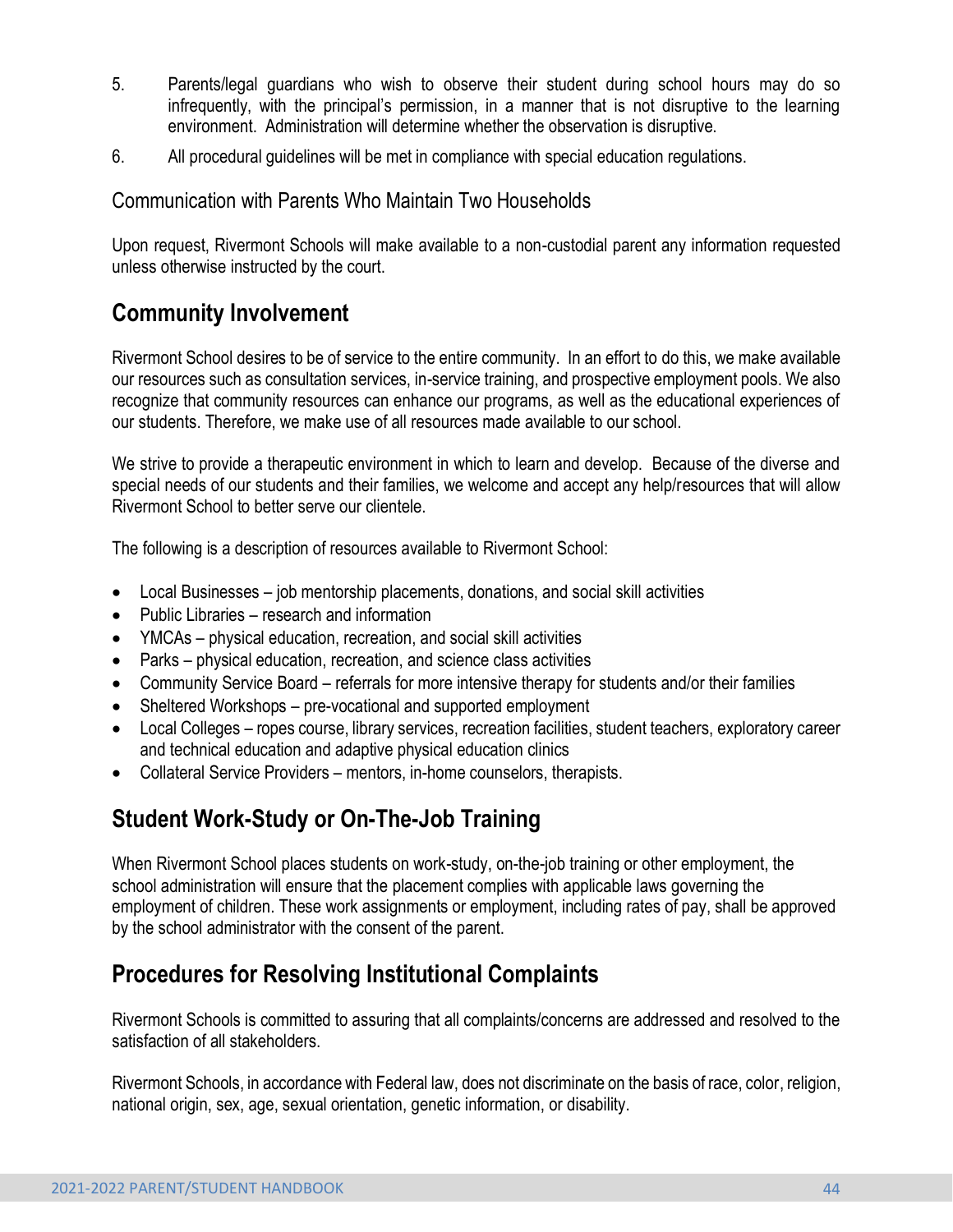5. Parents/legal guardians who wish to observe their student during school hours may do so infrequently, with the principal's permission, in a manner that is not disruptive to the learning environment. Administration will determine whether the observation is disruptive.
6. All procedural guidelines will be met in compliance with special education regulations.

### Communication with Parents Who Maintain Two Households

Upon request, Rivermont Schools will make available to a non-custodial parent any information requested unless otherwise instructed by the court.

## Community Involvement

Rivermont School desires to be of service to the entire community. In an effort to do this, we make available our resources such as consultation services, in-service training, and prospective employment pools. We also recognize that community resources can enhance our programs, as well as the educational experiences of our students. Therefore, we make use of all resources made available to our school.

We strive to provide a therapeutic environment in which to learn and develop. Because of the diverse and special needs of our students and their families, we welcome and accept any help/resources that will allow Rivermont School to better serve our clientele.

The following is a description of resources available to Rivermont School:

- Local Businesses – job mentorship placements, donations, and social skill activities
- Public Libraries – research and information
- YMCAs – physical education, recreation, and social skill activities
- Parks – physical education, recreation, and science class activities
- Community Service Board – referrals for more intensive therapy for students and/or their families
- Sheltered Workshops – pre-vocational and supported employment
- Local Colleges – ropes course, library services, recreation facilities, student teachers, exploratory career and technical education and adaptive physical education clinics
- Collateral Service Providers – mentors, in-home counselors, therapists.

## Student Work-Study or On-The-Job Training

When Rivermont School places students on work-study, on-the-job training or other employment, the school administration will ensure that the placement complies with applicable laws governing the employment of children. These work assignments or employment, including rates of pay, shall be approved by the school administrator with the consent of the parent.

## Procedures for Resolving Institutional Complaints

Rivermont Schools is committed to assuring that all complaints/concerns are addressed and resolved to the satisfaction of all stakeholders.

Rivermont Schools, in accordance with Federal law, does not discriminate on the basis of race, color, religion, national origin, sex, age, sexual orientation, genetic information, or disability.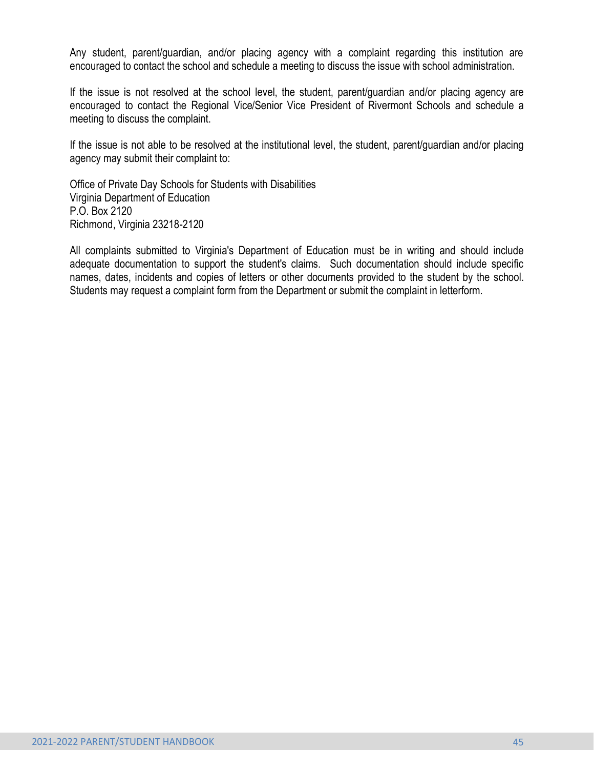Any student, parent/guardian, and/or placing agency with a complaint regarding this institution are encouraged to contact the school and schedule a meeting to discuss the issue with school administration.

If the issue is not resolved at the school level, the student, parent/guardian and/or placing agency are encouraged to contact the Regional Vice/Senior Vice President of Rivermont Schools and schedule a meeting to discuss the complaint.

If the issue is not able to be resolved at the institutional level, the student, parent/guardian and/or placing agency may submit their complaint to:

Office of Private Day Schools for Students with Disabilities
Virginia Department of Education
P.O. Box 2120
Richmond, Virginia 23218-2120

All complaints submitted to Virginia's Department of Education must be in writing and should include adequate documentation to support the student's claims. Such documentation should include specific names, dates, incidents and copies of letters or other documents provided to the student by the school. Students may request a complaint form from the Department or submit the complaint in letterform.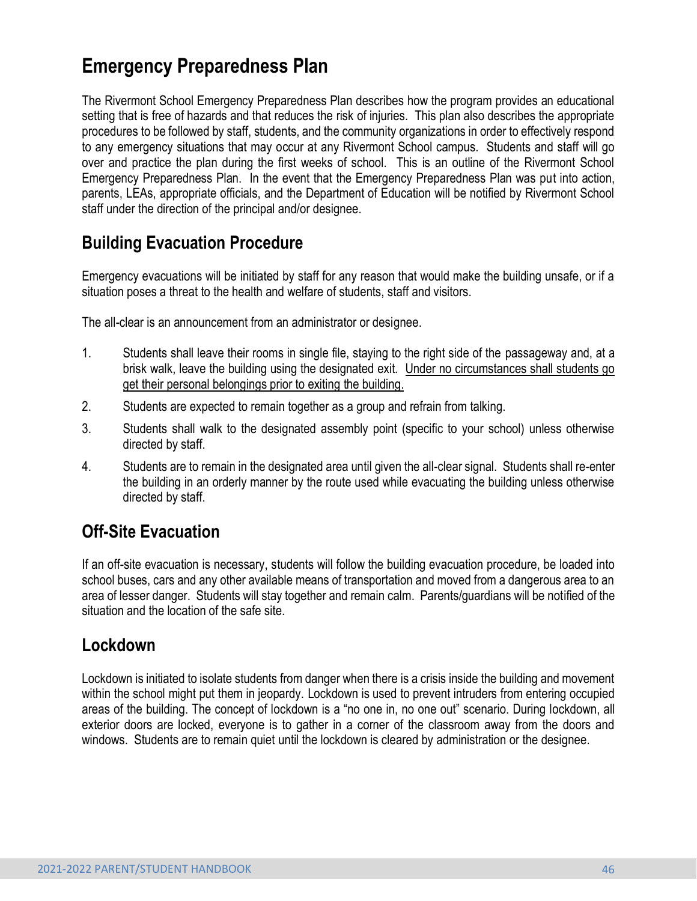# Emergency Preparedness Plan

The Rivermont School Emergency Preparedness Plan describes how the program provides an educational setting that is free of hazards and that reduces the risk of injuries. This plan also describes the appropriate procedures to be followed by staff, students, and the community organizations in order to effectively respond to any emergency situations that may occur at any Rivermont School campus. Students and staff will go over and practice the plan during the first weeks of school. This is an outline of the Rivermont School Emergency Preparedness Plan. In the event that the Emergency Preparedness Plan was put into action, parents, LEAs, appropriate officials, and the Department of Education will be notified by Rivermont School staff under the direction of the principal and/or designee.

## Building Evacuation Procedure

Emergency evacuations will be initiated by staff for any reason that would make the building unsafe, or if a situation poses a threat to the health and welfare of students, staff and visitors.

The all-clear is an announcement from an administrator or designee.

1. Students shall leave their rooms in single file, staying to the right side of the passageway and, at a brisk walk, leave the building using the designated exit. <u>Under no circumstances shall students go get their personal belongings prior to exiting the building.</u>
2. Students are expected to remain together as a group and refrain from talking.
3. Students shall walk to the designated assembly point (specific to your school) unless otherwise directed by staff.
4. Students are to remain in the designated area until given the all-clear signal. Students shall re-enter the building in an orderly manner by the route used while evacuating the building unless otherwise directed by staff.

## Off-Site Evacuation

If an off-site evacuation is necessary, students will follow the building evacuation procedure, be loaded into school buses, cars and any other available means of transportation and moved from a dangerous area to an area of lesser danger. Students will stay together and remain calm. Parents/guardians will be notified of the situation and the location of the safe site.

## Lockdown

Lockdown is initiated to isolate students from danger when there is a crisis inside the building and movement within the school might put them in jeopardy. Lockdown is used to prevent intruders from entering occupied areas of the building. The concept of lockdown is a "no one in, no one out" scenario. During lockdown, all exterior doors are locked, everyone is to gather in a corner of the classroom away from the doors and windows. Students are to remain quiet until the lockdown is cleared by administration or the designee.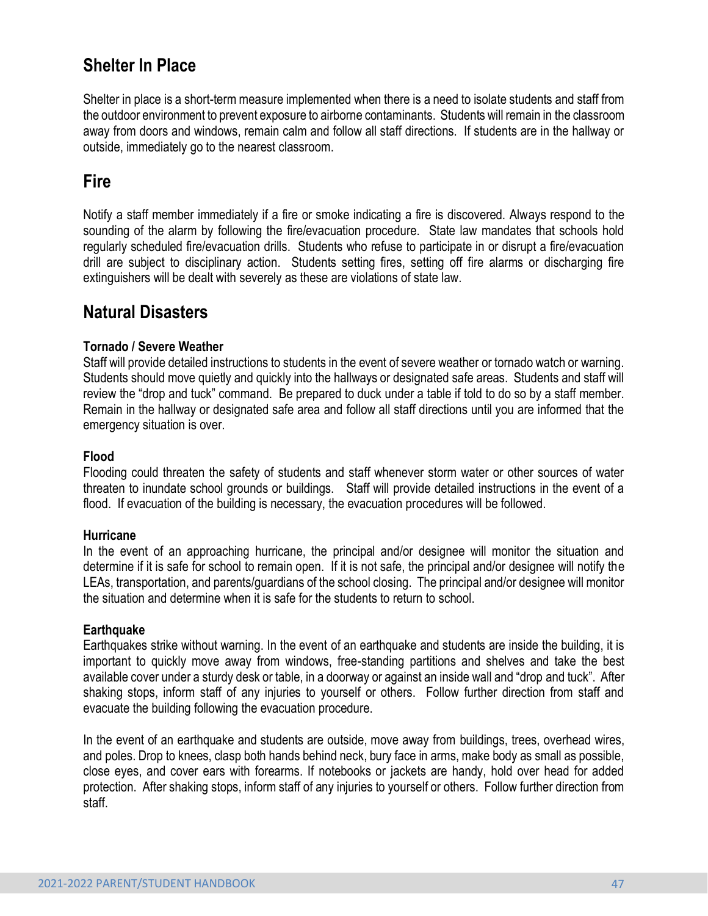## Shelter In Place

Shelter in place is a short-term measure implemented when there is a need to isolate students and staff from the outdoor environment to prevent exposure to airborne contaminants. Students will remain in the classroom away from doors and windows, remain calm and follow all staff directions. If students are in the hallway or outside, immediately go to the nearest classroom.

## Fire

Notify a staff member immediately if a fire or smoke indicating a fire is discovered. Always respond to the sounding of the alarm by following the fire/evacuation procedure. State law mandates that schools hold regularly scheduled fire/evacuation drills. Students who refuse to participate in or disrupt a fire/evacuation drill are subject to disciplinary action. Students setting fires, setting off fire alarms or discharging fire extinguishers will be dealt with severely as these are violations of state law.

## Natural Disasters

**Tornado / Severe Weather**
Staff will provide detailed instructions to students in the event of severe weather or tornado watch or warning. Students should move quietly and quickly into the hallways or designated safe areas. Students and staff will review the "drop and tuck" command. Be prepared to duck under a table if told to do so by a staff member. Remain in the hallway or designated safe area and follow all staff directions until you are informed that the emergency situation is over.

**Flood**
Flooding could threaten the safety of students and staff whenever storm water or other sources of water threaten to inundate school grounds or buildings. Staff will provide detailed instructions in the event of a flood. If evacuation of the building is necessary, the evacuation procedures will be followed.

**Hurricane**
In the event of an approaching hurricane, the principal and/or designee will monitor the situation and determine if it is safe for school to remain open. If it is not safe, the principal and/or designee will notify the LEAs, transportation, and parents/guardians of the school closing. The principal and/or designee will monitor the situation and determine when it is safe for the students to return to school.

**Earthquake**
Earthquakes strike without warning. In the event of an earthquake and students are inside the building, it is important to quickly move away from windows, free-standing partitions and shelves and take the best available cover under a sturdy desk or table, in a doorway or against an inside wall and "drop and tuck". After shaking stops, inform staff of any injuries to yourself or others. Follow further direction from staff and evacuate the building following the evacuation procedure.

In the event of an earthquake and students are outside, move away from buildings, trees, overhead wires, and poles. Drop to knees, clasp both hands behind neck, bury face in arms, make body as small as possible, close eyes, and cover ears with forearms. If notebooks or jackets are handy, hold over head for added protection. After shaking stops, inform staff of any injuries to yourself or others. Follow further direction from staff.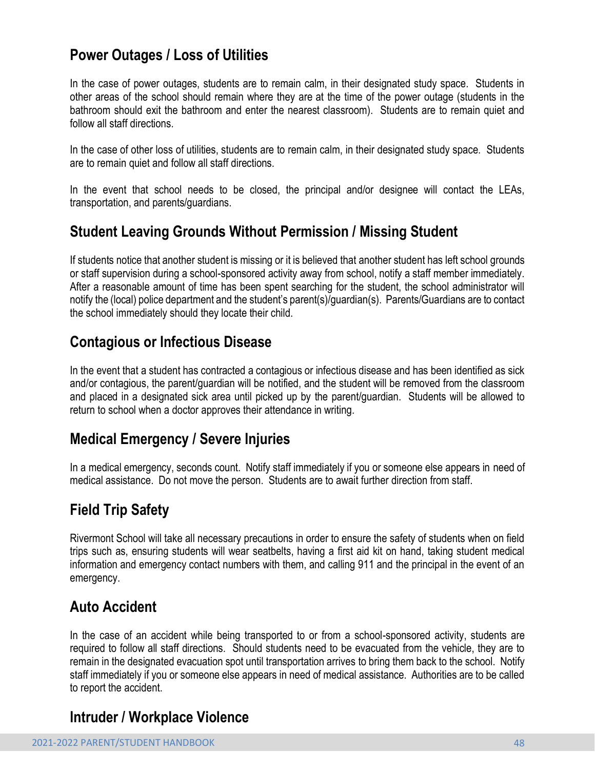## Power Outages / Loss of Utilities

In the case of power outages, students are to remain calm, in their designated study space. Students in other areas of the school should remain where they are at the time of the power outage (students in the bathroom should exit the bathroom and enter the nearest classroom). Students are to remain quiet and follow all staff directions.

In the case of other loss of utilities, students are to remain calm, in their designated study space. Students are to remain quiet and follow all staff directions.

In the event that school needs to be closed, the principal and/or designee will contact the LEAs, transportation, and parents/guardians.

## Student Leaving Grounds Without Permission / Missing Student

If students notice that another student is missing or it is believed that another student has left school grounds or staff supervision during a school-sponsored activity away from school, notify a staff member immediately. After a reasonable amount of time has been spent searching for the student, the school administrator will notify the (local) police department and the student's parent(s)/guardian(s). Parents/Guardians are to contact the school immediately should they locate their child.

## Contagious or Infectious Disease

In the event that a student has contracted a contagious or infectious disease and has been identified as sick and/or contagious, the parent/guardian will be notified, and the student will be removed from the classroom and placed in a designated sick area until picked up by the parent/guardian. Students will be allowed to return to school when a doctor approves their attendance in writing.

## Medical Emergency / Severe Injuries

In a medical emergency, seconds count. Notify staff immediately if you or someone else appears in need of medical assistance. Do not move the person. Students are to await further direction from staff.

## Field Trip Safety

Rivermont School will take all necessary precautions in order to ensure the safety of students when on field trips such as, ensuring students will wear seatbelts, having a first aid kit on hand, taking student medical information and emergency contact numbers with them, and calling 911 and the principal in the event of an emergency.

## Auto Accident

In the case of an accident while being transported to or from a school-sponsored activity, students are required to follow all staff directions. Should students need to be evacuated from the vehicle, they are to remain in the designated evacuation spot until transportation arrives to bring them back to the school. Notify staff immediately if you or someone else appears in need of medical assistance. Authorities are to be called to report the accident.

## Intruder / Workplace Violence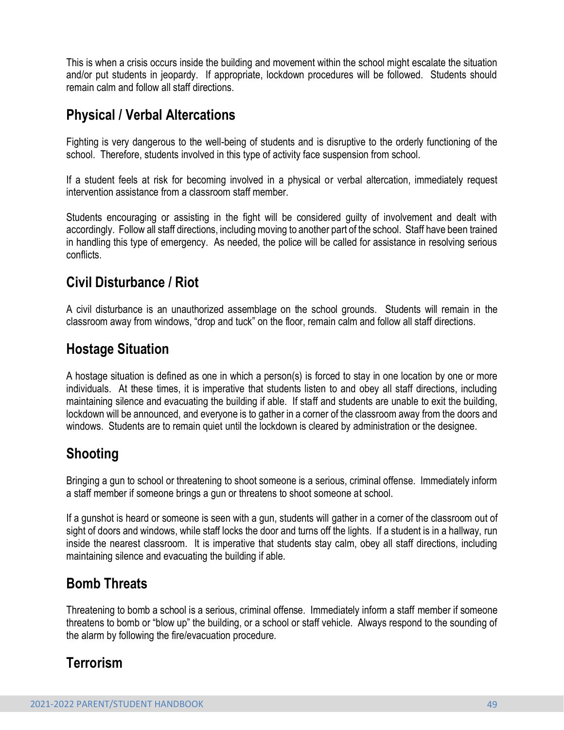This is when a crisis occurs inside the building and movement within the school might escalate the situation and/or put students in jeopardy. If appropriate, lockdown procedures will be followed. Students should remain calm and follow all staff directions.

## Physical / Verbal Altercations

Fighting is very dangerous to the well-being of students and is disruptive to the orderly functioning of the school. Therefore, students involved in this type of activity face suspension from school.

If a student feels at risk for becoming involved in a physical or verbal altercation, immediately request intervention assistance from a classroom staff member.

Students encouraging or assisting in the fight will be considered guilty of involvement and dealt with accordingly. Follow all staff directions, including moving to another part of the school. Staff have been trained in handling this type of emergency. As needed, the police will be called for assistance in resolving serious conflicts.

## Civil Disturbance / Riot

A civil disturbance is an unauthorized assemblage on the school grounds. Students will remain in the classroom away from windows, "drop and tuck" on the floor, remain calm and follow all staff directions.

## Hostage Situation

A hostage situation is defined as one in which a person(s) is forced to stay in one location by one or more individuals. At these times, it is imperative that students listen to and obey all staff directions, including maintaining silence and evacuating the building if able. If staff and students are unable to exit the building, lockdown will be announced, and everyone is to gather in a corner of the classroom away from the doors and windows. Students are to remain quiet until the lockdown is cleared by administration or the designee.

## Shooting

Bringing a gun to school or threatening to shoot someone is a serious, criminal offense. Immediately inform a staff member if someone brings a gun or threatens to shoot someone at school.

If a gunshot is heard or someone is seen with a gun, students will gather in a corner of the classroom out of sight of doors and windows, while staff locks the door and turns off the lights. If a student is in a hallway, run inside the nearest classroom. It is imperative that students stay calm, obey all staff directions, including maintaining silence and evacuating the building if able.

## Bomb Threats

Threatening to bomb a school is a serious, criminal offense. Immediately inform a staff member if someone threatens to bomb or "blow up" the building, or a school or staff vehicle. Always respond to the sounding of the alarm by following the fire/evacuation procedure.

## Terrorism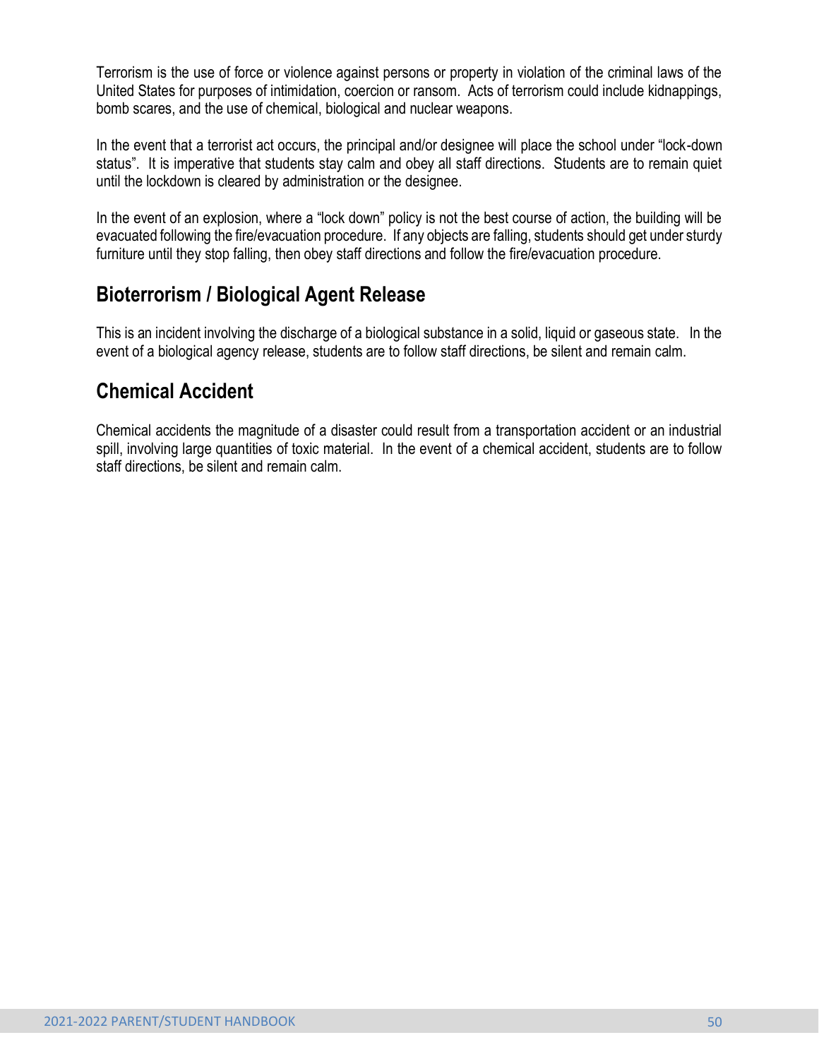Terrorism is the use of force or violence against persons or property in violation of the criminal laws of the United States for purposes of intimidation, coercion or ransom. Acts of terrorism could include kidnappings, bomb scares, and the use of chemical, biological and nuclear weapons.

In the event that a terrorist act occurs, the principal and/or designee will place the school under "lock-down status". It is imperative that students stay calm and obey all staff directions. Students are to remain quiet until the lockdown is cleared by administration or the designee.

In the event of an explosion, where a "lock down" policy is not the best course of action, the building will be evacuated following the fire/evacuation procedure. If any objects are falling, students should get under sturdy furniture until they stop falling, then obey staff directions and follow the fire/evacuation procedure.

## Bioterrorism / Biological Agent Release

This is an incident involving the discharge of a biological substance in a solid, liquid or gaseous state. In the event of a biological agency release, students are to follow staff directions, be silent and remain calm.

## Chemical Accident

Chemical accidents the magnitude of a disaster could result from a transportation accident or an industrial spill, involving large quantities of toxic material. In the event of a chemical accident, students are to follow staff directions, be silent and remain calm.